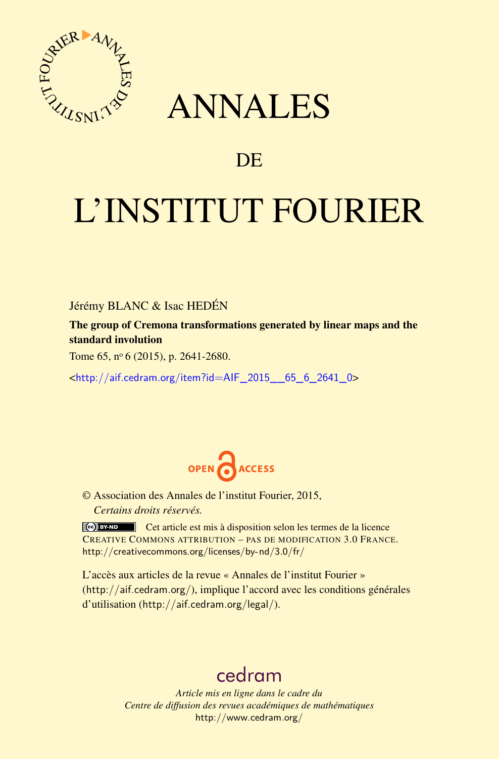# ANNALES

# DE

# L'INSTITUT FOURIER

Jérémy BLANC & Isac HEDÉN

**The group of Cremona transformations generated by linear maps and the standard involution**

Tome 65, nº 6 (2015), p. 2641-2680.

<http://aif.cedram.org/item?id=AIF_2015__65_6_2641_0>

OPEN ACCESS

© Association des Annales de l'institut Fourier, 2015,
*Certains droits réservés.*

Cet article est mis à disposition selon les termes de la licence CREATIVE COMMONS ATTRIBUTION – PAS DE MODIFICATION 3.0 FRANCE.
http://creativecommons.org/licenses/by-nd/3.0/fr/

L'accès aux articles de la revue « Annales de l'institut Fourier » (http://aif.cedram.org/), implique l'accord avec les conditions générales d'utilisation (http://aif.cedram.org/legal/).

cedram

*Article mis en ligne dans le cadre du*
*Centre de diffusion des revues académiques de mathématiques*
http://www.cedram.org/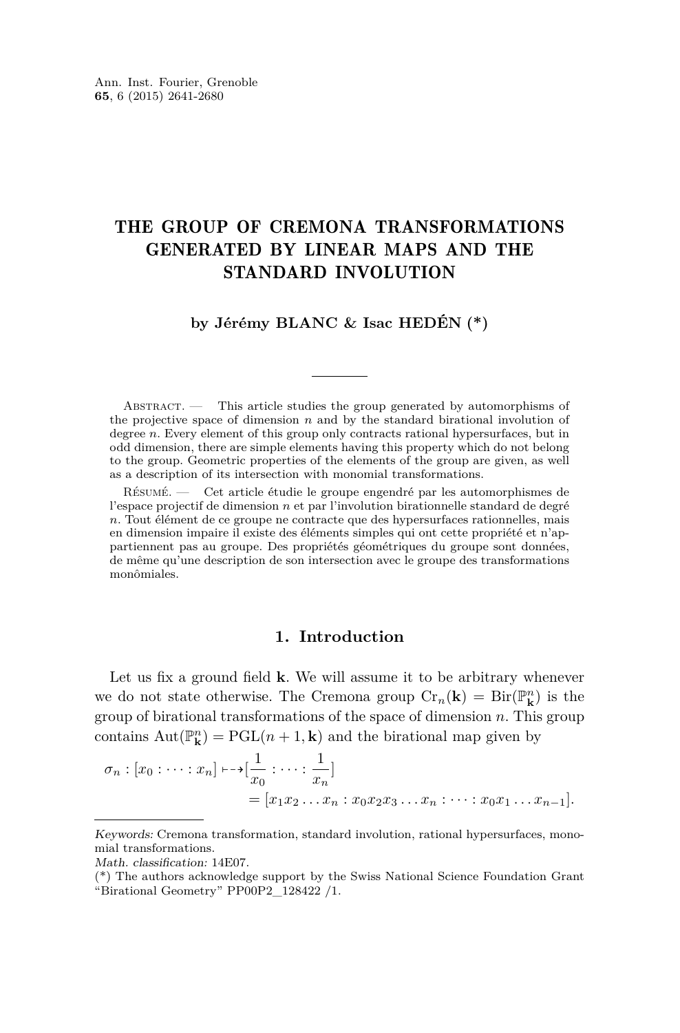# THE GROUP OF CREMONA TRANSFORMATIONS GENERATED BY LINEAR MAPS AND THE STANDARD INVOLUTION

**by Jérémy BLANC & Isac HEDÉN (*)**

Abstract. — This article studies the group generated by automorphisms of the projective space of dimension $n$ and by the standard birational involution of degree $n$. Every element of this group only contracts rational hypersurfaces, but in odd dimension, there are simple elements having this property which do not belong to the group. Geometric properties of the elements of the group are given, as well as a description of its intersection with monomial transformations.

Résumé. — Cet article étudie le groupe engendré par les automorphismes de l'espace projectif de dimension $n$ et par l'involution birationnelle standard de degré $n$. Tout élément de ce groupe ne contracte que des hypersurfaces rationnelles, mais en dimension impaire il existe des éléments simples qui ont cette propriété et n'appartiennent pas au groupe. Des propriétés géométriques du groupe sont données, de même qu'une description de son intersection avec le groupe des transformations monômiales.

## 1. Introduction

Let us fix a ground field $\mathbf{k}$. We will assume it to be arbitrary whenever we do not state otherwise. The Cremona group $\mathrm{Cr}_n(\mathbf{k}) = \mathrm{Bir}(\mathbb{P}^n_{\mathbf{k}})$ is the group of birational transformations of the space of dimension $n$. This group contains $\mathrm{Aut}(\mathbb{P}^n_{\mathbf{k}}) = \mathrm{PGL}(n+1, \mathbf{k})$ and the birational map given by

$$\begin{aligned}\sigma_n : [x_0 : \cdots : x_n] \dashrightarrow & \left[\frac{1}{x_0} : \cdots : \frac{1}{x_n}\right] \\ & = [x_1 x_2 \ldots x_n : x_0 x_2 x_3 \ldots x_n : \cdots : x_0 x_1 \ldots x_{n-1}].\end{aligned}$$

*Keywords:* Cremona transformation, standard involution, rational hypersurfaces, monomial transformations.
*Math. classification:* 14E07.
(*) The authors acknowledge support by the Swiss National Science Foundation Grant "Birational Geometry" PP00P2_128422 /1.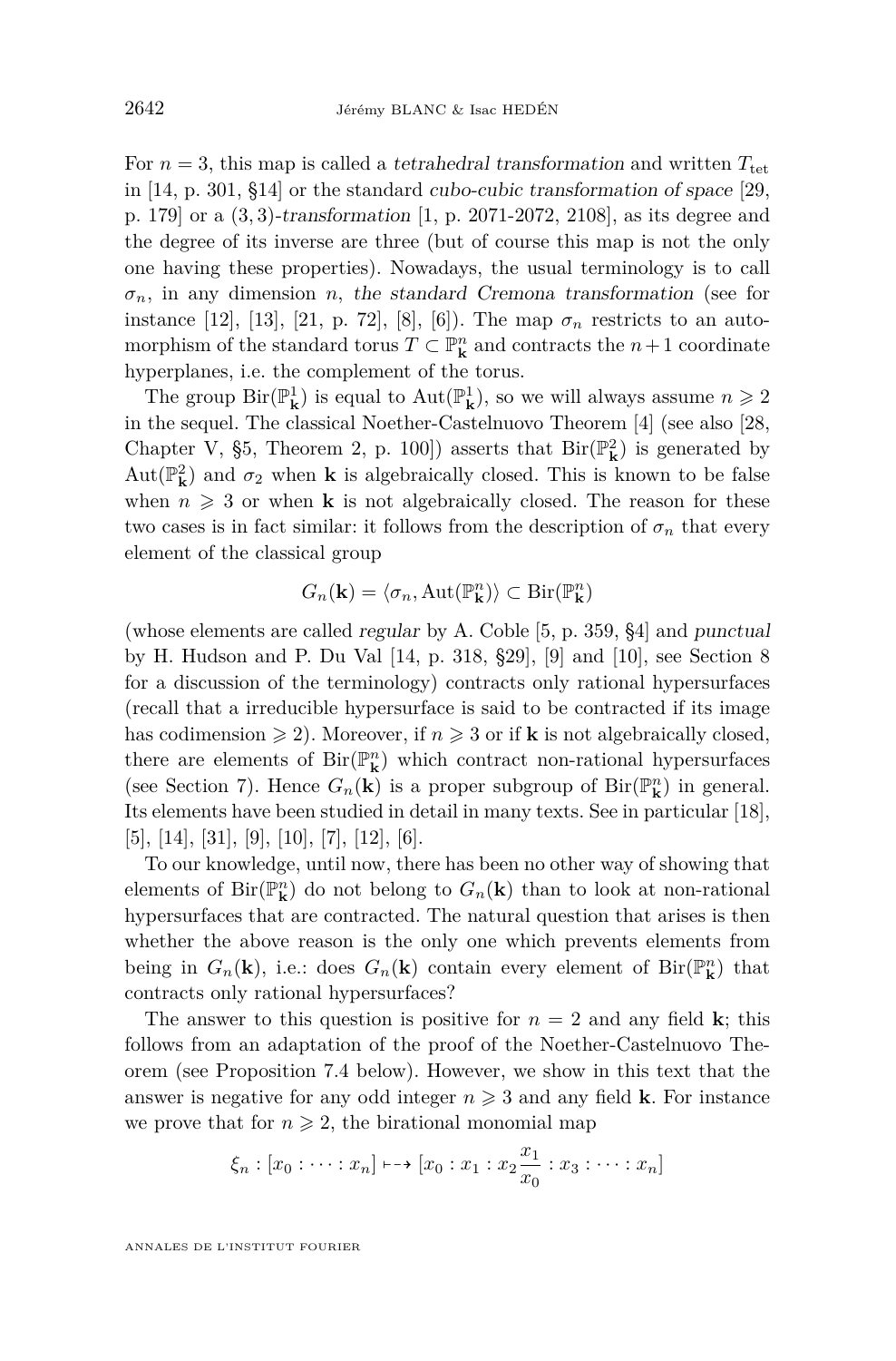For $n = 3$, this map is called a *tetrahedral transformation* and written $T_{\text{tet}}$ in [14, p. 301, §14] or the standard *cubo-cubic transformation of space* [29, p. 179] or a *(3, 3)-transformation* [1, p. 2071-2072, 2108], as its degree and the degree of its inverse are three (but of course this map is not the only one having these properties). Nowadays, the usual terminology is to call $\sigma_n$, in any dimension $n$, *the standard Cremona transformation* (see for instance [12], [13], [21, p. 72], [8], [6]). The map $\sigma_n$ restricts to an automorphism of the standard torus $T \subset \mathbb{P}^n_{\mathbf{k}}$ and contracts the $n+1$ coordinate hyperplanes, i.e. the complement of the torus.

The group $\operatorname{Bir}(\mathbb{P}^1_{\mathbf{k}})$ is equal to $\operatorname{Aut}(\mathbb{P}^1_{\mathbf{k}})$, so we will always assume $n \geqslant 2$ in the sequel. The classical Noether-Castelnuovo Theorem [4] (see also [28, Chapter V, §5, Theorem 2, p. 100]) asserts that $\operatorname{Bir}(\mathbb{P}^2_{\mathbf{k}})$ is generated by $\operatorname{Aut}(\mathbb{P}^2_{\mathbf{k}})$ and $\sigma_2$ when $\mathbf{k}$ is algebraically closed. This is known to be false when $n \geqslant 3$ or when $\mathbf{k}$ is not algebraically closed. The reason for these two cases is in fact similar: it follows from the description of $\sigma_n$ that every element of the classical group

$$G_n(\mathbf{k}) = \langle \sigma_n, \operatorname{Aut}(\mathbb{P}^n_{\mathbf{k}}) \rangle \subset \operatorname{Bir}(\mathbb{P}^n_{\mathbf{k}})$$

(whose elements are called *regular* by A. Coble [5, p. 359, §4] and *punctual* by H. Hudson and P. Du Val [14, p. 318, §29], [9] and [10], see Section 8 for a discussion of the terminology) contracts only rational hypersurfaces (recall that a irreducible hypersurface is said to be contracted if its image has codimension $\geqslant 2$). Moreover, if $n \geqslant 3$ or if $\mathbf{k}$ is not algebraically closed, there are elements of $\operatorname{Bir}(\mathbb{P}^n_{\mathbf{k}})$ which contract non-rational hypersurfaces (see Section 7). Hence $G_n(\mathbf{k})$ is a proper subgroup of $\operatorname{Bir}(\mathbb{P}^n_{\mathbf{k}})$ in general. Its elements have been studied in detail in many texts. See in particular [18], [5], [14], [31], [9], [10], [7], [12], [6].

To our knowledge, until now, there has been no other way of showing that elements of $\operatorname{Bir}(\mathbb{P}^n_{\mathbf{k}})$ do not belong to $G_n(\mathbf{k})$ than to look at non-rational hypersurfaces that are contracted. The natural question that arises is then whether the above reason is the only one which prevents elements from being in $G_n(\mathbf{k})$, i.e.: does $G_n(\mathbf{k})$ contain every element of $\operatorname{Bir}(\mathbb{P}^n_{\mathbf{k}})$ that contracts only rational hypersurfaces?

The answer to this question is positive for $n = 2$ and any field $\mathbf{k}$; this follows from an adaptation of the proof of the Noether-Castelnuovo Theorem (see Proposition 7.4 below). However, we show in this text that the answer is negative for any odd integer $n \geqslant 3$ and any field $\mathbf{k}$. For instance we prove that for $n \geqslant 2$, the birational monomial map

$$\xi_n : [x_0 : \cdots : x_n] \dashrightarrow [x_0 : x_1 : x_2 \frac{x_1}{x_0} : x_3 : \cdots : x_n]$$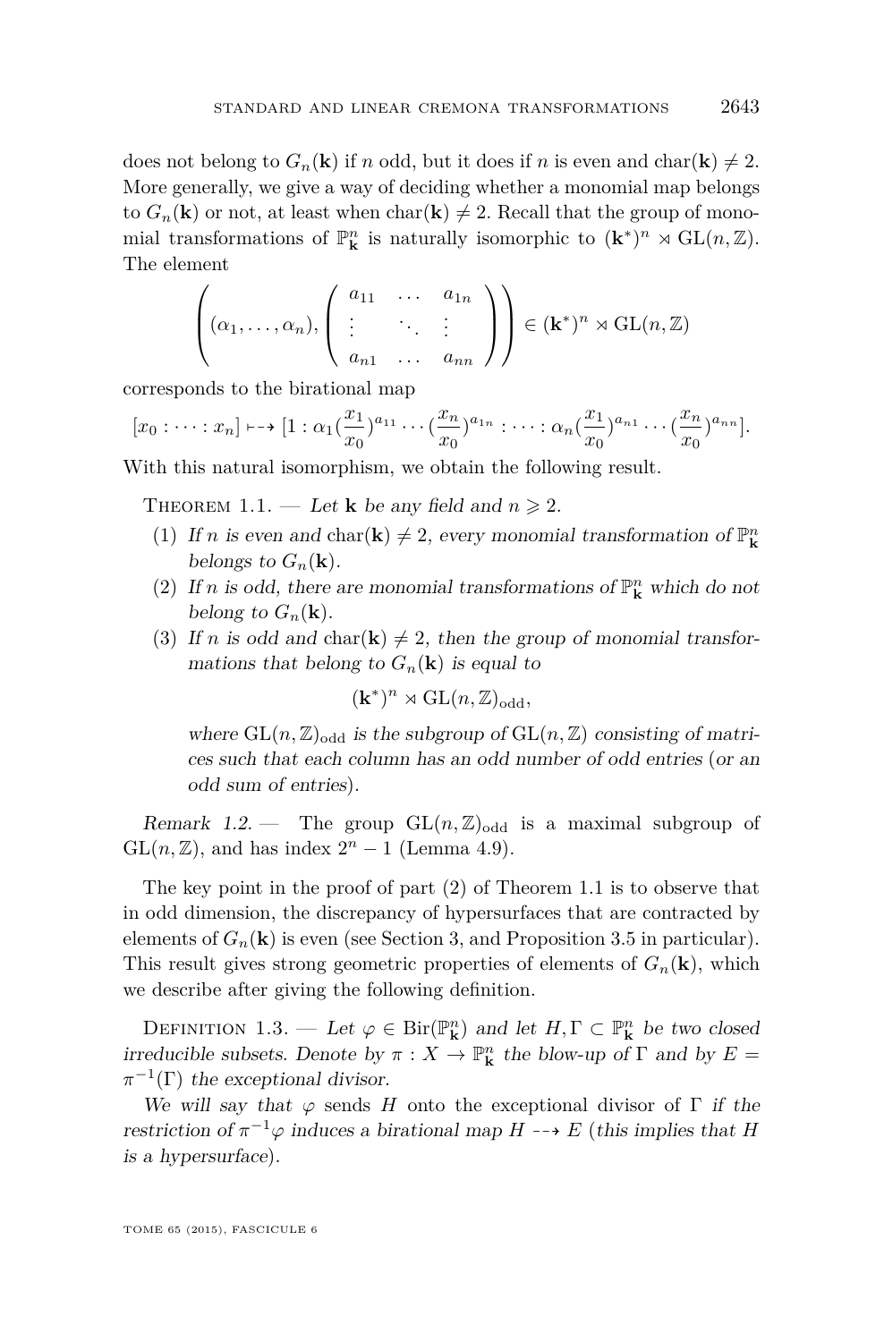does not belong to $G_n(\mathbf{k})$ if $n$ odd, but it does if $n$ is even and $\mathrm{char}(\mathbf{k}) \neq 2$. More generally, we give a way of deciding whether a monomial map belongs to $G_n(\mathbf{k})$ or not, at least when $\mathrm{char}(\mathbf{k}) \neq 2$. Recall that the group of monomial transformations of $\mathbb{P}^n_{\mathbf{k}}$ is naturally isomorphic to $(\mathbf{k}^*)^n \rtimes \mathrm{GL}(n, \mathbb{Z})$. The element

$$\left( (\alpha_1, \ldots, \alpha_n), \begin{pmatrix} a_{11} & \ldots & a_{1n} \\ \vdots & \ddots & \vdots \\ a_{n1} & \ldots & a_{nn} \end{pmatrix} \right) \in (\mathbf{k}^*)^n \rtimes \mathrm{GL}(n, \mathbb{Z})$$

corresponds to the birational map

$$[x_0 : \cdots : x_n] \dashrightarrow [1 : \alpha_1 (\frac{x_1}{x_0})^{a_{11}} \cdots (\frac{x_n}{x_0})^{a_{1n}} : \cdots : \alpha_n (\frac{x_1}{x_0})^{a_{n1}} \cdots (\frac{x_n}{x_0})^{a_{nn}}].$$

With this natural isomorphism, we obtain the following result.

Theorem 1.1. — *Let $\mathbf{k}$ be any field and $n \geqslant 2$.*

1. *If $n$ is even and $\mathrm{char}(\mathbf{k}) \neq 2$, every monomial transformation of $\mathbb{P}^n_{\mathbf{k}}$ belongs to $G_n(\mathbf{k})$.*
2. *If $n$ is odd, there are monomial transformations of $\mathbb{P}^n_{\mathbf{k}}$ which do not belong to $G_n(\mathbf{k})$.*
3. *If $n$ is odd and $\mathrm{char}(\mathbf{k}) \neq 2$, then the group of monomial transformations that belong to $G_n(\mathbf{k})$ is equal to*

$$(\mathbf{k}^*)^n \rtimes \mathrm{GL}(n, \mathbb{Z})_{\mathrm{odd}},$$

*where $\mathrm{GL}(n, \mathbb{Z})_{\mathrm{odd}}$ is the subgroup of $\mathrm{GL}(n, \mathbb{Z})$ consisting of matrices such that each column has an odd number of odd entries (or an odd sum of entries).*

*Remark 1.2.* — The group $\mathrm{GL}(n, \mathbb{Z})_{\mathrm{odd}}$ is a maximal subgroup of $\mathrm{GL}(n, \mathbb{Z})$, and has index $2^n - 1$ (Lemma 4.9).

The key point in the proof of part (2) of Theorem 1.1 is to observe that in odd dimension, the discrepancy of hypersurfaces that are contracted by elements of $G_n(\mathbf{k})$ is even (see Section 3, and Proposition 3.5 in particular). This result gives strong geometric properties of elements of $G_n(\mathbf{k})$, which we describe after giving the following definition.

Definition 1.3. — *Let $\varphi \in \mathrm{Bir}(\mathbb{P}^n_{\mathbf{k}})$ and let $H, \Gamma \subset \mathbb{P}^n_{\mathbf{k}}$ be two closed irreducible subsets. Denote by $\pi : X \to \mathbb{P}^n_{\mathbf{k}}$ the blow-up of $\Gamma$ and by $E = \pi^{-1}(\Gamma)$ the exceptional divisor.*

*We will say that $\varphi$ sends $H$ onto the exceptional divisor of $\Gamma$ if the restriction of $\pi^{-1}\varphi$ induces a birational map $H \dashrightarrow E$ (this implies that $H$ is a hypersurface).*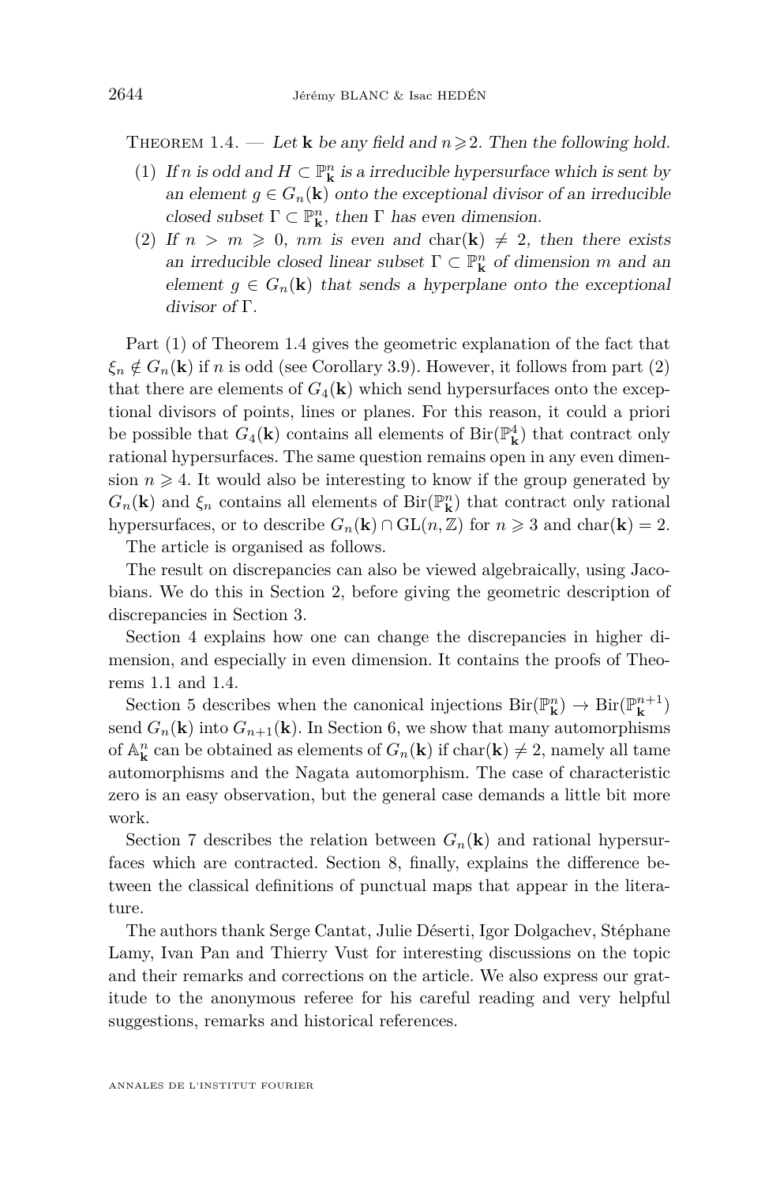Theorem 1.4. — *Let $\mathbf{k}$ be any field and $n \geqslant 2$. Then the following hold.*

1. *If $n$ is odd and $H \subset \mathbb{P}^n_{\mathbf{k}}$ is a irreducible hypersurface which is sent by an element $g \in G_n(\mathbf{k})$ onto the exceptional divisor of an irreducible closed subset $\Gamma \subset \mathbb{P}^n_{\mathbf{k}}$, then $\Gamma$ has even dimension.*
2. *If $n > m \geqslant 0$, $nm$ is even and $\mathrm{char}(\mathbf{k}) \neq 2$, then there exists an irreducible closed linear subset $\Gamma \subset \mathbb{P}^n_{\mathbf{k}}$ of dimension $m$ and an element $g \in G_n(\mathbf{k})$ that sends a hyperplane onto the exceptional divisor of $\Gamma$.*

Part (1) of Theorem 1.4 gives the geometric explanation of the fact that $\xi_n \notin G_n(\mathbf{k})$ if $n$ is odd (see Corollary 3.9). However, it follows from part (2) that there are elements of $G_4(\mathbf{k})$ which send hypersurfaces onto the exceptional divisors of points, lines or planes. For this reason, it could a priori be possible that $G_4(\mathbf{k})$ contains all elements of $\mathrm{Bir}(\mathbb{P}^4_{\mathbf{k}})$ that contract only rational hypersurfaces. The same question remains open in any even dimension $n \geqslant 4$. It would also be interesting to know if the group generated by $G_n(\mathbf{k})$ and $\xi_n$ contains all elements of $\mathrm{Bir}(\mathbb{P}^n_{\mathbf{k}})$ that contract only rational hypersurfaces, or to describe $G_n(\mathbf{k}) \cap \mathrm{GL}(n, \mathbb{Z})$ for $n \geqslant 3$ and $\mathrm{char}(\mathbf{k}) = 2$.

The article is organised as follows.

The result on discrepancies can also be viewed algebraically, using Jacobians. We do this in Section 2, before giving the geometric description of discrepancies in Section 3.

Section 4 explains how one can change the discrepancies in higher dimension, and especially in even dimension. It contains the proofs of Theorems 1.1 and 1.4.

Section 5 describes when the canonical injections $\mathrm{Bir}(\mathbb{P}^n_{\mathbf{k}}) \to \mathrm{Bir}(\mathbb{P}^{n+1}_{\mathbf{k}})$ send $G_n(\mathbf{k})$ into $G_{n+1}(\mathbf{k})$. In Section 6, we show that many automorphisms of $\mathbb{A}^n_{\mathbf{k}}$ can be obtained as elements of $G_n(\mathbf{k})$ if $\mathrm{char}(\mathbf{k}) \neq 2$, namely all tame automorphisms and the Nagata automorphism. The case of characteristic zero is an easy observation, but the general case demands a little bit more work.

Section 7 describes the relation between $G_n(\mathbf{k})$ and rational hypersurfaces which are contracted. Section 8, finally, explains the difference between the classical definitions of punctual maps that appear in the literature.

The authors thank Serge Cantat, Julie Déserti, Igor Dolgachev, Stéphane Lamy, Ivan Pan and Thierry Vust for interesting discussions on the topic and their remarks and corrections on the article. We also express our gratitude to the anonymous referee for his careful reading and very helpful suggestions, remarks and historical references.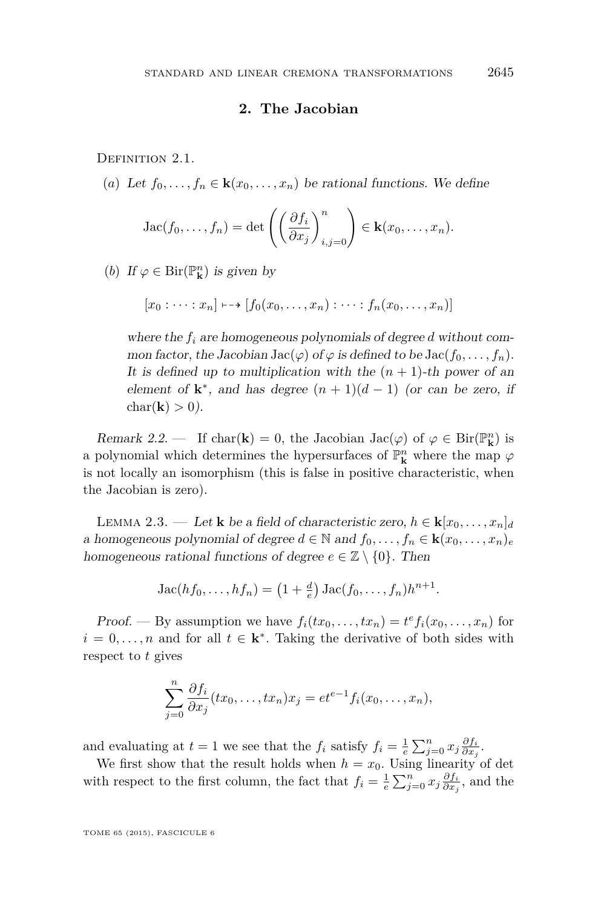## 2. The Jacobian

Definition 2.1.

(a) *Let $f_0, \ldots, f_n \in \mathbf{k}(x_0, \ldots, x_n)$ be rational functions. We define*

$$\operatorname{Jac}(f_0, \ldots, f_n) = \det\left(\left(\frac{\partial f_i}{\partial x_j}\right)_{i,j=0}^{n}\right) \in \mathbf{k}(x_0, \ldots, x_n).$$

(b) *If $\varphi \in \operatorname{Bir}(\mathbb{P}^n_{\mathbf{k}})$ is given by*

$$[x_0 : \cdots : x_n] \dashrightarrow [f_0(x_0, \ldots, x_n) : \cdots : f_n(x_0, \ldots, x_n)]$$

*where the $f_i$ are homogeneous polynomials of degree $d$ without common factor, the Jacobian $\operatorname{Jac}(\varphi)$ of $\varphi$ is defined to be $\operatorname{Jac}(f_0, \ldots, f_n)$. It is defined up to multiplication with the $(n+1)$-th power of an element of $\mathbf{k}^*$, and has degree $(n+1)(d-1)$ (or can be zero, if $\operatorname{char}(\mathbf{k}) > 0$).*

*Remark 2.2.* — If $\operatorname{char}(\mathbf{k}) = 0$, the Jacobian $\operatorname{Jac}(\varphi)$ of $\varphi \in \operatorname{Bir}(\mathbb{P}^n_{\mathbf{k}})$ is a polynomial which determines the hypersurfaces of $\mathbb{P}^n_{\mathbf{k}}$ where the map $\varphi$ is not locally an isomorphism (this is false in positive characteristic, when the Jacobian is zero).

Lemma 2.3. — *Let $\mathbf{k}$ be a field of characteristic zero, $h \in \mathbf{k}[x_0, \ldots, x_n]_d$ a homogeneous polynomial of degree $d \in \mathbb{N}$ and $f_0, \ldots, f_n \in \mathbf{k}(x_0, \ldots, x_n)_e$ homogeneous rational functions of degree $e \in \mathbb{Z} \setminus \{0\}$. Then*

$$\operatorname{Jac}(hf_0, \ldots, hf_n) = \left(1 + \tfrac{d}{e}\right) \operatorname{Jac}(f_0, \ldots, f_n) h^{n+1}.$$

*Proof.* — By assumption we have $f_i(tx_0, \ldots, tx_n) = t^e f_i(x_0, \ldots, x_n)$ for $i = 0, \ldots, n$ and for all $t \in \mathbf{k}^*$. Taking the derivative of both sides with respect to $t$ gives

$$\sum_{j=0}^{n} \frac{\partial f_i}{\partial x_j}(tx_0, \ldots, tx_n) x_j = e t^{e-1} f_i(x_0, \ldots, x_n),$$

and evaluating at $t = 1$ we see that the $f_i$ satisfy $f_i = \frac{1}{e} \sum_{j=0}^{n} x_j \frac{\partial f_i}{\partial x_j}$.

We first show that the result holds when $h = x_0$. Using linearity of det with respect to the first column, the fact that $f_i = \frac{1}{e} \sum_{j=0}^{n} x_j \frac{\partial f_i}{\partial x_j}$, and the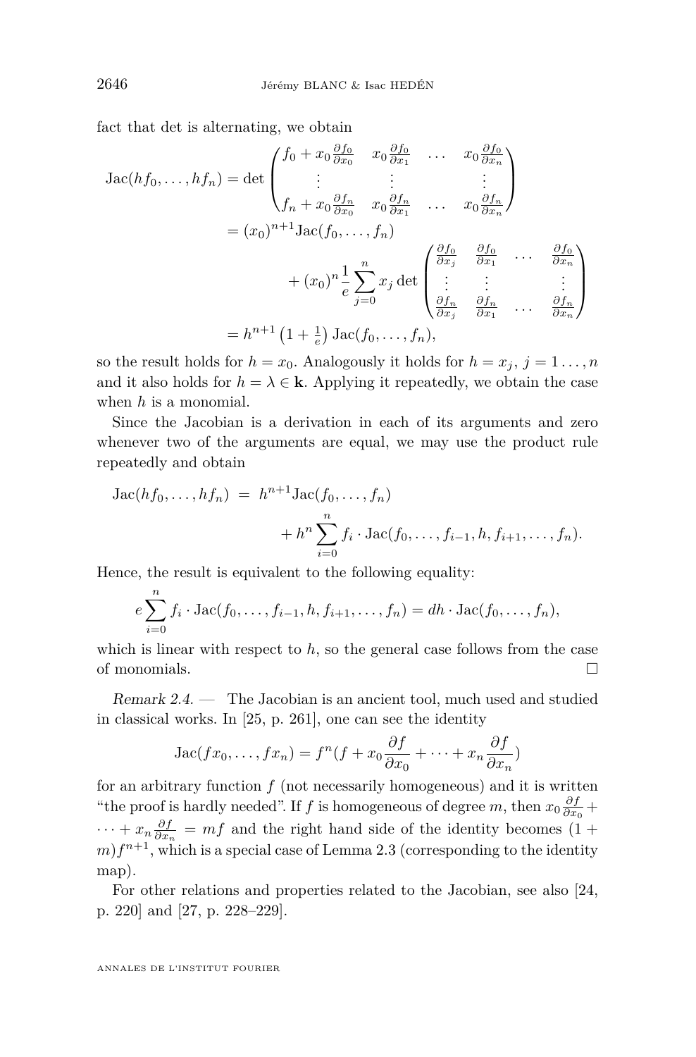fact that det is alternating, we obtain

$$
\begin{aligned}
\operatorname{Jac}(hf_0,\dots,hf_n) &= \det\begin{pmatrix} f_0 + x_0\frac{\partial f_0}{\partial x_0} & x_0\frac{\partial f_0}{\partial x_1} & \dots & x_0\frac{\partial f_0}{\partial x_n} \\ \vdots & \vdots & & \vdots \\ f_n + x_0\frac{\partial f_n}{\partial x_0} & x_0\frac{\partial f_n}{\partial x_1} & \dots & x_0\frac{\partial f_n}{\partial x_n} \end{pmatrix} \\
&= (x_0)^{n+1}\operatorname{Jac}(f_0,\dots,f_n) \\
&\qquad + (x_0)^n \frac{1}{e}\sum_{j=0}^{n} x_j \det\begin{pmatrix} \frac{\partial f_0}{\partial x_j} & \frac{\partial f_0}{\partial x_1} & \dots & \frac{\partial f_0}{\partial x_n} \\ \vdots & \vdots & & \vdots \\ \frac{\partial f_n}{\partial x_j} & \frac{\partial f_n}{\partial x_1} & \dots & \frac{\partial f_n}{\partial x_n} \end{pmatrix} \\
&= h^{n+1}\left(1+\tfrac{1}{e}\right)\operatorname{Jac}(f_0,\dots,f_n),
\end{aligned}
$$

so the result holds for $h = x_0$. Analogously it holds for $h = x_j$, $j = 1\dots,n$ and it also holds for $h = \lambda \in \mathbf{k}$. Applying it repeatedly, we obtain the case when $h$ is a monomial.

Since the Jacobian is a derivation in each of its arguments and zero whenever two of the arguments are equal, we may use the product rule repeatedly and obtain

$$
\begin{aligned}
\operatorname{Jac}(hf_0,\dots,hf_n) \;&=\; h^{n+1}\operatorname{Jac}(f_0,\dots,f_n) \\
&\qquad + h^n \sum_{i=0}^{n} f_i \cdot \operatorname{Jac}(f_0,\dots,f_{i-1},h,f_{i+1},\dots,f_n).
\end{aligned}
$$

Hence, the result is equivalent to the following equality:

$$
e\sum_{i=0}^{n} f_i \cdot \operatorname{Jac}(f_0,\dots,f_{i-1},h,f_{i+1},\dots,f_n) = dh\cdot\operatorname{Jac}(f_0,\dots,f_n),
$$

which is linear with respect to $h$, so the general case follows from the case of monomials. □

*Remark 2.4.* — The Jacobian is an ancient tool, much used and studied in classical works. In [25, p. 261], one can see the identity

$$
\operatorname{Jac}(fx_0,\dots,fx_n) = f^n(f + x_0\frac{\partial f}{\partial x_0} + \dots + x_n\frac{\partial f}{\partial x_n})
$$

for an arbitrary function $f$ (not necessarily homogeneous) and it is written "the proof is hardly needed". If $f$ is homogeneous of degree $m$, then $x_0\frac{\partial f}{\partial x_0} + \dots + x_n\frac{\partial f}{\partial x_n} = mf$ and the right hand side of the identity becomes $(1+m)f^{n+1}$, which is a special case of Lemma 2.3 (corresponding to the identity map).

For other relations and properties related to the Jacobian, see also [24, p. 220] and [27, p. 228–229].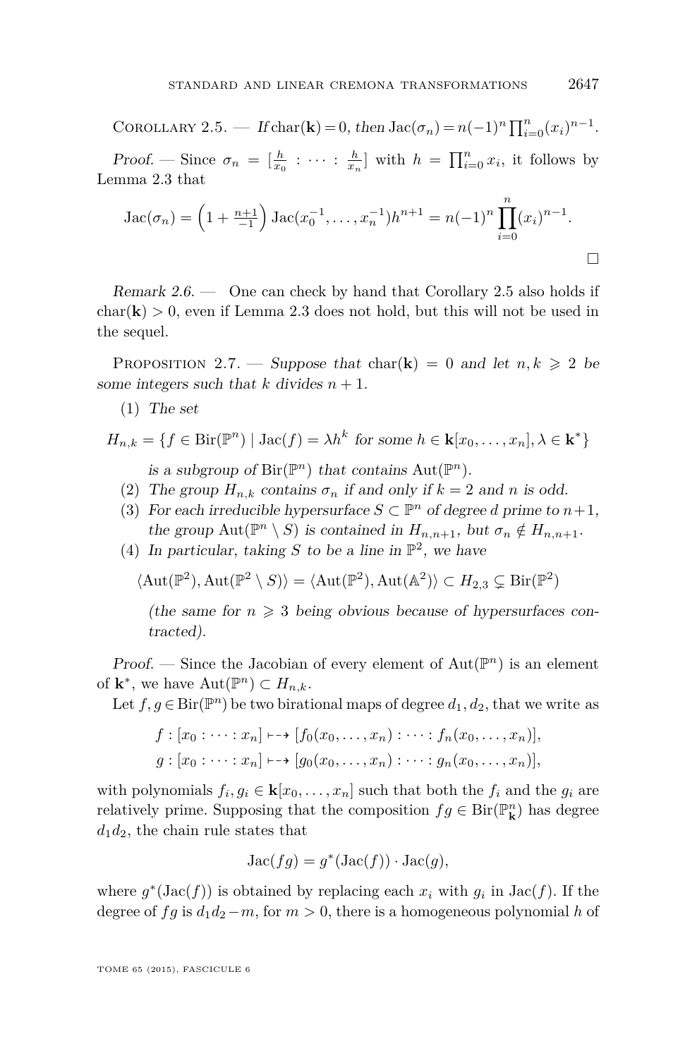Corollary 2.5. — *If* $\mathrm{char}(\mathbf{k})=0$, *then* $\mathrm{Jac}(\sigma_n)=n(-1)^n\prod_{i=0}^n(x_i)^{n-1}$.

*Proof.* — Since $\sigma_n=[\frac{h}{x_0}:\cdots:\frac{h}{x_n}]$ with $h=\prod_{i=0}^n x_i$, it follows by Lemma 2.3 that

$$\mathrm{Jac}(\sigma_n)=\left(1+\tfrac{n+1}{-1}\right)\mathrm{Jac}(x_0^{-1},\ldots,x_n^{-1})h^{n+1}=n(-1)^n\prod_{i=0}^n(x_i)^{n-1}.$$

□

*Remark 2.6.* — One can check by hand that Corollary 2.5 also holds if $\mathrm{char}(\mathbf{k})>0$, even if Lemma 2.3 does not hold, but this will not be used in the sequel.

Proposition 2.7. — *Suppose that* $\mathrm{char}(\mathbf{k})=0$ *and let* $n,k\geqslant 2$ *be some integers such that* $k$ *divides* $n+1$.

(1) *The set*

$$H_{n,k}=\{f\in\mathrm{Bir}(\mathbb{P}^n)\mid \mathrm{Jac}(f)=\lambda h^k \text{ for some } h\in\mathbf{k}[x_0,\ldots,x_n],\lambda\in\mathbf{k}^*\}$$

*is a subgroup of* $\mathrm{Bir}(\mathbb{P}^n)$ *that contains* $\mathrm{Aut}(\mathbb{P}^n)$.

(2) *The group* $H_{n,k}$ *contains* $\sigma_n$ *if and only if* $k=2$ *and* $n$ *is odd.*

(3) *For each irreducible hypersurface* $S\subset\mathbb{P}^n$ *of degree* $d$ *prime to* $n+1$, *the group* $\mathrm{Aut}(\mathbb{P}^n\setminus S)$ *is contained in* $H_{n,n+1}$, *but* $\sigma_n\notin H_{n,n+1}$.

(4) *In particular, taking* $S$ *to be a line in* $\mathbb{P}^2$, *we have*

$$\langle\mathrm{Aut}(\mathbb{P}^2),\mathrm{Aut}(\mathbb{P}^2\setminus S)\rangle=\langle\mathrm{Aut}(\mathbb{P}^2),\mathrm{Aut}(\mathbb{A}^2)\rangle\subset H_{2,3}\subsetneq\mathrm{Bir}(\mathbb{P}^2)$$

*(the same for* $n\geqslant 3$ *being obvious because of hypersurfaces contracted).*

*Proof.* — Since the Jacobian of every element of $\mathrm{Aut}(\mathbb{P}^n)$ is an element of $\mathbf{k}^*$, we have $\mathrm{Aut}(\mathbb{P}^n)\subset H_{n,k}$.

Let $f,g\in\mathrm{Bir}(\mathbb{P}^n)$ be two birational maps of degree $d_1,d_2$, that we write as

$$f:[x_0:\cdots:x_n]\dashrightarrow[f_0(x_0,\ldots,x_n):\cdots:f_n(x_0,\ldots,x_n)],$$
$$g:[x_0:\cdots:x_n]\dashrightarrow[g_0(x_0,\ldots,x_n):\cdots:g_n(x_0,\ldots,x_n)],$$

with polynomials $f_i,g_i\in\mathbf{k}[x_0,\ldots,x_n]$ such that both the $f_i$ and the $g_i$ are relatively prime. Supposing that the composition $fg\in\mathrm{Bir}(\mathbb{P}^n_{\mathbf{k}})$ has degree $d_1d_2$, the chain rule states that

$$\mathrm{Jac}(fg)=g^*(\mathrm{Jac}(f))\cdot\mathrm{Jac}(g),$$

where $g^*(\mathrm{Jac}(f))$ is obtained by replacing each $x_i$ with $g_i$ in $\mathrm{Jac}(f)$. If the degree of $fg$ is $d_1d_2-m$, for $m>0$, there is a homogeneous polynomial $h$ of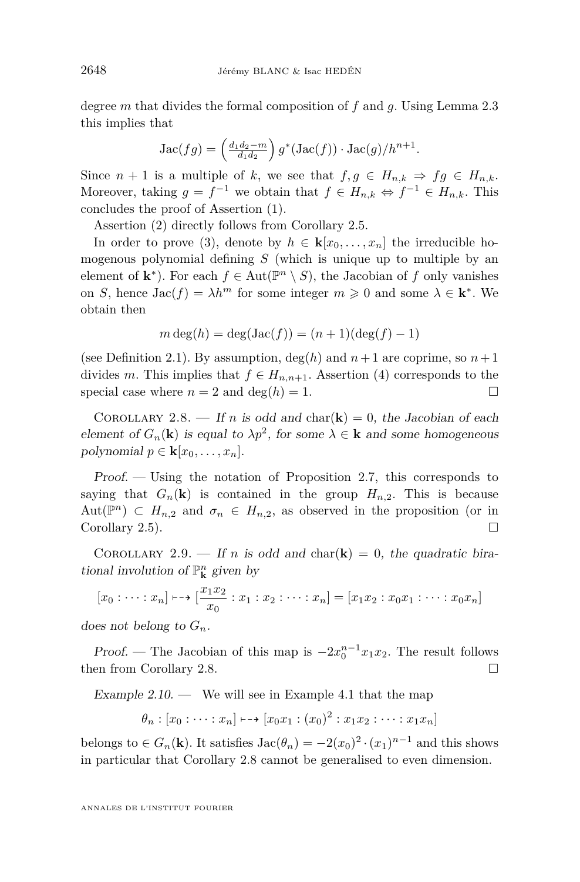degree $m$ that divides the formal composition of $f$ and $g$. Using Lemma 2.3 this implies that

$$\operatorname{Jac}(fg) = \left(\tfrac{d_1 d_2 - m}{d_1 d_2}\right) g^*(\operatorname{Jac}(f)) \cdot \operatorname{Jac}(g)/h^{n+1}.$$

Since $n+1$ is a multiple of $k$, we see that $f, g \in H_{n,k} \Rightarrow fg \in H_{n,k}$. Moreover, taking $g = f^{-1}$ we obtain that $f \in H_{n,k} \Leftrightarrow f^{-1} \in H_{n,k}$. This concludes the proof of Assertion (1).

Assertion (2) directly follows from Corollary 2.5.

In order to prove (3), denote by $h \in \mathbf{k}[x_0, \ldots, x_n]$ the irreducible homogenous polynomial defining $S$ (which is unique up to multiple by an element of $\mathbf{k}^*$). For each $f \in \operatorname{Aut}(\mathbb{P}^n \setminus S)$, the Jacobian of $f$ only vanishes on $S$, hence $\operatorname{Jac}(f) = \lambda h^m$ for some integer $m \geqslant 0$ and some $\lambda \in \mathbf{k}^*$. We obtain then

$$m \deg(h) = \deg(\operatorname{Jac}(f)) = (n+1)(\deg(f) - 1)$$

(see Definition 2.1). By assumption, $\deg(h)$ and $n+1$ are coprime, so $n+1$ divides $m$. This implies that $f \in H_{n,n+1}$. Assertion (4) corresponds to the special case where $n = 2$ and $\deg(h) = 1$. □

Corollary 2.8. — *If $n$ is odd and $\operatorname{char}(\mathbf{k}) = 0$, the Jacobian of each element of $G_n(\mathbf{k})$ is equal to $\lambda p^2$, for some $\lambda \in \mathbf{k}$ and some homogeneous polynomial $p \in \mathbf{k}[x_0, \ldots, x_n]$.*

*Proof.* — Using the notation of Proposition 2.7, this corresponds to saying that $G_n(\mathbf{k})$ is contained in the group $H_{n,2}$. This is because $\operatorname{Aut}(\mathbb{P}^n) \subset H_{n,2}$ and $\sigma_n \in H_{n,2}$, as observed in the proposition (or in Corollary 2.5). □

Corollary 2.9. — *If $n$ is odd and $\operatorname{char}(\mathbf{k}) = 0$, the quadratic birational involution of $\mathbb{P}^n_{\mathbf{k}}$ given by*

$$[x_0 : \cdots : x_n] \dashrightarrow [\frac{x_1 x_2}{x_0} : x_1 : x_2 : \cdots : x_n] = [x_1 x_2 : x_0 x_1 : \cdots : x_0 x_n]$$

*does not belong to $G_n$.*

*Proof.* — The Jacobian of this map is $-2x_0^{n-1}x_1x_2$. The result follows then from Corollary 2.8. □

*Example 2.10.* — We will see in Example 4.1 that the map

$$\theta_n : [x_0 : \cdots : x_n] \dashrightarrow [x_0 x_1 : (x_0)^2 : x_1 x_2 : \cdots : x_1 x_n]$$

belongs to $\in G_n(\mathbf{k})$. It satisfies $\operatorname{Jac}(\theta_n) = -2(x_0)^2 \cdot (x_1)^{n-1}$ and this shows in particular that Corollary 2.8 cannot be generalised to even dimension.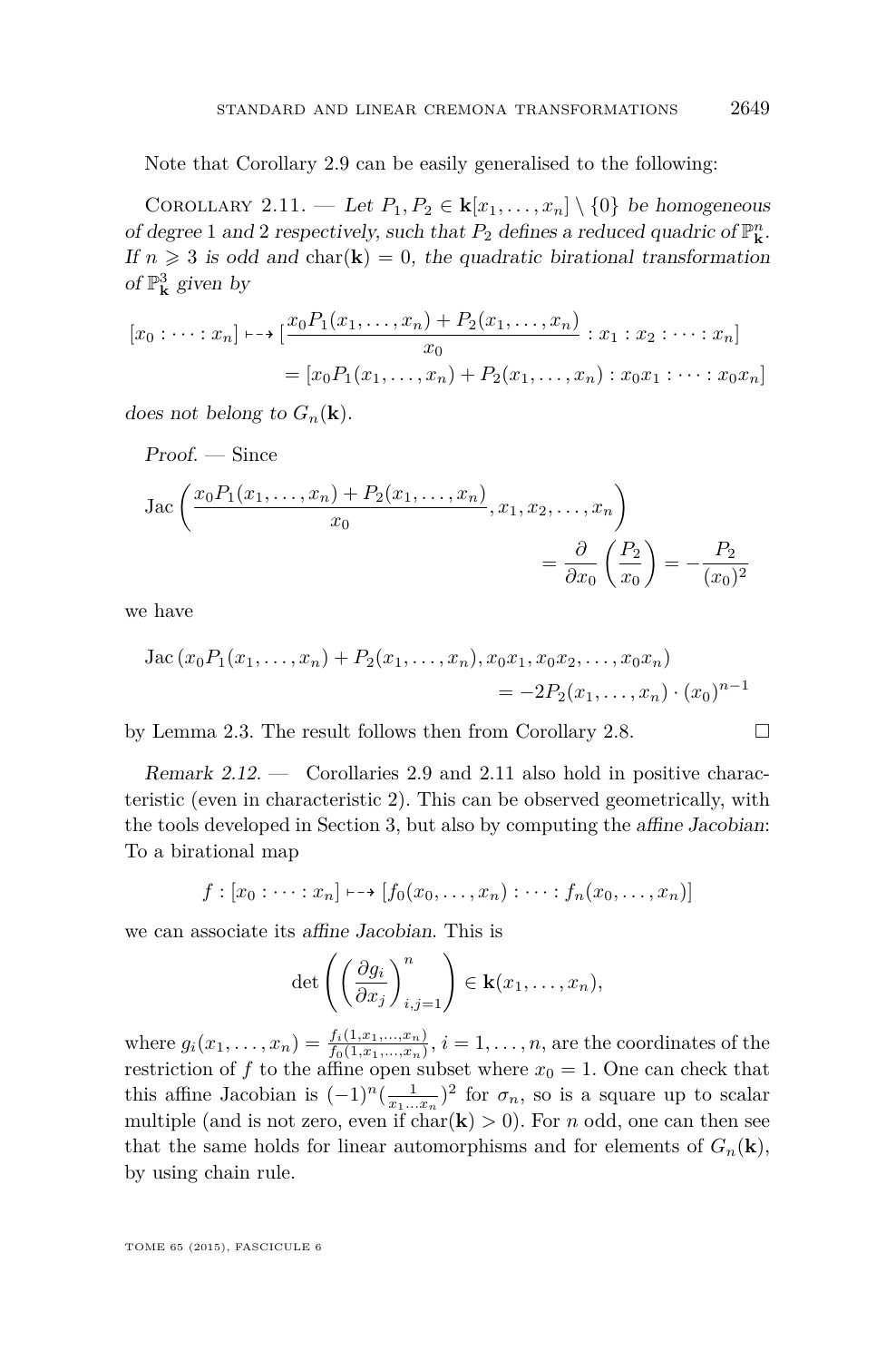Note that Corollary 2.9 can be easily generalised to the following:

Corollary 2.11. — *Let $P_1, P_2 \in \mathbf{k}[x_1, \dots, x_n] \setminus \{0\}$ be homogeneous of degree 1 and 2 respectively, such that $P_2$ defines a reduced quadric of $\mathbb{P}^n_{\mathbf{k}}$. If $n \geqslant 3$ is odd and $\operatorname{char}(\mathbf{k}) = 0$, the quadratic birational transformation of $\mathbb{P}^3_{\mathbf{k}}$ given by*

$$
\begin{aligned}
[x_0 : \cdots : x_n] \dashrightarrow & \left[\frac{x_0 P_1(x_1, \dots, x_n) + P_2(x_1, \dots, x_n)}{x_0} : x_1 : x_2 : \cdots : x_n\right] \\
&= [x_0 P_1(x_1, \dots, x_n) + P_2(x_1, \dots, x_n) : x_0 x_1 : \cdots : x_0 x_n]
\end{aligned}
$$

*does not belong to $G_n(\mathbf{k})$.*

*Proof.* — Since

$$
\begin{aligned}
\operatorname{Jac}\left(\frac{x_0 P_1(x_1, \dots, x_n) + P_2(x_1, \dots, x_n)}{x_0}, x_1, x_2, \dots, x_n\right)& \\
= \frac{\partial}{\partial x_0}\left(\frac{P_2}{x_0}\right) = -\frac{P_2}{(x_0)^2}&
\end{aligned}
$$

we have

$$
\begin{aligned}
\operatorname{Jac}(x_0 P_1(x_1, \dots, x_n) + P_2(x_1, \dots, x_n), x_0 x_1, x_0 x_2, \dots, x_0 x_n)& \\
= -2P_2(x_1, \dots, x_n) \cdot (x_0)^{n-1}&
\end{aligned}
$$

by Lemma 2.3. The result follows then from Corollary 2.8. □

*Remark 2.12.* — Corollaries 2.9 and 2.11 also hold in positive characteristic (even in characteristic 2). This can be observed geometrically, with the tools developed in Section 3, but also by computing the *affine Jacobian*: To a birational map

$$
f : [x_0 : \cdots : x_n] \dashrightarrow [f_0(x_0, \dots, x_n) : \cdots : f_n(x_0, \dots, x_n)]
$$

we can associate its *affine Jacobian*. This is

$$
\det\left(\left(\frac{\partial g_i}{\partial x_j}\right)_{i,j=1}^{n}\right) \in \mathbf{k}(x_1, \dots, x_n),
$$

where $g_i(x_1, \dots, x_n) = \frac{f_i(1, x_1, \dots, x_n)}{f_0(1, x_1, \dots, x_n)}$, $i = 1, \dots, n$, are the coordinates of the restriction of $f$ to the affine open subset where $x_0 = 1$. One can check that this affine Jacobian is $(-1)^n(\frac{1}{x_1 \dots x_n})^2$ for $\sigma_n$, so is a square up to scalar multiple (and is not zero, even if $\operatorname{char}(\mathbf{k}) > 0$). For $n$ odd, one can then see that the same holds for linear automorphisms and for elements of $G_n(\mathbf{k})$, by using chain rule.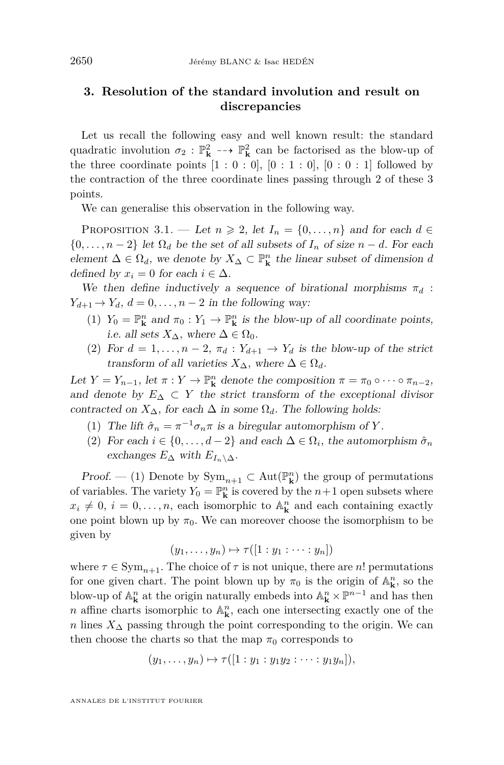## 3. Resolution of the standard involution and result on discrepancies

Let us recall the following easy and well known result: the standard quadratic involution $\sigma_2 : \mathbb{P}^2_{\mathbf{k}} \dashrightarrow \mathbb{P}^2_{\mathbf{k}}$ can be factorised as the blow-up of the three coordinate points $[1:0:0]$, $[0:1:0]$, $[0:0:1]$ followed by the contraction of the three coordinate lines passing through 2 of these 3 points.

We can generalise this observation in the following way.

Proposition 3.1. — *Let $n \geqslant 2$, let $I_n = \{0, \dots, n\}$ and for each $d \in \{0, \dots, n-2\}$ let $\Omega_d$ be the set of all subsets of $I_n$ of size $n-d$. For each element $\Delta \in \Omega_d$, we denote by $X_\Delta \subset \mathbb{P}^n_{\mathbf{k}}$ the linear subset of dimension $d$ defined by $x_i = 0$ for each $i \in \Delta$.*

*We then define inductively a sequence of birational morphisms $\pi_d : Y_{d+1} \to Y_d$, $d = 0, \dots, n-2$ in the following way:*

1. *$Y_0 = \mathbb{P}^n_{\mathbf{k}}$ and $\pi_0 : Y_1 \to \mathbb{P}^n_{\mathbf{k}}$ is the blow-up of all coordinate points, i.e. all sets $X_\Delta$, where $\Delta \in \Omega_0$.*
2. *For $d = 1, \dots, n-2$, $\pi_d : Y_{d+1} \to Y_d$ is the blow-up of the strict transform of all varieties $X_\Delta$, where $\Delta \in \Omega_d$.*

*Let $Y = Y_{n-1}$, let $\pi : Y \to \mathbb{P}^n_{\mathbf{k}}$ denote the composition $\pi = \pi_0 \circ \dots \circ \pi_{n-2}$, and denote by $E_\Delta \subset Y$ the strict transform of the exceptional divisor contracted on $X_\Delta$, for each $\Delta$ in some $\Omega_d$. The following holds:*

1. *The lift $\hat{\sigma}_n = \pi^{-1}\sigma_n\pi$ is a biregular automorphism of $Y$.*
2. *For each $i \in \{0, \dots, d-2\}$ and each $\Delta \in \Omega_i$, the automorphism $\hat{\sigma}_n$ exchanges $E_\Delta$ with $E_{I_n \setminus \Delta}$.*

*Proof.* — (1) Denote by $\mathrm{Sym}_{n+1} \subset \mathrm{Aut}(\mathbb{P}^n_{\mathbf{k}})$ the group of permutations of variables. The variety $Y_0 = \mathbb{P}^n_{\mathbf{k}}$ is covered by the $n+1$ open subsets where $x_i \neq 0$, $i = 0, \dots, n$, each isomorphic to $\mathbb{A}^n_{\mathbf{k}}$ and each containing exactly one point blown up by $\pi_0$. We can moreover choose the isomorphism to be given by

$$(y_1, \dots, y_n) \mapsto \tau([1 : y_1 : \dots : y_n])$$

where $\tau \in \mathrm{Sym}_{n+1}$. The choice of $\tau$ is not unique, there are $n!$ permutations for one given chart. The point blown up by $\pi_0$ is the origin of $\mathbb{A}^n_{\mathbf{k}}$, so the blow-up of $\mathbb{A}^n_{\mathbf{k}}$ at the origin naturally embeds into $\mathbb{A}^n_{\mathbf{k}} \times \mathbb{P}^{n-1}$ and has then $n$ affine charts isomorphic to $\mathbb{A}^n_{\mathbf{k}}$, each one intersecting exactly one of the $n$ lines $X_\Delta$ passing through the point corresponding to the origin. We can then choose the charts so that the map $\pi_0$ corresponds to

$$(y_1, \dots, y_n) \mapsto \tau([1 : y_1 : y_1 y_2 : \dots : y_1 y_n]),$$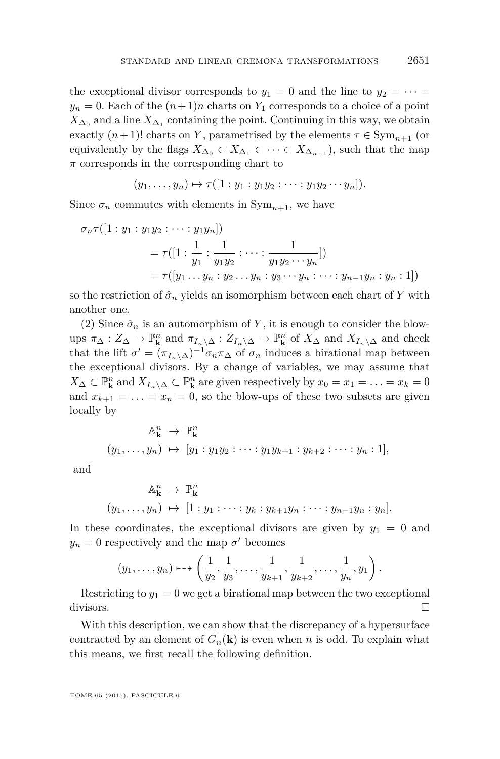the exceptional divisor corresponds to $y_1 = 0$ and the line to $y_2 = \cdots = y_n = 0$. Each of the $(n+1)n$ charts on $Y_1$ corresponds to a choice of a point $X_{\Delta_0}$ and a line $X_{\Delta_1}$ containing the point. Continuing in this way, we obtain exactly $(n+1)!$ charts on $Y$, parametrised by the elements $\tau \in \mathrm{Sym}_{n+1}$ (or equivalently by the flags $X_{\Delta_0} \subset X_{\Delta_1} \subset \cdots \subset X_{\Delta_{n-1}}$), such that the map $\pi$ corresponds in the corresponding chart to

$$(y_1, \ldots, y_n) \mapsto \tau([1 : y_1 : y_1y_2 : \cdots : y_1y_2 \cdots y_n]).$$

Since $\sigma_n$ commutes with elements in $\mathrm{Sym}_{n+1}$, we have

$$\begin{aligned}
\sigma_n\tau([1 : y_1 : y_1y_2 : \cdots : y_1y_n]) \\
&= \tau([1 : \frac{1}{y_1} : \frac{1}{y_1y_2} : \cdots : \frac{1}{y_1y_2 \cdots y_n}]) \\
&= \tau([y_1 \ldots y_n : y_2 \ldots y_n : y_3 \cdots y_n : \cdots : y_{n-1}y_n : y_n : 1])
\end{aligned}$$

so the restriction of $\hat{\sigma}_n$ yields an isomorphism between each chart of $Y$ with another one.

(2) Since $\hat{\sigma}_n$ is an automorphism of $Y$, it is enough to consider the blow-ups $\pi_\Delta : Z_\Delta \to \mathbb{P}^n_{\mathbf{k}}$ and $\pi_{I_n\setminus\Delta} : Z_{I_n\setminus\Delta} \to \mathbb{P}^n_{\mathbf{k}}$ of $X_\Delta$ and $X_{I_n\setminus\Delta}$ and check that the lift $\sigma' = (\pi_{I_n\setminus\Delta})^{-1}\sigma_n\pi_\Delta$ of $\sigma_n$ induces a birational map between the exceptional divisors. By a change of variables, we may assume that $X_\Delta \subset \mathbb{P}^n_{\mathbf{k}}$ and $X_{I_n\setminus\Delta} \subset \mathbb{P}^n_{\mathbf{k}}$ are given respectively by $x_0 = x_1 = \ldots = x_k = 0$ and $x_{k+1} = \ldots = x_n = 0$, so the blow-ups of these two subsets are given locally by

$$\begin{aligned}
\mathbb{A}^n_{\mathbf{k}} &\to \mathbb{P}^n_{\mathbf{k}} \\
(y_1, \ldots, y_n) &\mapsto [y_1 : y_1y_2 : \cdots : y_1y_{k+1} : y_{k+2} : \cdots : y_n : 1],
\end{aligned}$$

and

$$\begin{aligned}
\mathbb{A}^n_{\mathbf{k}} &\to \mathbb{P}^n_{\mathbf{k}} \\
(y_1, \ldots, y_n) &\mapsto [1 : y_1 : \cdots : y_k : y_{k+1}y_n : \cdots : y_{n-1}y_n : y_n].
\end{aligned}$$

In these coordinates, the exceptional divisors are given by $y_1 = 0$ and $y_n = 0$ respectively and the map $\sigma'$ becomes

$$(y_1, \ldots, y_n) \dashrightarrow \left(\frac{1}{y_2}, \frac{1}{y_3}, \ldots, \frac{1}{y_{k+1}}, \frac{1}{y_{k+2}}, \ldots, \frac{1}{y_n}, y_1\right).$$

Restricting to $y_1 = 0$ we get a birational map between the two exceptional divisors. $\square$

With this description, we can show that the discrepancy of a hypersurface contracted by an element of $G_n(\mathbf{k})$ is even when $n$ is odd. To explain what this means, we first recall the following definition.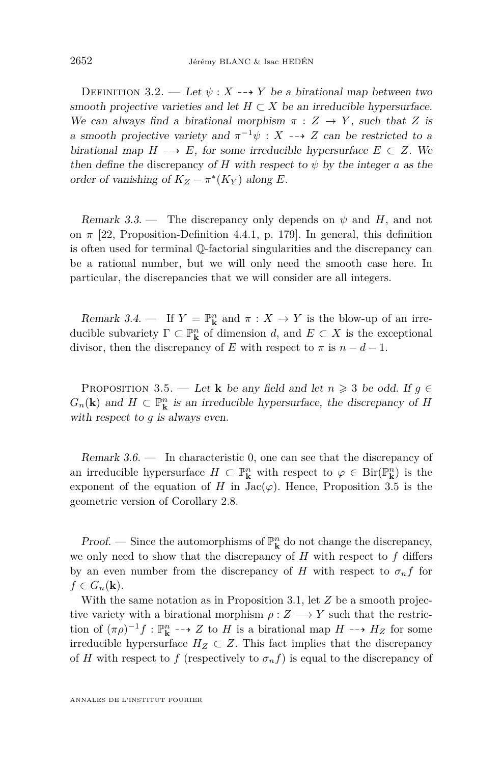Definition 3.2. — *Let $\psi : X \dashrightarrow Y$ be a birational map between two smooth projective varieties and let $H \subset X$ be an irreducible hypersurface. We can always find a birational morphism $\pi : Z \to Y$, such that $Z$ is a smooth projective variety and $\pi^{-1}\psi : X \dashrightarrow Z$ can be restricted to a birational map $H \dashrightarrow E$, for some irreducible hypersurface $E \subset Z$. We then define the* discrepancy *of $H$ with respect to $\psi$ by the integer $a$ as the order of vanishing of $K_Z - \pi^*(K_Y)$ along $E$.*

*Remark 3.3.* — The discrepancy only depends on $\psi$ and $H$, and not on $\pi$ [22, Proposition-Definition 4.4.1, p. 179]. In general, this definition is often used for terminal $\mathbb{Q}$-factorial singularities and the discrepancy can be a rational number, but we will only need the smooth case here. In particular, the discrepancies that we will consider are all integers.

*Remark 3.4.* — If $Y = \mathbb{P}^n_{\mathbf{k}}$ and $\pi : X \to Y$ is the blow-up of an irreducible subvariety $\Gamma \subset \mathbb{P}^n_{\mathbf{k}}$ of dimension $d$, and $E \subset X$ is the exceptional divisor, then the discrepancy of $E$ with respect to $\pi$ is $n - d - 1$.

Proposition 3.5. — *Let $\mathbf{k}$ be any field and let $n \geqslant 3$ be odd. If $g \in G_n(\mathbf{k})$ and $H \subset \mathbb{P}^n_{\mathbf{k}}$ is an irreducible hypersurface, the discrepancy of $H$ with respect to $g$ is always even.*

*Remark 3.6.* — In characteristic 0, one can see that the discrepancy of an irreducible hypersurface $H \subset \mathbb{P}^n_{\mathbf{k}}$ with respect to $\varphi \in \mathrm{Bir}(\mathbb{P}^n_{\mathbf{k}})$ is the exponent of the equation of $H$ in $\mathrm{Jac}(\varphi)$. Hence, Proposition 3.5 is the geometric version of Corollary 2.8.

*Proof.* — Since the automorphisms of $\mathbb{P}^n_{\mathbf{k}}$ do not change the discrepancy, we only need to show that the discrepancy of $H$ with respect to $f$ differs by an even number from the discrepancy of $H$ with respect to $\sigma_n f$ for $f \in G_n(\mathbf{k})$.

With the same notation as in Proposition 3.1, let $Z$ be a smooth projective variety with a birational morphism $\rho : Z \longrightarrow Y$ such that the restriction of $(\pi\rho)^{-1} f : \mathbb{P}^n_{\mathbf{k}} \dashrightarrow Z$ to $H$ is a birational map $H \dashrightarrow H_Z$ for some irreducible hypersurface $H_Z \subset Z$. This fact implies that the discrepancy of $H$ with respect to $f$ (respectively to $\sigma_n f$) is equal to the discrepancy of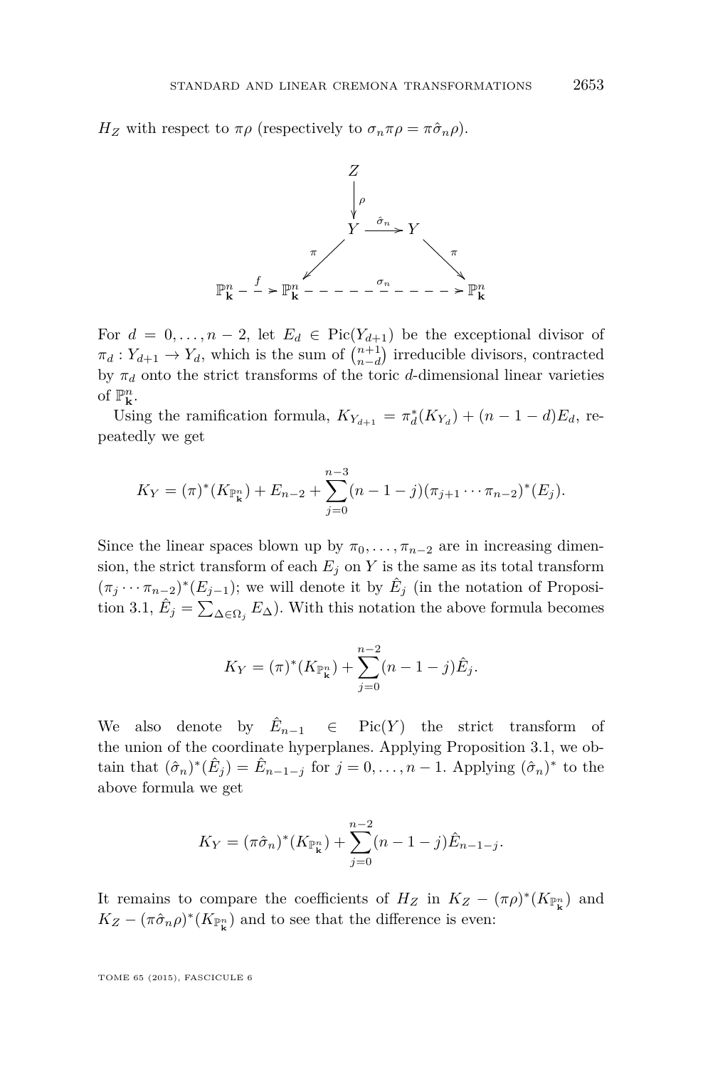$H_Z$ with respect to $\pi\rho$ (respectively to $\sigma_n \pi\rho = \pi\hat{\sigma}_n\rho$).

$$
\begin{array}{ccccc}
 & & Z & & \\
 & & \downarrow \rho & & \\
 & & Y & \xrightarrow{\hat{\sigma}_n} & Y \\
 & \swarrow \pi & & & \searrow \pi \\
\mathbb{P}^n_{\mathbf{k}} \overset{f}{\dashrightarrow} \mathbb{P}^n_{\mathbf{k}} & & \overset{\sigma_n}{\dashrightarrow} & & \mathbb{P}^n_{\mathbf{k}}
\end{array}
$$

For $d = 0, \ldots, n-2$, let $E_d \in \operatorname{Pic}(Y_{d+1})$ be the exceptional divisor of $\pi_d : Y_{d+1} \to Y_d$, which is the sum of $\binom{n+1}{n-d}$ irreducible divisors, contracted by $\pi_d$ onto the strict transforms of the toric $d$-dimensional linear varieties of $\mathbb{P}^n_{\mathbf{k}}$.

Using the ramification formula, $K_{Y_{d+1}} = \pi_d^*(K_{Y_d}) + (n-1-d)E_d$, repeatedly we get

$$K_Y = (\pi)^*(K_{\mathbb{P}^n_{\mathbf{k}}}) + E_{n-2} + \sum_{j=0}^{n-3} (n-1-j)(\pi_{j+1} \cdots \pi_{n-2})^*(E_j).$$

Since the linear spaces blown up by $\pi_0, \ldots, \pi_{n-2}$ are in increasing dimension, the strict transform of each $E_j$ on $Y$ is the same as its total transform $(\pi_j \cdots \pi_{n-2})^*(E_{j-1})$; we will denote it by $\hat{E}_j$ (in the notation of Proposition 3.1, $\hat{E}_j = \sum_{\Delta \in \Omega_j} E_\Delta$). With this notation the above formula becomes

$$K_Y = (\pi)^*(K_{\mathbb{P}^n_{\mathbf{k}}}) + \sum_{j=0}^{n-2} (n-1-j)\hat{E}_j.$$

We also denote by $\hat{E}_{n-1} \in \operatorname{Pic}(Y)$ the strict transform of the union of the coordinate hyperplanes. Applying Proposition 3.1, we obtain that $(\hat{\sigma}_n)^*(\hat{E}_j) = \hat{E}_{n-1-j}$ for $j = 0, \ldots, n-1$. Applying $(\hat{\sigma}_n)^*$ to the above formula we get

$$K_Y = (\pi\hat{\sigma}_n)^*(K_{\mathbb{P}^n_{\mathbf{k}}}) + \sum_{j=0}^{n-2} (n-1-j)\hat{E}_{n-1-j}.$$

It remains to compare the coefficients of $H_Z$ in $K_Z - (\pi\rho)^*(K_{\mathbb{P}^n_{\mathbf{k}}})$ and $K_Z - (\pi\hat{\sigma}_n\rho)^*(K_{\mathbb{P}^n_{\mathbf{k}}})$ and to see that the difference is even: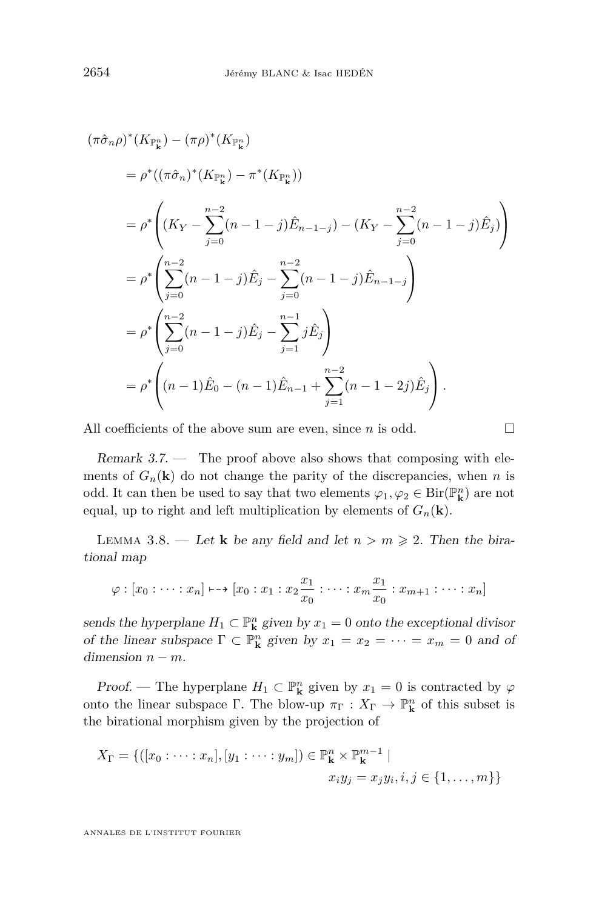$$
\begin{aligned}
&(\pi\hat{\sigma}_n\rho)^*(K_{\mathbb{P}^n_{\mathbf{k}}}) - (\pi\rho)^*(K_{\mathbb{P}^n_{\mathbf{k}}}) \\
&\quad = \rho^*((\pi\hat{\sigma}_n)^*(K_{\mathbb{P}^n_{\mathbf{k}}}) - \pi^*(K_{\mathbb{P}^n_{\mathbf{k}}})) \\
&\quad = \rho^*\left((K_Y - \sum_{j=0}^{n-2}(n-1-j)\hat{E}_{n-1-j}) - (K_Y - \sum_{j=0}^{n-2}(n-1-j)\hat{E}_j)\right) \\
&\quad = \rho^*\left(\sum_{j=0}^{n-2}(n-1-j)\hat{E}_j - \sum_{j=0}^{n-2}(n-1-j)\hat{E}_{n-1-j}\right) \\
&\quad = \rho^*\left(\sum_{j=0}^{n-2}(n-1-j)\hat{E}_j - \sum_{j=1}^{n-1}j\hat{E}_j\right) \\
&\quad = \rho^*\left((n-1)\hat{E}_0 - (n-1)\hat{E}_{n-1} + \sum_{j=1}^{n-2}(n-1-2j)\hat{E}_j\right).
\end{aligned}
$$

All coefficients of the above sum are even, since $n$ is odd. $\square$

*Remark 3.7.* — The proof above also shows that composing with elements of $G_n(\mathbf{k})$ do not change the parity of the discrepancies, when $n$ is odd. It can then be used to say that two elements $\varphi_1, \varphi_2 \in \mathrm{Bir}(\mathbb{P}^n_{\mathbf{k}})$ are not equal, up to right and left multiplication by elements of $G_n(\mathbf{k})$.

Lemma 3.8. — *Let $\mathbf{k}$ be any field and let $n > m \geqslant 2$. Then the birational map*

$$
\varphi : [x_0 : \cdots : x_n] \dashrightarrow [x_0 : x_1 : x_2\frac{x_1}{x_0} : \cdots : x_m\frac{x_1}{x_0} : x_{m+1} : \cdots : x_n]
$$

*sends the hyperplane $H_1 \subset \mathbb{P}^n_{\mathbf{k}}$ given by $x_1 = 0$ onto the exceptional divisor of the linear subspace $\Gamma \subset \mathbb{P}^n_{\mathbf{k}}$ given by $x_1 = x_2 = \cdots = x_m = 0$ and of dimension $n - m$.*

*Proof.* — The hyperplane $H_1 \subset \mathbb{P}^n_{\mathbf{k}}$ given by $x_1 = 0$ is contracted by $\varphi$ onto the linear subspace $\Gamma$. The blow-up $\pi_\Gamma : X_\Gamma \to \mathbb{P}^n_{\mathbf{k}}$ of this subset is the birational morphism given by the projection of

$$
X_\Gamma = \{([x_0 : \cdots : x_n], [y_1 : \cdots : y_m]) \in \mathbb{P}^n_{\mathbf{k}} \times \mathbb{P}^{m-1}_{\mathbf{k}} \mid x_i y_j = x_j y_i, i, j \in \{1, \ldots, m\}\}
$$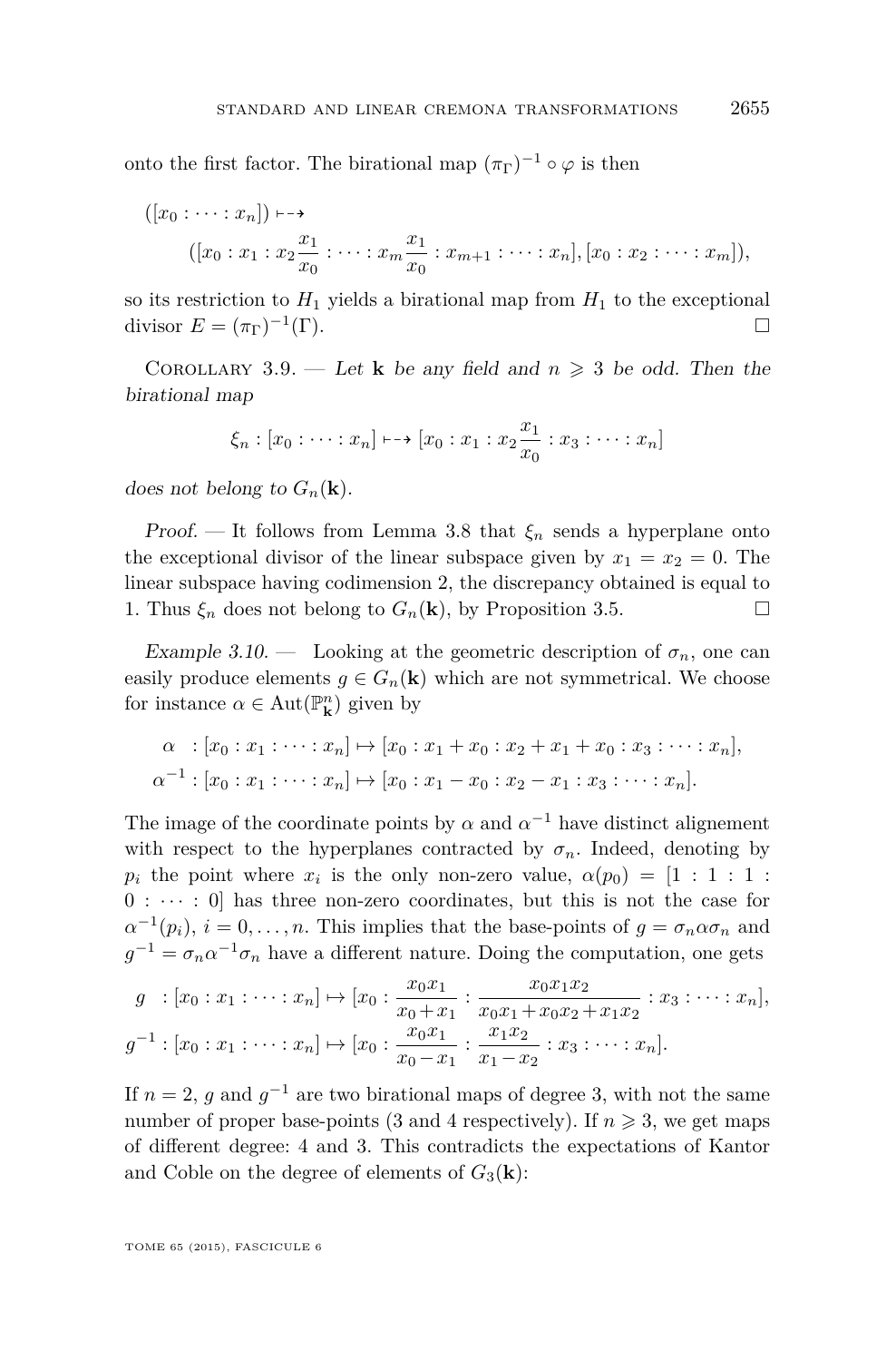onto the first factor. The birational map $(\pi_\Gamma)^{-1} \circ \varphi$ is then

$$
\begin{aligned}
&([x_0 : \cdots : x_n]) \dashrightarrow \\
&\qquad ([x_0 : x_1 : x_2\frac{x_1}{x_0} : \cdots : x_m\frac{x_1}{x_0} : x_{m+1} : \cdots : x_n], [x_0 : x_2 : \cdots : x_m]),
\end{aligned}
$$

so its restriction to $H_1$ yields a birational map from $H_1$ to the exceptional divisor $E = (\pi_\Gamma)^{-1}(\Gamma)$. □

Corollary 3.9. — *Let* $\mathbf{k}$ *be any field and* $n \geqslant 3$ *be odd. Then the birational map*

$$
\xi_n : [x_0 : \cdots : x_n] \dashrightarrow [x_0 : x_1 : x_2\frac{x_1}{x_0} : x_3 : \cdots : x_n]
$$

*does not belong to* $G_n(\mathbf{k})$.

*Proof.* — It follows from Lemma 3.8 that $\xi_n$ sends a hyperplane onto the exceptional divisor of the linear subspace given by $x_1 = x_2 = 0$. The linear subspace having codimension 2, the discrepancy obtained is equal to 1. Thus $\xi_n$ does not belong to $G_n(\mathbf{k})$, by Proposition 3.5. □

*Example 3.10.* — Looking at the geometric description of $\sigma_n$, one can easily produce elements $g \in G_n(\mathbf{k})$ which are not symmetrical. We choose for instance $\alpha \in \mathrm{Aut}(\mathbb{P}^n_{\mathbf{k}})$ given by

$$
\begin{aligned}
\alpha \ \ &: [x_0 : x_1 : \cdots : x_n] \mapsto [x_0 : x_1 + x_0 : x_2 + x_1 + x_0 : x_3 : \cdots : x_n], \\
\alpha^{-1} &: [x_0 : x_1 : \cdots : x_n] \mapsto [x_0 : x_1 - x_0 : x_2 - x_1 : x_3 : \cdots : x_n].
\end{aligned}
$$

The image of the coordinate points by $\alpha$ and $\alpha^{-1}$ have distinct alignement with respect to the hyperplanes contracted by $\sigma_n$. Indeed, denoting by $p_i$ the point where $x_i$ is the only non-zero value, $\alpha(p_0) = [1 : 1 : 1 : 0 : \cdots : 0]$ has three non-zero coordinates, but this is not the case for $\alpha^{-1}(p_i)$, $i = 0, \dots, n$. This implies that the base-points of $g = \sigma_n\alpha\sigma_n$ and $g^{-1} = \sigma_n\alpha^{-1}\sigma_n$ have a different nature. Doing the computation, one gets

$$
\begin{aligned}
g \ \ &: [x_0 : x_1 : \cdots : x_n] \mapsto [x_0 : \frac{x_0x_1}{x_0 + x_1} : \frac{x_0x_1x_2}{x_0x_1 + x_0x_2 + x_1x_2} : x_3 : \cdots : x_n], \\
g^{-1} &: [x_0 : x_1 : \cdots : x_n] \mapsto [x_0 : \frac{x_0x_1}{x_0 - x_1} : \frac{x_1x_2}{x_1 - x_2} : x_3 : \cdots : x_n].
\end{aligned}
$$

If $n = 2$, $g$ and $g^{-1}$ are two birational maps of degree 3, with not the same number of proper base-points (3 and 4 respectively). If $n \geqslant 3$, we get maps of different degree: 4 and 3. This contradicts the expectations of Kantor and Coble on the degree of elements of $G_3(\mathbf{k})$: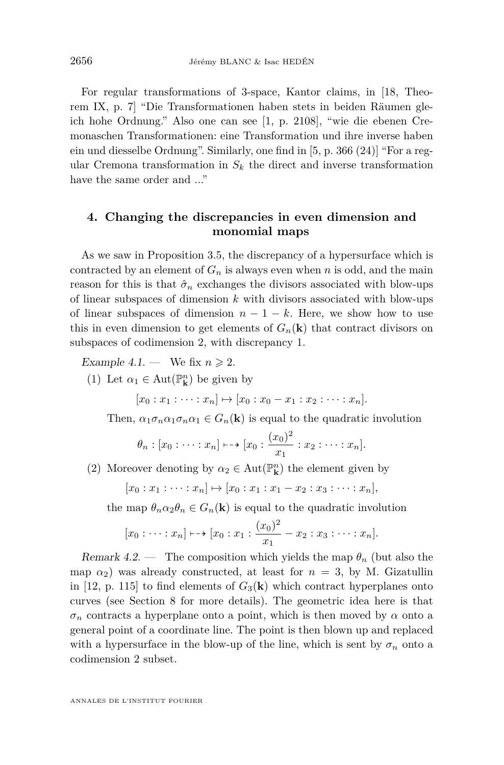For regular transformations of 3-space, Kantor claims, in [18, Theorem IX, p. 7] "Die Transformationen haben stets in beiden Räumen gleich hohe Ordnung." Also one can see [1, p. 2108], "wie die ebenen Cremonaschen Transformationen: eine Transformation und ihre inverse haben ein und diesselbe Ordnung". Similarly, one find in [5, p. 366 (24)] "For a regular Cremona transformation in $S_k$ the direct and inverse transformation have the same order and ..."

## 4. Changing the discrepancies in even dimension and monomial maps

As we saw in Proposition 3.5, the discrepancy of a hypersurface which is contracted by an element of $G_n$ is always even when $n$ is odd, and the main reason for this is that $\hat{\sigma}_n$ exchanges the divisors associated with blow-ups of linear subspaces of dimension $k$ with divisors associated with blow-ups of linear subspaces of dimension $n-1-k$. Here, we show how to use this in even dimension to get elements of $G_n(\mathbf{k})$ that contract divisors on subspaces of codimension 2, with discrepancy 1.

*Example 4.1.* — We fix $n \geqslant 2$.

(1) Let $\alpha_1 \in \operatorname{Aut}(\mathbb{P}^n_{\mathbf{k}})$ be given by

$$[x_0 : x_1 : \cdots : x_n] \mapsto [x_0 : x_0 - x_1 : x_2 : \cdots : x_n].$$

Then, $\alpha_1\sigma_n\alpha_1\sigma_n\alpha_1 \in G_n(\mathbf{k})$ is equal to the quadratic involution

$$\theta_n : [x_0 : \cdots : x_n] \dashrightarrow [x_0 : \frac{(x_0)^2}{x_1} : x_2 : \cdots : x_n].$$

(2) Moreover denoting by $\alpha_2 \in \operatorname{Aut}(\mathbb{P}^n_{\mathbf{k}})$ the element given by

$$[x_0 : x_1 : \cdots : x_n] \mapsto [x_0 : x_1 : x_1 - x_2 : x_3 : \cdots : x_n],$$

the map $\theta_n\alpha_2\theta_n \in G_n(\mathbf{k})$ is equal to the quadratic involution

$$[x_0 : \cdots : x_n] \dashrightarrow [x_0 : x_1 : \frac{(x_0)^2}{x_1} - x_2 : x_3 : \cdots : x_n].$$

*Remark 4.2.* — The composition which yields the map $\theta_n$ (but also the map $\alpha_2$) was already constructed, at least for $n = 3$, by M. Gizatullin in [12, p. 115] to find elements of $G_3(\mathbf{k})$ which contract hyperplanes onto curves (see Section 8 for more details). The geometric idea here is that $\sigma_n$ contracts a hyperplane onto a point, which is then moved by $\alpha$ onto a general point of a coordinate line. The point is then blown up and replaced with a hypersurface in the blow-up of the line, which is sent by $\sigma_n$ onto a codimension 2 subset.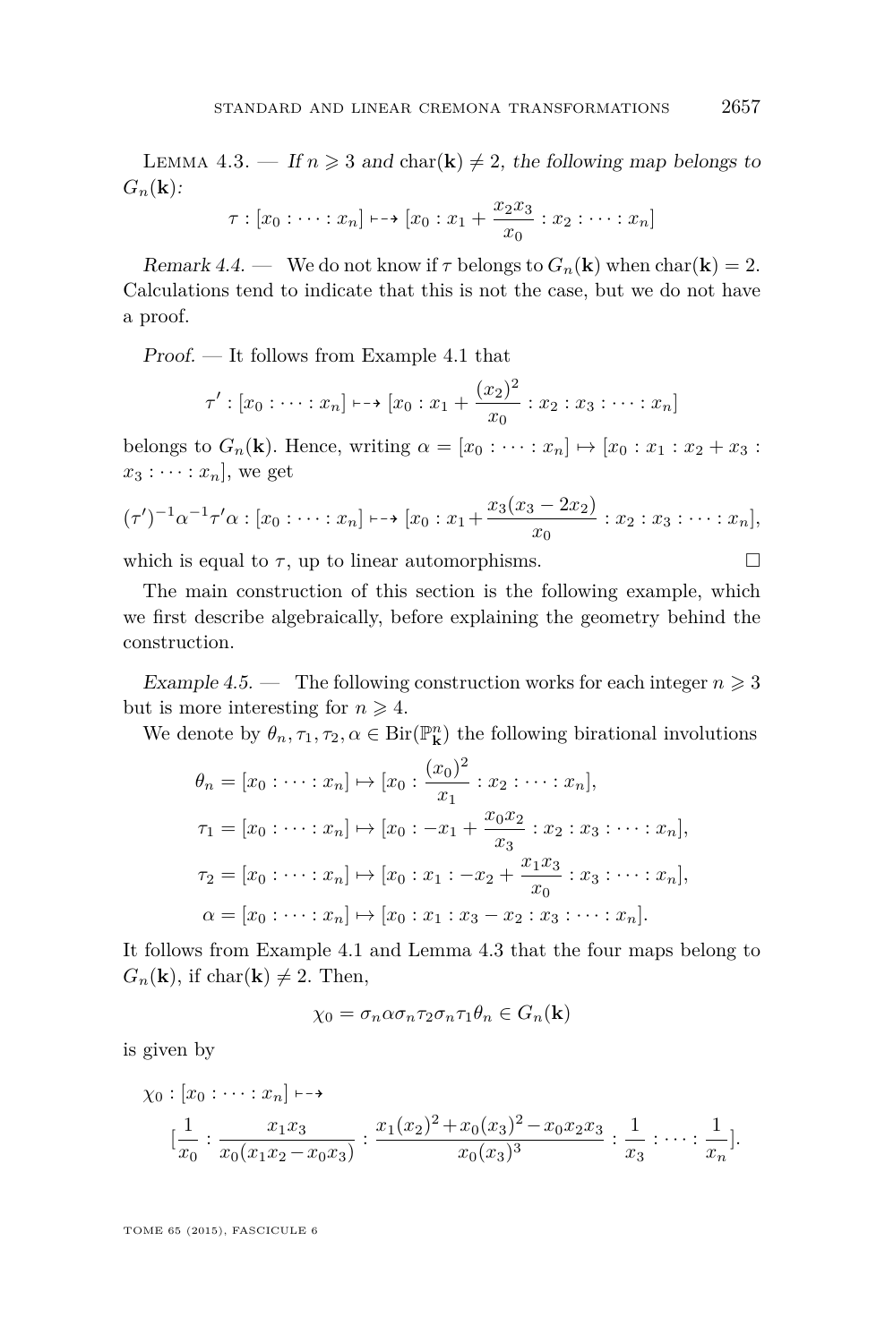Lemma 4.3. — *If $n \geqslant 3$ and $\mathrm{char}(\mathbf{k}) \neq 2$, the following map belongs to $G_n(\mathbf{k})$:*

$$\tau : [x_0 : \cdots : x_n] \dashrightarrow [x_0 : x_1 + \frac{x_2 x_3}{x_0} : x_2 : \cdots : x_n]$$

*Remark 4.4.* — We do not know if $\tau$ belongs to $G_n(\mathbf{k})$ when $\mathrm{char}(\mathbf{k}) = 2$. Calculations tend to indicate that this is not the case, but we do not have a proof.

*Proof.* — It follows from Example 4.1 that

$$\tau' : [x_0 : \cdots : x_n] \dashrightarrow [x_0 : x_1 + \frac{(x_2)^2}{x_0} : x_2 : x_3 : \cdots : x_n]$$

belongs to $G_n(\mathbf{k})$. Hence, writing $\alpha = [x_0 : \cdots : x_n] \mapsto [x_0 : x_1 : x_2 + x_3 : x_3 : \cdots : x_n]$, we get

$$(\tau')^{-1}\alpha^{-1}\tau'\alpha : [x_0 : \cdots : x_n] \dashrightarrow [x_0 : x_1 + \frac{x_3(x_3 - 2x_2)}{x_0} : x_2 : x_3 : \cdots : x_n],$$

which is equal to $\tau$, up to linear automorphisms. $\square$

The main construction of this section is the following example, which we first describe algebraically, before explaining the geometry behind the construction.

*Example 4.5.* — The following construction works for each integer $n \geqslant 3$ but is more interesting for $n \geqslant 4$.

We denote by $\theta_n, \tau_1, \tau_2, \alpha \in \mathrm{Bir}(\mathbb{P}^n_{\mathbf{k}})$ the following birational involutions

$$\begin{aligned}
\theta_n &= [x_0 : \cdots : x_n] \mapsto [x_0 : \frac{(x_0)^2}{x_1} : x_2 : \cdots : x_n], \\
\tau_1 &= [x_0 : \cdots : x_n] \mapsto [x_0 : -x_1 + \frac{x_0 x_2}{x_3} : x_2 : x_3 : \cdots : x_n], \\
\tau_2 &= [x_0 : \cdots : x_n] \mapsto [x_0 : x_1 : -x_2 + \frac{x_1 x_3}{x_0} : x_3 : \cdots : x_n], \\
\alpha &= [x_0 : \cdots : x_n] \mapsto [x_0 : x_1 : x_3 - x_2 : x_3 : \cdots : x_n].
\end{aligned}$$

It follows from Example 4.1 and Lemma 4.3 that the four maps belong to $G_n(\mathbf{k})$, if $\mathrm{char}(\mathbf{k}) \neq 2$. Then,

$$\chi_0 = \sigma_n \alpha \sigma_n \tau_2 \sigma_n \tau_1 \theta_n \in G_n(\mathbf{k})$$

is given by

$$\chi_0 : [x_0 : \cdots : x_n] \dashrightarrow \\
[\frac{1}{x_0} : \frac{x_1 x_3}{x_0(x_1 x_2 - x_0 x_3)} : \frac{x_1 (x_2)^2 + x_0 (x_3)^2 - x_0 x_2 x_3}{x_0 (x_3)^3} : \frac{1}{x_3} : \cdots : \frac{1}{x_n}].$$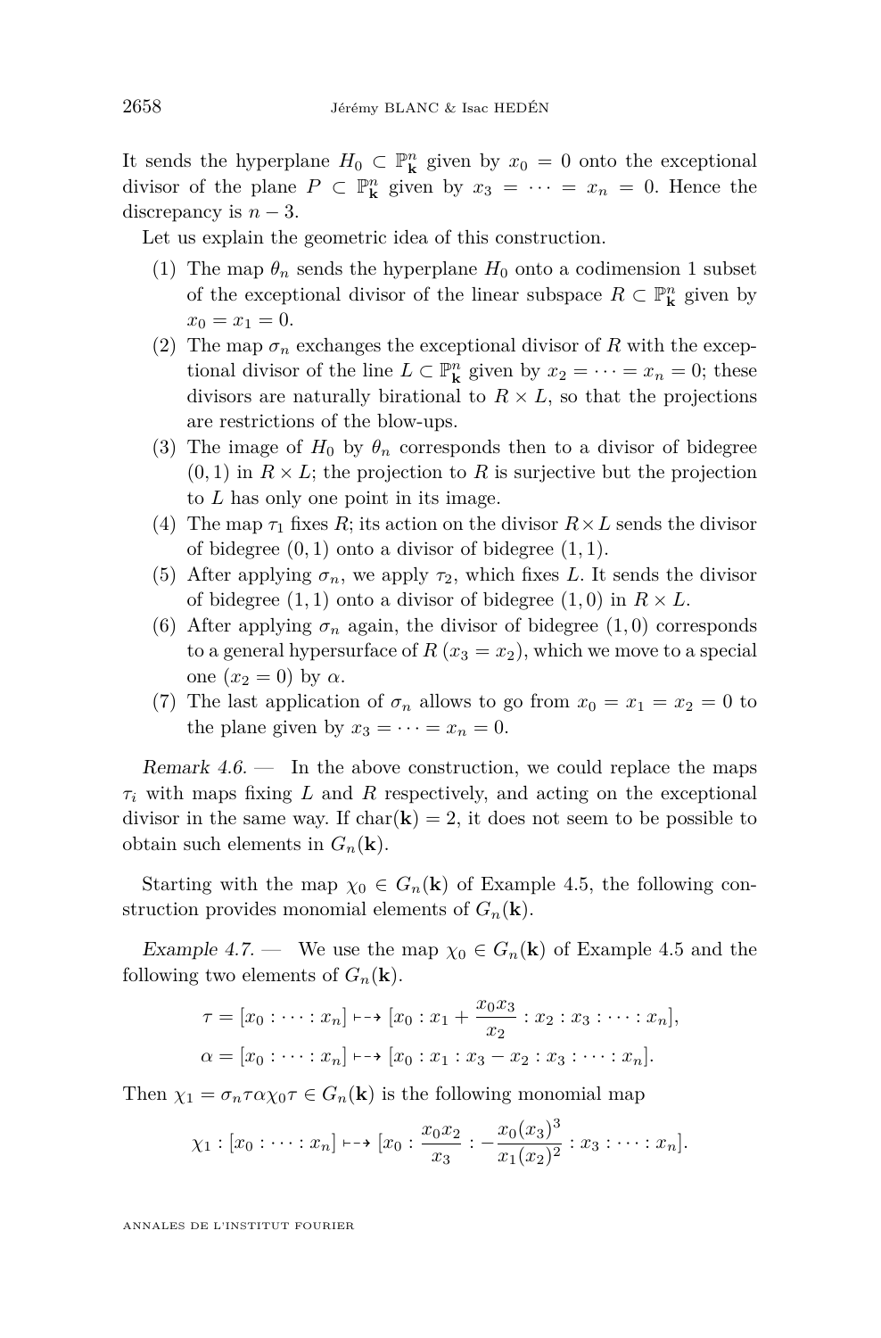It sends the hyperplane $H_0 \subset \mathbb{P}^n_{\mathbf{k}}$ given by $x_0 = 0$ onto the exceptional divisor of the plane $P \subset \mathbb{P}^n_{\mathbf{k}}$ given by $x_3 = \cdots = x_n = 0$. Hence the discrepancy is $n-3$.

Let us explain the geometric idea of this construction.

1. The map $\theta_n$ sends the hyperplane $H_0$ onto a codimension 1 subset of the exceptional divisor of the linear subspace $R \subset \mathbb{P}^n_{\mathbf{k}}$ given by $x_0 = x_1 = 0$.
2. The map $\sigma_n$ exchanges the exceptional divisor of $R$ with the exceptional divisor of the line $L \subset \mathbb{P}^n_{\mathbf{k}}$ given by $x_2 = \cdots = x_n = 0$; these divisors are naturally birational to $R \times L$, so that the projections are restrictions of the blow-ups.
3. The image of $H_0$ by $\theta_n$ corresponds then to a divisor of bidegree $(0,1)$ in $R \times L$; the projection to $R$ is surjective but the projection to $L$ has only one point in its image.
4. The map $\tau_1$ fixes $R$; its action on the divisor $R \times L$ sends the divisor of bidegree $(0,1)$ onto a divisor of bidegree $(1,1)$.
5. After applying $\sigma_n$, we apply $\tau_2$, which fixes $L$. It sends the divisor of bidegree $(1,1)$ onto a divisor of bidegree $(1,0)$ in $R \times L$.
6. After applying $\sigma_n$ again, the divisor of bidegree $(1,0)$ corresponds to a general hypersurface of $R$ ($x_3 = x_2$), which we move to a special one ($x_2 = 0$) by $\alpha$.
7. The last application of $\sigma_n$ allows to go from $x_0 = x_1 = x_2 = 0$ to the plane given by $x_3 = \cdots = x_n = 0$.

*Remark 4.6.* — In the above construction, we could replace the maps $\tau_i$ with maps fixing $L$ and $R$ respectively, and acting on the exceptional divisor in the same way. If $\mathrm{char}(\mathbf{k}) = 2$, it does not seem to be possible to obtain such elements in $G_n(\mathbf{k})$.

Starting with the map $\chi_0 \in G_n(\mathbf{k})$ of Example 4.5, the following construction provides monomial elements of $G_n(\mathbf{k})$.

*Example 4.7.* — We use the map $\chi_0 \in G_n(\mathbf{k})$ of Example 4.5 and the following two elements of $G_n(\mathbf{k})$.

$$\begin{aligned}
\tau &= [x_0 : \cdots : x_n] \dashrightarrow [x_0 : x_1 + \frac{x_0 x_3}{x_2} : x_2 : x_3 : \cdots : x_n],\\
\alpha &= [x_0 : \cdots : x_n] \dashrightarrow [x_0 : x_1 : x_3 - x_2 : x_3 : \cdots : x_n].
\end{aligned}$$

Then $\chi_1 = \sigma_n \tau \alpha \chi_0 \tau \in G_n(\mathbf{k})$ is the following monomial map

$$\chi_1 : [x_0 : \cdots : x_n] \dashrightarrow [x_0 : \frac{x_0 x_2}{x_3} : -\frac{x_0 (x_3)^3}{x_1 (x_2)^2} : x_3 : \cdots : x_n].$$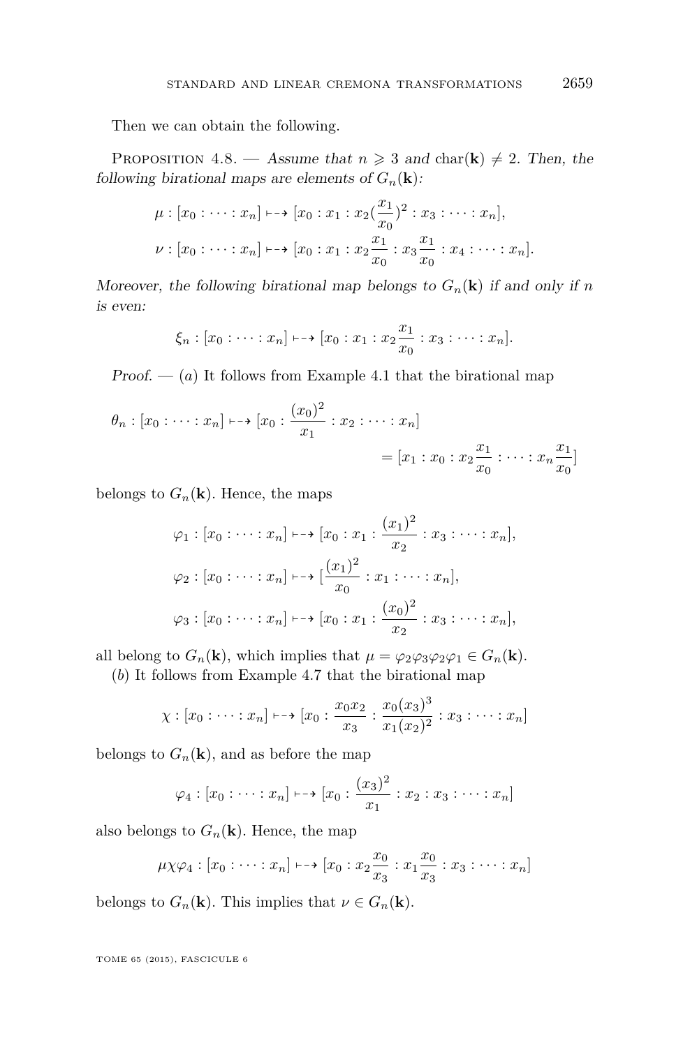Then we can obtain the following.

Proposition 4.8. — *Assume that $n \geqslant 3$ and $\mathrm{char}(\mathbf{k}) \neq 2$. Then, the following birational maps are elements of $G_n(\mathbf{k})$:*

$$\mu : [x_0 : \cdots : x_n] \dashrightarrow [x_0 : x_1 : x_2(\frac{x_1}{x_0})^2 : x_3 : \cdots : x_n],$$
$$\nu : [x_0 : \cdots : x_n] \dashrightarrow [x_0 : x_1 : x_2\frac{x_1}{x_0} : x_3\frac{x_1}{x_0} : x_4 : \cdots : x_n].$$

*Moreover, the following birational map belongs to $G_n(\mathbf{k})$ if and only if $n$ is even:*

$$\xi_n : [x_0 : \cdots : x_n] \dashrightarrow [x_0 : x_1 : x_2\frac{x_1}{x_0} : x_3 : \cdots : x_n].$$

*Proof.* — ($a$) It follows from Example 4.1 that the birational map

$$\theta_n : [x_0 : \cdots : x_n] \dashrightarrow [x_0 : \frac{(x_0)^2}{x_1} : x_2 : \cdots : x_n]$$
$$= [x_1 : x_0 : x_2\frac{x_1}{x_0} : \cdots : x_n\frac{x_1}{x_0}]$$

belongs to $G_n(\mathbf{k})$. Hence, the maps

$$\varphi_1 : [x_0 : \cdots : x_n] \dashrightarrow [x_0 : x_1 : \frac{(x_1)^2}{x_2} : x_3 : \cdots : x_n],$$
$$\varphi_2 : [x_0 : \cdots : x_n] \dashrightarrow [\frac{(x_1)^2}{x_0} : x_1 : \cdots : x_n],$$
$$\varphi_3 : [x_0 : \cdots : x_n] \dashrightarrow [x_0 : x_1 : \frac{(x_0)^2}{x_2} : x_3 : \cdots : x_n],$$

all belong to $G_n(\mathbf{k})$, which implies that $\mu = \varphi_2\varphi_3\varphi_2\varphi_1 \in G_n(\mathbf{k})$.

($b$) It follows from Example 4.7 that the birational map

$$\chi : [x_0 : \cdots : x_n] \dashrightarrow [x_0 : \frac{x_0 x_2}{x_3} : \frac{x_0(x_3)^3}{x_1(x_2)^2} : x_3 : \cdots : x_n]$$

belongs to $G_n(\mathbf{k})$, and as before the map

$$\varphi_4 : [x_0 : \cdots : x_n] \dashrightarrow [x_0 : \frac{(x_3)^2}{x_1} : x_2 : x_3 : \cdots : x_n]$$

also belongs to $G_n(\mathbf{k})$. Hence, the map

$$\mu\chi\varphi_4 : [x_0 : \cdots : x_n] \dashrightarrow [x_0 : x_2\frac{x_0}{x_3} : x_1\frac{x_0}{x_3} : x_3 : \cdots : x_n]$$

belongs to $G_n(\mathbf{k})$. This implies that $\nu \in G_n(\mathbf{k})$.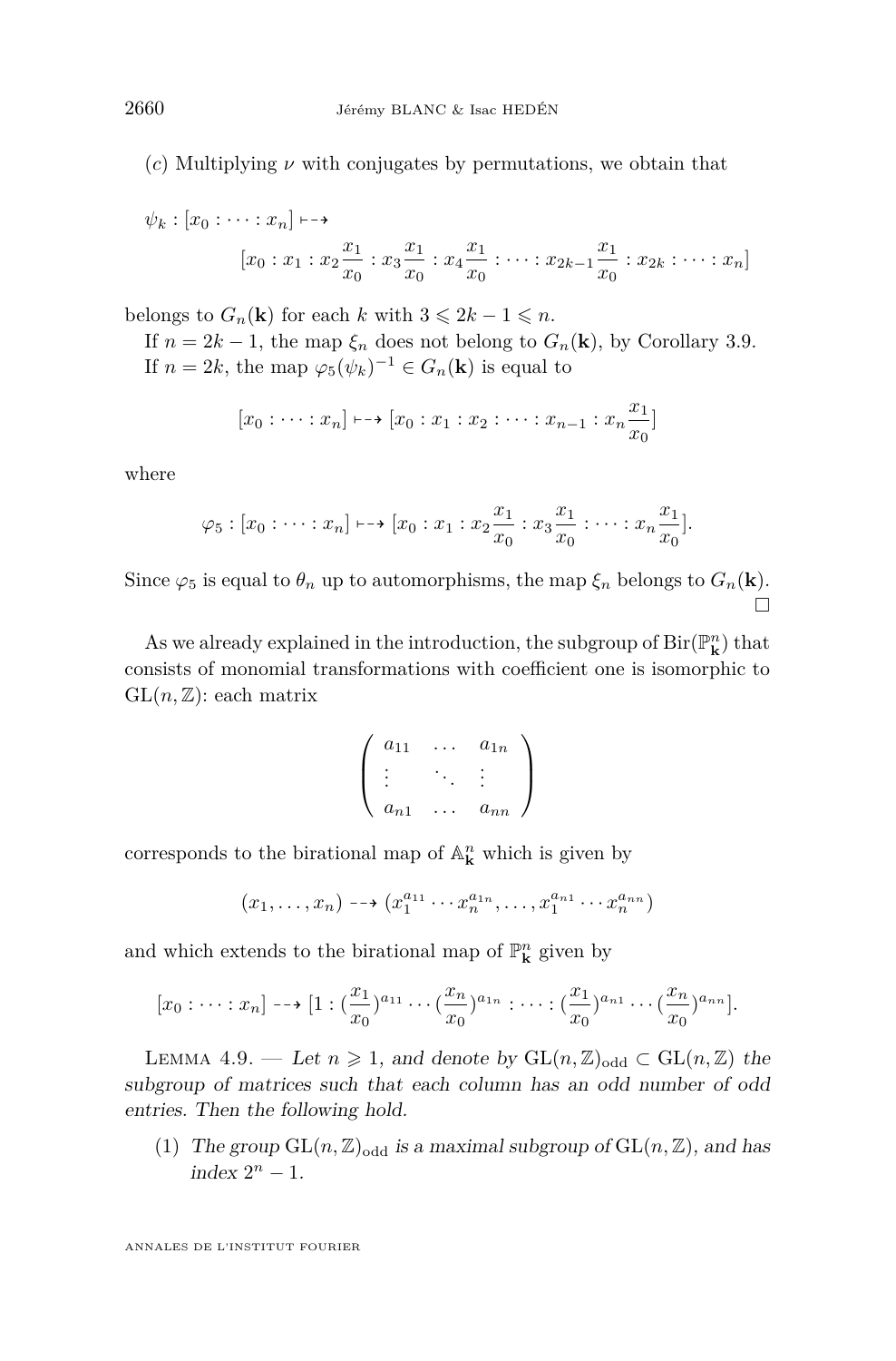(c) Multiplying $\nu$ with conjugates by permutations, we obtain that

$$\psi_k : [x_0 : \cdots : x_n] \dashrightarrow [x_0 : x_1 : x_2\frac{x_1}{x_0} : x_3\frac{x_1}{x_0} : x_4\frac{x_1}{x_0} : \cdots : x_{2k-1}\frac{x_1}{x_0} : x_{2k} : \cdots : x_n]$$

belongs to $G_n(\mathbf{k})$ for each $k$ with $3 \leqslant 2k-1 \leqslant n$.

If $n = 2k-1$, the map $\xi_n$ does not belong to $G_n(\mathbf{k})$, by Corollary 3.9.

If $n = 2k$, the map $\varphi_5(\psi_k)^{-1} \in G_n(\mathbf{k})$ is equal to

$$[x_0 : \cdots : x_n] \dashrightarrow [x_0 : x_1 : x_2 : \cdots : x_{n-1} : x_n\frac{x_1}{x_0}]$$

where

$$\varphi_5 : [x_0 : \cdots : x_n] \dashrightarrow [x_0 : x_1 : x_2\frac{x_1}{x_0} : x_3\frac{x_1}{x_0} : \cdots : x_n\frac{x_1}{x_0}].$$

Since $\varphi_5$ is equal to $\theta_n$ up to automorphisms, the map $\xi_n$ belongs to $G_n(\mathbf{k})$. $\square$

As we already explained in the introduction, the subgroup of $\mathrm{Bir}(\mathbb{P}^n_{\mathbf{k}})$ that consists of monomial transformations with coefficient one is isomorphic to $\mathrm{GL}(n,\mathbb{Z})$: each matrix

$$\begin{pmatrix} a_{11} & \dots & a_{1n} \\ \vdots & \ddots & \vdots \\ a_{n1} & \dots & a_{nn} \end{pmatrix}$$

corresponds to the birational map of $\mathbb{A}^n_{\mathbf{k}}$ which is given by

$$(x_1, \ldots, x_n) \dashrightarrow (x_1^{a_{11}} \cdots x_n^{a_{1n}}, \ldots, x_1^{a_{n1}} \cdots x_n^{a_{nn}})$$

and which extends to the birational map of $\mathbb{P}^n_{\mathbf{k}}$ given by

$$[x_0 : \cdots : x_n] \dashrightarrow [1 : (\frac{x_1}{x_0})^{a_{11}} \cdots (\frac{x_n}{x_0})^{a_{1n}} : \cdots : (\frac{x_1}{x_0})^{a_{n1}} \cdots (\frac{x_n}{x_0})^{a_{nn}}].$$

Lemma 4.9. — *Let $n \geqslant 1$, and denote by $\mathrm{GL}(n,\mathbb{Z})_{\mathrm{odd}} \subset \mathrm{GL}(n,\mathbb{Z})$ the subgroup of matrices such that each column has an odd number of odd entries. Then the following hold.*

(1) *The group $\mathrm{GL}(n,\mathbb{Z})_{\mathrm{odd}}$ is a maximal subgroup of $\mathrm{GL}(n,\mathbb{Z})$, and has index $2^n - 1$.*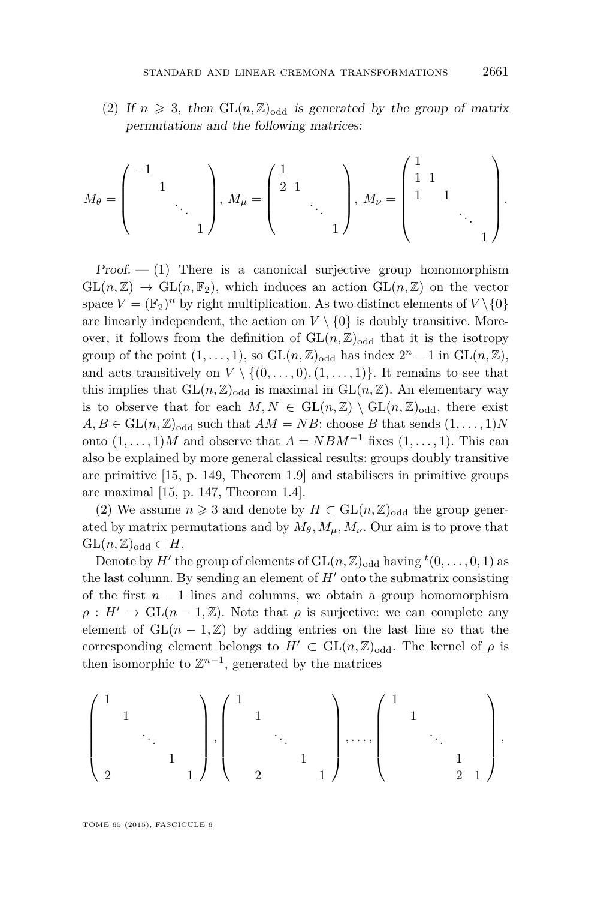(2) *If $n \geqslant 3$, then $\mathrm{GL}(n,\mathbb{Z})_{\mathrm{odd}}$ is generated by the group of matrix permutations and the following matrices:*

$$M_\theta = \begin{pmatrix} -1 & & & \\ & 1 & & \\ & & \ddots & \\ & & & 1 \end{pmatrix},\ M_\mu = \begin{pmatrix} 1 & & & \\ 2 & 1 & & \\ & & \ddots & \\ & & & 1 \end{pmatrix},\ M_\nu = \begin{pmatrix} 1 & & & & \\ 1 & 1 & & & \\ 1 & & 1 & & \\ & & & \ddots & \\ & & & & 1 \end{pmatrix}.$$

*Proof.* — (1) There is a canonical surjective group homomorphism $\mathrm{GL}(n,\mathbb{Z}) \to \mathrm{GL}(n,\mathbb{F}_2)$, which induces an action $\mathrm{GL}(n,\mathbb{Z})$ on the vector space $V = (\mathbb{F}_2)^n$ by right multiplication. As two distinct elements of $V\setminus\{0\}$ are linearly independent, the action on $V \setminus \{0\}$ is doubly transitive. Moreover, it follows from the definition of $\mathrm{GL}(n,\mathbb{Z})_{\mathrm{odd}}$ that it is the isotropy group of the point $(1,\dots,1)$, so $\mathrm{GL}(n,\mathbb{Z})_{\mathrm{odd}}$ has index $2^n - 1$ in $\mathrm{GL}(n,\mathbb{Z})$, and acts transitively on $V \setminus \{(0,\dots,0),(1,\dots,1)\}$. It remains to see that this implies that $\mathrm{GL}(n,\mathbb{Z})_{\mathrm{odd}}$ is maximal in $\mathrm{GL}(n,\mathbb{Z})$. An elementary way is to observe that for each $M, N \in \mathrm{GL}(n,\mathbb{Z}) \setminus \mathrm{GL}(n,\mathbb{Z})_{\mathrm{odd}}$, there exist $A, B \in \mathrm{GL}(n,\mathbb{Z})_{\mathrm{odd}}$ such that $AM = NB$: choose $B$ that sends $(1,\dots,1)N$ onto $(1,\dots,1)M$ and observe that $A = NBM^{-1}$ fixes $(1,\dots,1)$. This can also be explained by more general classical results: groups doubly transitive are primitive [15, p. 149, Theorem 1.9] and stabilisers in primitive groups are maximal [15, p. 147, Theorem 1.4].

(2) We assume $n \geqslant 3$ and denote by $H \subset \mathrm{GL}(n,\mathbb{Z})_{\mathrm{odd}}$ the group generated by matrix permutations and by $M_\theta, M_\mu, M_\nu$. Our aim is to prove that $\mathrm{GL}(n,\mathbb{Z})_{\mathrm{odd}} \subset H$.

Denote by $H'$ the group of elements of $\mathrm{GL}(n,\mathbb{Z})_{\mathrm{odd}}$ having ${}^t(0,\dots,0,1)$ as the last column. By sending an element of $H'$ onto the submatrix consisting of the first $n-1$ lines and columns, we obtain a group homomorphism $\rho : H' \to \mathrm{GL}(n-1,\mathbb{Z})$. Note that $\rho$ is surjective: we can complete any element of $\mathrm{GL}(n-1,\mathbb{Z})$ by adding entries on the last line so that the corresponding element belongs to $H' \subset \mathrm{GL}(n,\mathbb{Z})_{\mathrm{odd}}$. The kernel of $\rho$ is then isomorphic to $\mathbb{Z}^{n-1}$, generated by the matrices

$$\begin{pmatrix} 1 & & & & \\ & 1 & & & \\ & & \ddots & & \\ & & & 1 & \\ 2 & & & & 1 \end{pmatrix}, \begin{pmatrix} 1 & & & & \\ & 1 & & & \\ & & \ddots & & \\ & & & 1 & \\ & 2 & & & 1 \end{pmatrix}, \dots, \begin{pmatrix} 1 & & & & \\ & 1 & & & \\ & & \ddots & & \\ & & & 1 & \\ & & & 2 & 1 \end{pmatrix},$$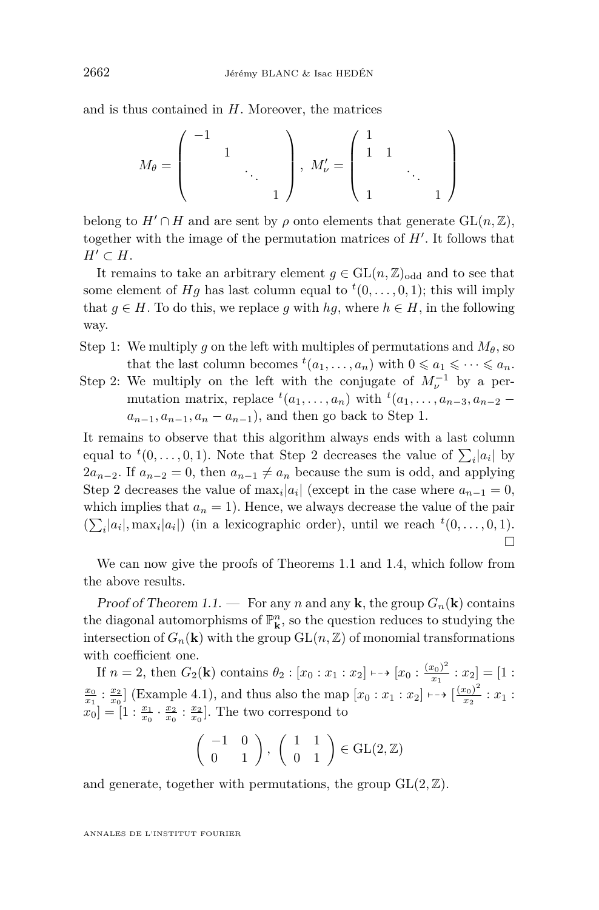and is thus contained in $H$. Moreover, the matrices

$$M_\theta = \begin{pmatrix} -1 & & & \\ & 1 & & \\ & & \ddots & \\ & & & 1 \end{pmatrix}, \; M'_\nu = \begin{pmatrix} 1 & & & \\ 1 & 1 & & \\ & & \ddots & \\ 1 & & & 1 \end{pmatrix}$$

belong to $H' \cap H$ and are sent by $\rho$ onto elements that generate $\mathrm{GL}(n, \mathbb{Z})$, together with the image of the permutation matrices of $H'$. It follows that $H' \subset H$.

It remains to take an arbitrary element $g \in \mathrm{GL}(n, \mathbb{Z})_{\mathrm{odd}}$ and to see that some element of $Hg$ has last column equal to ${}^t(0, \ldots, 0, 1)$; this will imply that $g \in H$. To do this, we replace $g$ with $hg$, where $h \in H$, in the following way.

- Step 1: We multiply $g$ on the left with multiples of permutations and $M_\theta$, so that the last column becomes ${}^t(a_1, \ldots, a_n)$ with $0 \leqslant a_1 \leqslant \cdots \leqslant a_n$.
- Step 2: We multiply on the left with the conjugate of $M_\nu'^{-1}$ by a permutation matrix, replace ${}^t(a_1, \ldots, a_n)$ with ${}^t(a_1, \ldots, a_{n-3}, a_{n-2} - a_{n-1}, a_{n-1}, a_n - a_{n-1})$, and then go back to Step 1.

It remains to observe that this algorithm always ends with a last column equal to ${}^t(0, \ldots, 0, 1)$. Note that Step 2 decreases the value of $\sum_i |a_i|$ by $2a_{n-2}$. If $a_{n-2} = 0$, then $a_{n-1} \neq a_n$ because the sum is odd, and applying Step 2 decreases the value of $\max_i |a_i|$ (except in the case where $a_{n-1} = 0$, which implies that $a_n = 1$). Hence, we always decrease the value of the pair $(\sum_i |a_i|, \max_i |a_i|)$ (in a lexicographic order), until we reach ${}^t(0, \ldots, 0, 1)$. □

We can now give the proofs of Theorems 1.1 and 1.4, which follow from the above results.

*Proof of Theorem 1.1.* — For any $n$ and any $\mathbf{k}$, the group $G_n(\mathbf{k})$ contains the diagonal automorphisms of $\mathbb{P}^n_{\mathbf{k}}$, so the question reduces to studying the intersection of $G_n(\mathbf{k})$ with the group $\mathrm{GL}(n, \mathbb{Z})$ of monomial transformations with coefficient one.

If $n = 2$, then $G_2(\mathbf{k})$ contains $\theta_2 : [x_0 : x_1 : x_2] \dashrightarrow [x_0 : \frac{(x_0)^2}{x_1} : x_2] = [1 : \frac{x_0}{x_1} : \frac{x_2}{x_0}]$ (Example 4.1), and thus also the map $[x_0 : x_1 : x_2] \dashrightarrow [\frac{(x_0)^2}{x_2} : x_1 : x_0] = [1 : \frac{x_1}{x_0} \cdot \frac{x_2}{x_0} : \frac{x_2}{x_0}]$. The two correspond to

$$\begin{pmatrix} -1 & 0 \\ 0 & 1 \end{pmatrix}, \; \begin{pmatrix} 1 & 1 \\ 0 & 1 \end{pmatrix} \in \mathrm{GL}(2, \mathbb{Z})$$

and generate, together with permutations, the group $\mathrm{GL}(2, \mathbb{Z})$.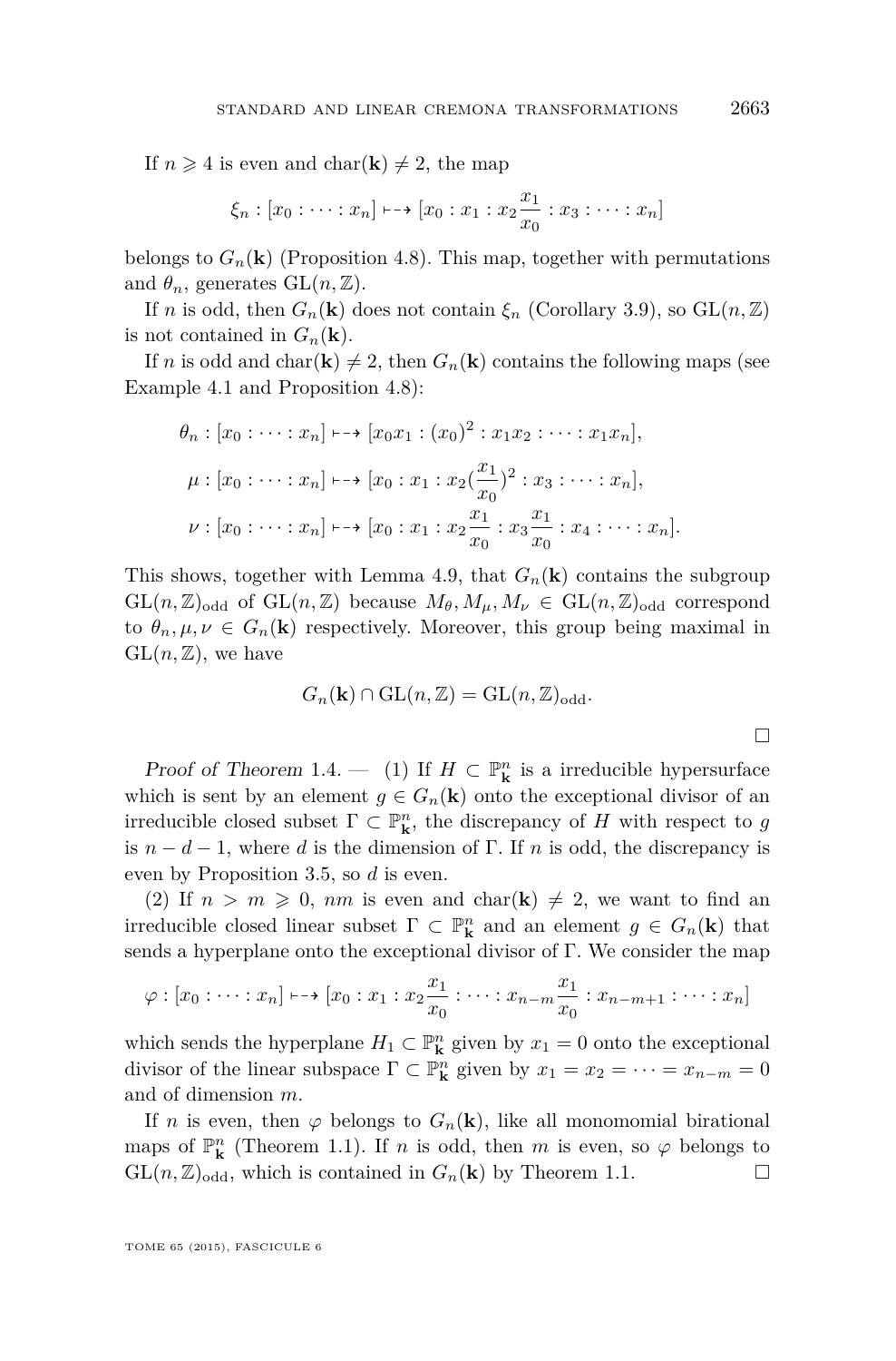If $n \geqslant 4$ is even and $\mathrm{char}(\mathbf{k}) \neq 2$, the map

$$\xi_n : [x_0 : \cdots : x_n] \dashrightarrow [x_0 : x_1 : x_2 \frac{x_1}{x_0} : x_3 : \cdots : x_n]$$

belongs to $G_n(\mathbf{k})$ (Proposition 4.8). This map, together with permutations and $\theta_n$, generates $\mathrm{GL}(n, \mathbb{Z})$.

If $n$ is odd, then $G_n(\mathbf{k})$ does not contain $\xi_n$ (Corollary 3.9), so $\mathrm{GL}(n, \mathbb{Z})$ is not contained in $G_n(\mathbf{k})$.

If $n$ is odd and $\mathrm{char}(\mathbf{k}) \neq 2$, then $G_n(\mathbf{k})$ contains the following maps (see Example 4.1 and Proposition 4.8):

$$\theta_n : [x_0 : \cdots : x_n] \dashrightarrow [x_0 x_1 : (x_0)^2 : x_1 x_2 : \cdots : x_1 x_n],$$

$$\mu : [x_0 : \cdots : x_n] \dashrightarrow [x_0 : x_1 : x_2 (\frac{x_1}{x_0})^2 : x_3 : \cdots : x_n],$$

$$\nu : [x_0 : \cdots : x_n] \dashrightarrow [x_0 : x_1 : x_2 \frac{x_1}{x_0} : x_3 \frac{x_1}{x_0} : x_4 : \cdots : x_n].$$

This shows, together with Lemma 4.9, that $G_n(\mathbf{k})$ contains the subgroup $\mathrm{GL}(n, \mathbb{Z})_{\mathrm{odd}}$ of $\mathrm{GL}(n, \mathbb{Z})$ because $M_\theta, M_\mu, M_\nu \in \mathrm{GL}(n, \mathbb{Z})_{\mathrm{odd}}$ correspond to $\theta_n, \mu, \nu \in G_n(\mathbf{k})$ respectively. Moreover, this group being maximal in $\mathrm{GL}(n, \mathbb{Z})$, we have

$$G_n(\mathbf{k}) \cap \mathrm{GL}(n, \mathbb{Z}) = \mathrm{GL}(n, \mathbb{Z})_{\mathrm{odd}}.$$

□

*Proof of Theorem 1.4.* — (1) If $H \subset \mathbb{P}^n_{\mathbf{k}}$ is a irreducible hypersurface which is sent by an element $g \in G_n(\mathbf{k})$ onto the exceptional divisor of an irreducible closed subset $\Gamma \subset \mathbb{P}^n_{\mathbf{k}}$, the discrepancy of $H$ with respect to $g$ is $n - d - 1$, where $d$ is the dimension of $\Gamma$. If $n$ is odd, the discrepancy is even by Proposition 3.5, so $d$ is even.

(2) If $n > m \geqslant 0$, $nm$ is even and $\mathrm{char}(\mathbf{k}) \neq 2$, we want to find an irreducible closed linear subset $\Gamma \subset \mathbb{P}^n_{\mathbf{k}}$ and an element $g \in G_n(\mathbf{k})$ that sends a hyperplane onto the exceptional divisor of $\Gamma$. We consider the map

$$\varphi : [x_0 : \cdots : x_n] \dashrightarrow [x_0 : x_1 : x_2 \frac{x_1}{x_0} : \cdots : x_{n-m} \frac{x_1}{x_0} : x_{n-m+1} : \cdots : x_n]$$

which sends the hyperplane $H_1 \subset \mathbb{P}^n_{\mathbf{k}}$ given by $x_1 = 0$ onto the exceptional divisor of the linear subspace $\Gamma \subset \mathbb{P}^n_{\mathbf{k}}$ given by $x_1 = x_2 = \cdots = x_{n-m} = 0$ and of dimension $m$.

If $n$ is even, then $\varphi$ belongs to $G_n(\mathbf{k})$, like all monomomial birational maps of $\mathbb{P}^n_{\mathbf{k}}$ (Theorem 1.1). If $n$ is odd, then $m$ is even, so $\varphi$ belongs to $\mathrm{GL}(n, \mathbb{Z})_{\mathrm{odd}}$, which is contained in $G_n(\mathbf{k})$ by Theorem 1.1. □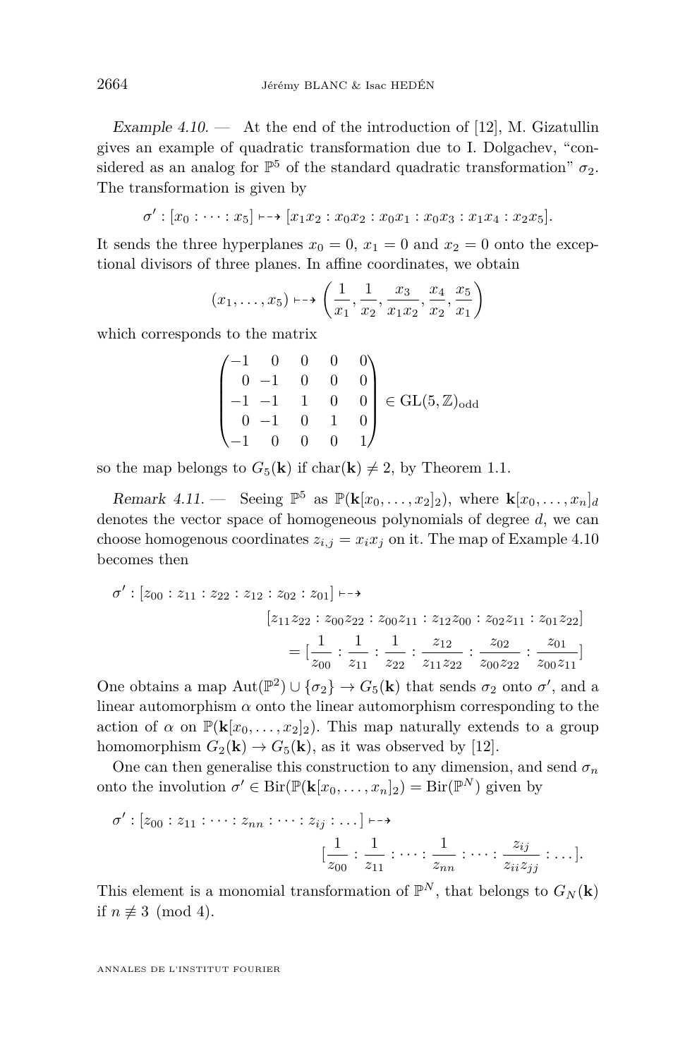*Example 4.10.* — At the end of the introduction of [12], M. Gizatullin gives an example of quadratic transformation due to I. Dolgachev, "considered as an analog for $\mathbb{P}^5$ of the standard quadratic transformation" $\sigma_2$. The transformation is given by

$$\sigma' : [x_0 : \cdots : x_5] \dashrightarrow [x_1x_2 : x_0x_2 : x_0x_1 : x_0x_3 : x_1x_4 : x_2x_5].$$

It sends the three hyperplanes $x_0 = 0$, $x_1 = 0$ and $x_2 = 0$ onto the exceptional divisors of three planes. In affine coordinates, we obtain

$$(x_1, \ldots, x_5) \dashrightarrow \left(\frac{1}{x_1}, \frac{1}{x_2}, \frac{x_3}{x_1x_2}, \frac{x_4}{x_2}, \frac{x_5}{x_1}\right)$$

which corresponds to the matrix

$$\begin{pmatrix} -1 & 0 & 0 & 0 & 0 \\ 0 & -1 & 0 & 0 & 0 \\ -1 & -1 & 1 & 0 & 0 \\ 0 & -1 & 0 & 1 & 0 \\ -1 & 0 & 0 & 0 & 1 \end{pmatrix} \in \mathrm{GL}(5, \mathbb{Z})_{\mathrm{odd}}$$

so the map belongs to $G_5(\mathbf{k})$ if $\mathrm{char}(\mathbf{k}) \neq 2$, by Theorem 1.1.

*Remark 4.11.* — Seeing $\mathbb{P}^5$ as $\mathbb{P}(\mathbf{k}[x_0, \ldots, x_2]_2)$, where $\mathbf{k}[x_0, \ldots, x_n]_d$ denotes the vector space of homogeneous polynomials of degree $d$, we can choose homogenous coordinates $z_{i,j} = x_ix_j$ on it. The map of Example 4.10 becomes then

$$\begin{aligned} \sigma' : [z_{00} : z_{11} : z_{22} : z_{12} : z_{02} : z_{01}] &\dashrightarrow \\ &[z_{11}z_{22} : z_{00}z_{22} : z_{00}z_{11} : z_{12}z_{00} : z_{02}z_{11} : z_{01}z_{22}] \\ &= [\frac{1}{z_{00}} : \frac{1}{z_{11}} : \frac{1}{z_{22}} : \frac{z_{12}}{z_{11}z_{22}} : \frac{z_{02}}{z_{00}z_{22}} : \frac{z_{01}}{z_{00}z_{11}}] \end{aligned}$$

One obtains a map $\mathrm{Aut}(\mathbb{P}^2) \cup \{\sigma_2\} \to G_5(\mathbf{k})$ that sends $\sigma_2$ onto $\sigma'$, and a linear automorphism $\alpha$ onto the linear automorphism corresponding to the action of $\alpha$ on $\mathbb{P}(\mathbf{k}[x_0, \ldots, x_2]_2)$. This map naturally extends to a group homomorphism $G_2(\mathbf{k}) \to G_5(\mathbf{k})$, as it was observed by [12].

One can then generalise this construction to any dimension, and send $\sigma_n$ onto the involution $\sigma' \in \mathrm{Bir}(\mathbb{P}(\mathbf{k}[x_0, \ldots, x_n]_2) = \mathrm{Bir}(\mathbb{P}^N)$ given by

$$\begin{aligned} \sigma' : [z_{00} : z_{11} : \cdots : z_{nn} : \cdots : z_{ij} : \ldots] &\dashrightarrow \\ &[\frac{1}{z_{00}} : \frac{1}{z_{11}} : \cdots : \frac{1}{z_{nn}} : \cdots : \frac{z_{ij}}{z_{ii}z_{jj}} : \ldots]. \end{aligned}$$

This element is a monomial transformation of $\mathbb{P}^N$, that belongs to $G_N(\mathbf{k})$ if $n \not\equiv 3 \pmod 4$.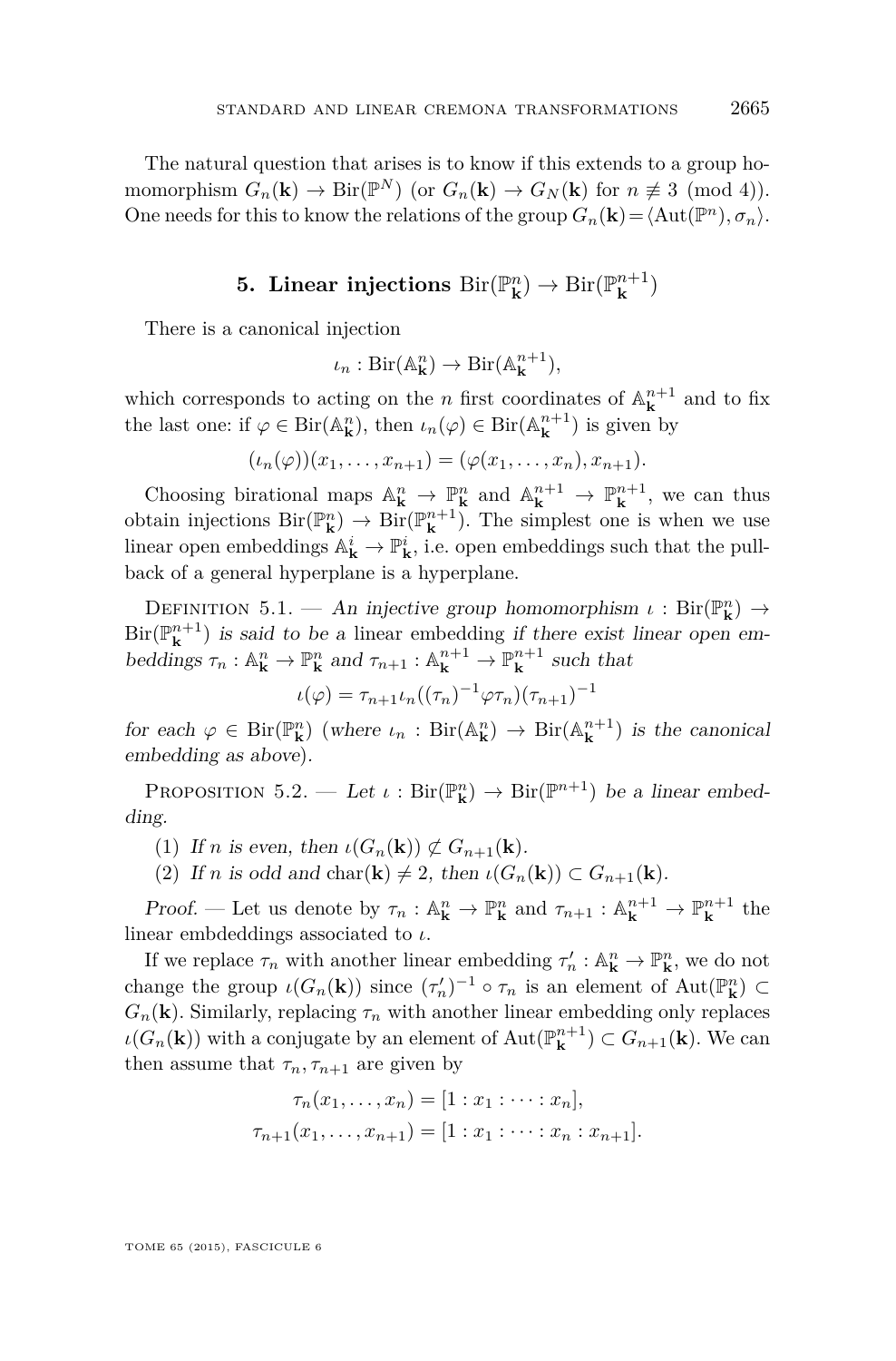The natural question that arises is to know if this extends to a group homomorphism $G_n(\mathbf{k}) \to \mathrm{Bir}(\mathbb{P}^N)$ (or $G_n(\mathbf{k}) \to G_N(\mathbf{k})$ for $n \not\equiv 3 \pmod 4$). One needs for this to know the relations of the group $G_n(\mathbf{k}) = \langle \mathrm{Aut}(\mathbb{P}^n), \sigma_n \rangle$.

## 5. Linear injections $\mathrm{Bir}(\mathbb{P}^n_{\mathbf{k}}) \to \mathrm{Bir}(\mathbb{P}^{n+1}_{\mathbf{k}})$

There is a canonical injection

$$\iota_n : \mathrm{Bir}(\mathbb{A}^n_{\mathbf{k}}) \to \mathrm{Bir}(\mathbb{A}^{n+1}_{\mathbf{k}}),$$

which corresponds to acting on the $n$ first coordinates of $\mathbb{A}^{n+1}_{\mathbf{k}}$ and to fix the last one: if $\varphi \in \mathrm{Bir}(\mathbb{A}^n_{\mathbf{k}})$, then $\iota_n(\varphi) \in \mathrm{Bir}(\mathbb{A}^{n+1}_{\mathbf{k}})$ is given by

$$(\iota_n(\varphi))(x_1, \dots, x_{n+1}) = (\varphi(x_1, \dots, x_n), x_{n+1}).$$

Choosing birational maps $\mathbb{A}^n_{\mathbf{k}} \to \mathbb{P}^n_{\mathbf{k}}$ and $\mathbb{A}^{n+1}_{\mathbf{k}} \to \mathbb{P}^{n+1}_{\mathbf{k}}$, we can thus obtain injections $\mathrm{Bir}(\mathbb{P}^n_{\mathbf{k}}) \to \mathrm{Bir}(\mathbb{P}^{n+1}_{\mathbf{k}})$. The simplest one is when we use linear open embeddings $\mathbb{A}^i_{\mathbf{k}} \to \mathbb{P}^i_{\mathbf{k}}$, i.e. open embeddings such that the pull-back of a general hyperplane is a hyperplane.

Definition 5.1. — *An injective group homomorphism $\iota : \mathrm{Bir}(\mathbb{P}^n_{\mathbf{k}}) \to \mathrm{Bir}(\mathbb{P}^{n+1}_{\mathbf{k}})$ is said to be a* linear embedding *if there exist linear open embeddings $\tau_n : \mathbb{A}^n_{\mathbf{k}} \to \mathbb{P}^n_{\mathbf{k}}$ and $\tau_{n+1} : \mathbb{A}^{n+1}_{\mathbf{k}} \to \mathbb{P}^{n+1}_{\mathbf{k}}$ such that*

$$\iota(\varphi) = \tau_{n+1} \iota_n((\tau_n)^{-1} \varphi \tau_n)(\tau_{n+1})^{-1}$$

*for each $\varphi \in \mathrm{Bir}(\mathbb{P}^n_{\mathbf{k}})$ (where $\iota_n : \mathrm{Bir}(\mathbb{A}^n_{\mathbf{k}}) \to \mathrm{Bir}(\mathbb{A}^{n+1}_{\mathbf{k}})$ is the canonical embedding as above).*

Proposition 5.2. — *Let $\iota : \mathrm{Bir}(\mathbb{P}^n_{\mathbf{k}}) \to \mathrm{Bir}(\mathbb{P}^{n+1})$ be a linear embedding.*

1. *If $n$ is even, then $\iota(G_n(\mathbf{k})) \not\subset G_{n+1}(\mathbf{k})$.*
2. *If $n$ is odd and $\mathrm{char}(\mathbf{k}) \neq 2$, then $\iota(G_n(\mathbf{k})) \subset G_{n+1}(\mathbf{k})$.*

*Proof.* — Let us denote by $\tau_n : \mathbb{A}^n_{\mathbf{k}} \to \mathbb{P}^n_{\mathbf{k}}$ and $\tau_{n+1} : \mathbb{A}^{n+1}_{\mathbf{k}} \to \mathbb{P}^{n+1}_{\mathbf{k}}$ the linear embdeddings associated to $\iota$.

If we replace $\tau_n$ with another linear embedding $\tau'_n : \mathbb{A}^n_{\mathbf{k}} \to \mathbb{P}^n_{\mathbf{k}}$, we do not change the group $\iota(G_n(\mathbf{k}))$ since $(\tau'_n)^{-1} \circ \tau_n$ is an element of $\mathrm{Aut}(\mathbb{P}^n_{\mathbf{k}}) \subset G_n(\mathbf{k})$. Similarly, replacing $\tau_n$ with another linear embedding only replaces $\iota(G_n(\mathbf{k}))$ with a conjugate by an element of $\mathrm{Aut}(\mathbb{P}^{n+1}_{\mathbf{k}}) \subset G_{n+1}(\mathbf{k})$. We can then assume that $\tau_n, \tau_{n+1}$ are given by

$$\tau_n(x_1, \dots, x_n) = [1 : x_1 : \dots : x_n],$$
$$\tau_{n+1}(x_1, \dots, x_{n+1}) = [1 : x_1 : \dots : x_n : x_{n+1}].$$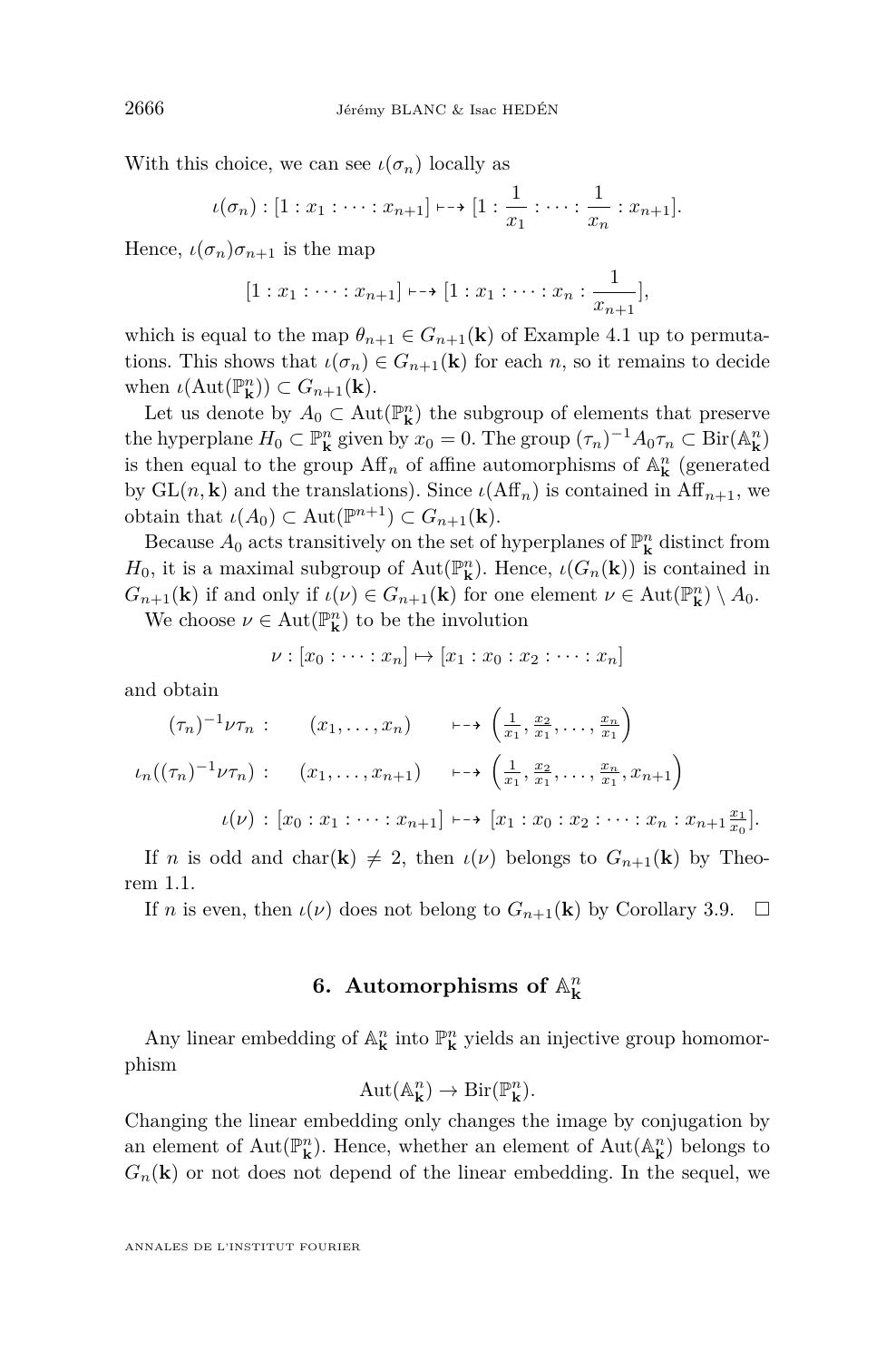With this choice, we can see $\iota(\sigma_n)$ locally as

$$\iota(\sigma_n) : [1 : x_1 : \cdots : x_{n+1}] \dashrightarrow [1 : \frac{1}{x_1} : \cdots : \frac{1}{x_n} : x_{n+1}].$$

Hence, $\iota(\sigma_n)\sigma_{n+1}$ is the map

$$[1 : x_1 : \cdots : x_{n+1}] \dashrightarrow [1 : x_1 : \cdots : x_n : \frac{1}{x_{n+1}}],$$

which is equal to the map $\theta_{n+1} \in G_{n+1}(\mathbf{k})$ of Example 4.1 up to permutations. This shows that $\iota(\sigma_n) \in G_{n+1}(\mathbf{k})$ for each $n$, so it remains to decide when $\iota(\mathrm{Aut}(\mathbb{P}^n_{\mathbf{k}})) \subset G_{n+1}(\mathbf{k})$.

Let us denote by $A_0 \subset \mathrm{Aut}(\mathbb{P}^n_{\mathbf{k}})$ the subgroup of elements that preserve the hyperplane $H_0 \subset \mathbb{P}^n_{\mathbf{k}}$ given by $x_0 = 0$. The group $(\tau_n)^{-1}A_0\tau_n \subset \mathrm{Bir}(\mathbb{A}^n_{\mathbf{k}})$ is then equal to the group $\mathrm{Aff}_n$ of affine automorphisms of $\mathbb{A}^n_{\mathbf{k}}$ (generated by $\mathrm{GL}(n, \mathbf{k})$ and the translations). Since $\iota(\mathrm{Aff}_n)$ is contained in $\mathrm{Aff}_{n+1}$, we obtain that $\iota(A_0) \subset \mathrm{Aut}(\mathbb{P}^{n+1}) \subset G_{n+1}(\mathbf{k})$.

Because $A_0$ acts transitively on the set of hyperplanes of $\mathbb{P}^n_{\mathbf{k}}$ distinct from $H_0$, it is a maximal subgroup of $\mathrm{Aut}(\mathbb{P}^n_{\mathbf{k}})$. Hence, $\iota(G_n(\mathbf{k}))$ is contained in $G_{n+1}(\mathbf{k})$ if and only if $\iota(\nu) \in G_{n+1}(\mathbf{k})$ for one element $\nu \in \mathrm{Aut}(\mathbb{P}^n_{\mathbf{k}}) \setminus A_0$.

We choose $\nu \in \mathrm{Aut}(\mathbb{P}^n_{\mathbf{k}})$ to be the involution

$$\nu : [x_0 : \cdots : x_n] \mapsto [x_1 : x_0 : x_2 : \cdots : x_n]$$

and obtain

$$(\tau_n)^{-1}\nu\tau_n : \quad (x_1, \ldots, x_n) \dashrightarrow \left(\tfrac{1}{x_1}, \tfrac{x_2}{x_1}, \ldots, \tfrac{x_n}{x_1}\right)$$

$$\iota_n((\tau_n)^{-1}\nu\tau_n) : \quad (x_1, \ldots, x_{n+1}) \dashrightarrow \left(\tfrac{1}{x_1}, \tfrac{x_2}{x_1}, \ldots, \tfrac{x_n}{x_1}, x_{n+1}\right)$$

$$\iota(\nu) : [x_0 : x_1 : \cdots : x_{n+1}] \dashrightarrow [x_1 : x_0 : x_2 : \cdots : x_n : x_{n+1}\tfrac{x_1}{x_0}].$$

If $n$ is odd and $\mathrm{char}(\mathbf{k}) \neq 2$, then $\iota(\nu)$ belongs to $G_{n+1}(\mathbf{k})$ by Theorem 1.1.

If $n$ is even, then $\iota(\nu)$ does not belong to $G_{n+1}(\mathbf{k})$ by Corollary 3.9. $\square$

## 6. Automorphisms of $\mathbb{A}^n_{\mathbf{k}}$

Any linear embedding of $\mathbb{A}^n_{\mathbf{k}}$ into $\mathbb{P}^n_{\mathbf{k}}$ yields an injective group homomorphism

$$\mathrm{Aut}(\mathbb{A}^n_{\mathbf{k}}) \to \mathrm{Bir}(\mathbb{P}^n_{\mathbf{k}}).$$

Changing the linear embedding only changes the image by conjugation by an element of $\mathrm{Aut}(\mathbb{P}^n_{\mathbf{k}})$. Hence, whether an element of $\mathrm{Aut}(\mathbb{A}^n_{\mathbf{k}})$ belongs to $G_n(\mathbf{k})$ or not does not depend of the linear embedding. In the sequel, we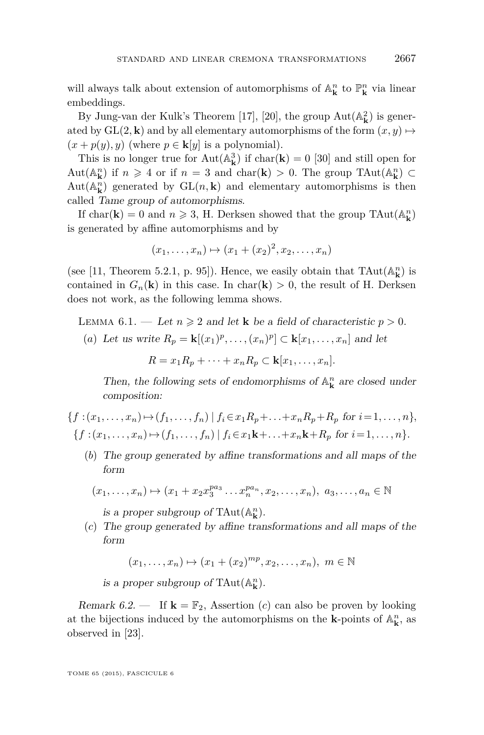will always talk about extension of automorphisms of $\mathbb{A}^n_{\mathbf{k}}$ to $\mathbb{P}^n_{\mathbf{k}}$ via linear embeddings.

By Jung-van der Kulk's Theorem [17], [20], the group $\operatorname{Aut}(\mathbb{A}^2_{\mathbf{k}})$ is generated by $\operatorname{GL}(2, \mathbf{k})$ and by all elementary automorphisms of the form $(x, y) \mapsto (x + p(y), y)$ (where $p \in \mathbf{k}[y]$ is a polynomial).

This is no longer true for $\operatorname{Aut}(\mathbb{A}^3_{\mathbf{k}})$ if $\operatorname{char}(\mathbf{k}) = 0$ [30] and still open for $\operatorname{Aut}(\mathbb{A}^n_{\mathbf{k}})$ if $n \geqslant 4$ or if $n = 3$ and $\operatorname{char}(\mathbf{k}) > 0$. The group $\operatorname{TAut}(\mathbb{A}^n_{\mathbf{k}}) \subset \operatorname{Aut}(\mathbb{A}^n_{\mathbf{k}})$ generated by $\operatorname{GL}(n, \mathbf{k})$ and elementary automorphisms is then called *Tame group of automorphisms*.

If $\operatorname{char}(\mathbf{k}) = 0$ and $n \geqslant 3$, H. Derksen showed that the group $\operatorname{TAut}(\mathbb{A}^n_{\mathbf{k}})$ is generated by affine automorphisms and by

$$(x_1, \ldots, x_n) \mapsto (x_1 + (x_2)^2, x_2, \ldots, x_n)$$

(see [11, Theorem 5.2.1, p. 95]). Hence, we easily obtain that $\operatorname{TAut}(\mathbb{A}^n_{\mathbf{k}})$ is contained in $G_n(\mathbf{k})$ in this case. In $\operatorname{char}(\mathbf{k}) > 0$, the result of H. Derksen does not work, as the following lemma shows.

Lemma 6.1. — *Let $n \geqslant 2$ and let $\mathbf{k}$ be a field of characteristic $p > 0$.*

(a) *Let us write $R_p = \mathbf{k}[(x_1)^p, \ldots, (x_n)^p] \subset \mathbf{k}[x_1, \ldots, x_n]$ and let*

$$R = x_1 R_p + \cdots + x_n R_p \subset \mathbf{k}[x_1, \ldots, x_n].$$

*Then, the following sets of endomorphisms of $\mathbb{A}^n_{\mathbf{k}}$ are closed under composition:*

$$\{f : (x_1, \ldots, x_n) \mapsto (f_1, \ldots, f_n) \mid f_i \in x_1 R_p + \ldots + x_n R_p + R_p \text{ for } i = 1, \ldots, n\},$$
$$\{f : (x_1, \ldots, x_n) \mapsto (f_1, \ldots, f_n) \mid f_i \in x_1 \mathbf{k} + \ldots + x_n \mathbf{k} + R_p \text{ for } i = 1, \ldots, n\}.$$

(b) *The group generated by affine transformations and all maps of the form*

$$(x_1, \ldots, x_n) \mapsto (x_1 + x_2 x_3^{pa_3} \ldots x_n^{pa_n}, x_2, \ldots, x_n),\ a_3, \ldots, a_n \in \mathbb{N}$$

*is a proper subgroup of $\operatorname{TAut}(\mathbb{A}^n_{\mathbf{k}})$.*

(c) *The group generated by affine transformations and all maps of the form*

$$(x_1, \ldots, x_n) \mapsto (x_1 + (x_2)^{mp}, x_2, \ldots, x_n),\ m \in \mathbb{N}$$

*is a proper subgroup of $\operatorname{TAut}(\mathbb{A}^n_{\mathbf{k}})$.*

*Remark 6.2.* — If $\mathbf{k} = \mathbb{F}_2$, Assertion (c) can also be proven by looking at the bijections induced by the automorphisms on the $\mathbf{k}$-points of $\mathbb{A}^n_{\mathbf{k}}$, as observed in [23].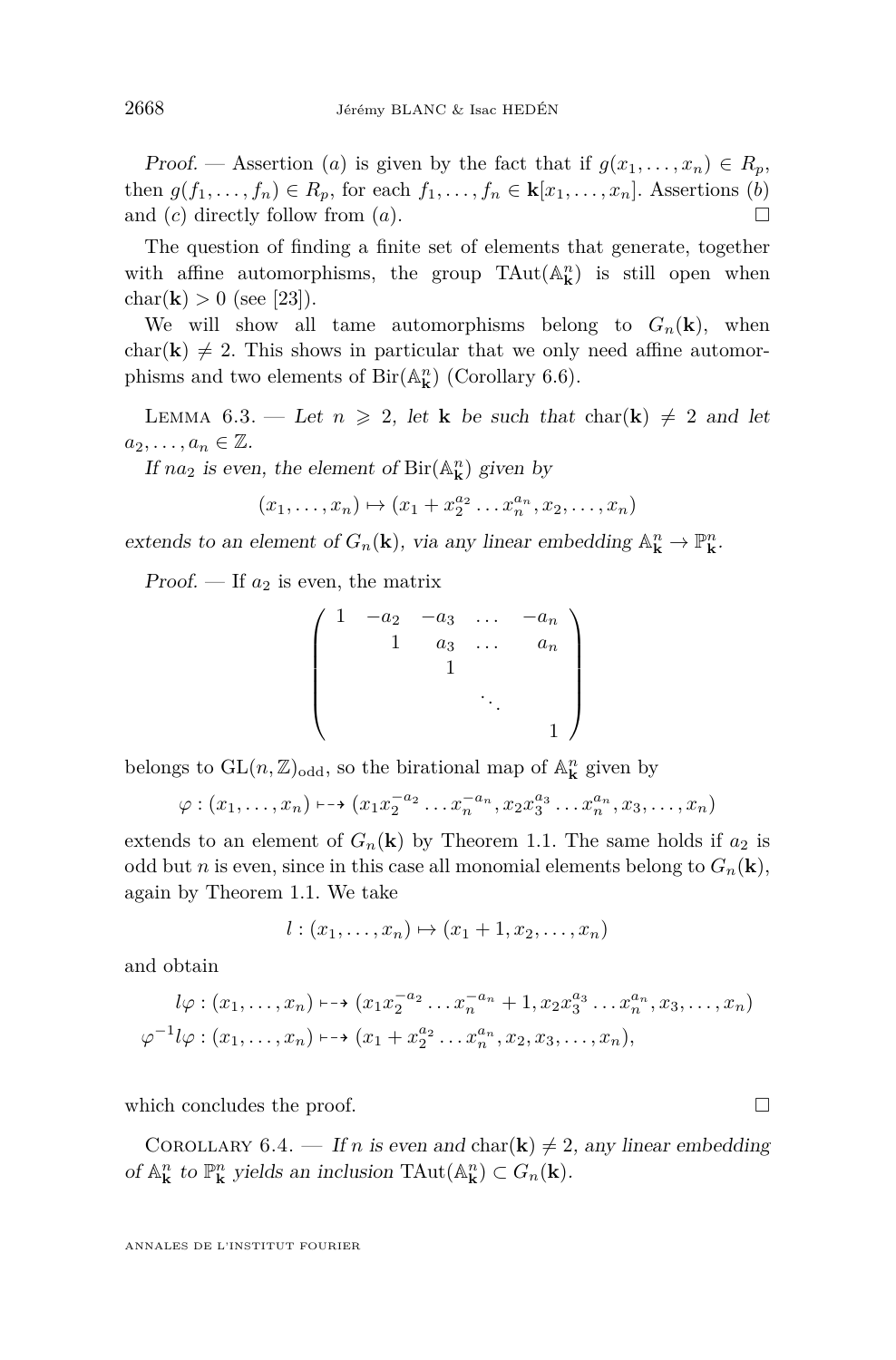*Proof.* — Assertion ($a$) is given by the fact that if $g(x_1,\ldots,x_n) \in R_p$, then $g(f_1,\ldots,f_n) \in R_p$, for each $f_1,\ldots,f_n \in \mathbf{k}[x_1,\ldots,x_n]$. Assertions ($b$) and ($c$) directly follow from ($a$). □

The question of finding a finite set of elements that generate, together with affine automorphisms, the group $\mathrm{TAut}(\mathbb{A}^n_{\mathbf{k}})$ is still open when $\mathrm{char}(\mathbf{k}) > 0$ (see [23]).

We will show all tame automorphisms belong to $G_n(\mathbf{k})$, when $\mathrm{char}(\mathbf{k}) \neq 2$. This shows in particular that we only need affine automorphisms and two elements of $\mathrm{Bir}(\mathbb{A}^n_{\mathbf{k}})$ (Corollary 6.6).

Lemma 6.3. — *Let $n \geqslant 2$, let $\mathbf{k}$ be such that $\mathrm{char}(\mathbf{k}) \neq 2$ and let $a_2,\ldots,a_n \in \mathbb{Z}$.*

*If $na_2$ is even, the element of $\mathrm{Bir}(\mathbb{A}^n_{\mathbf{k}})$ given by*

$$(x_1,\ldots,x_n) \mapsto (x_1 + x_2^{a_2}\ldots x_n^{a_n}, x_2,\ldots,x_n)$$

*extends to an element of $G_n(\mathbf{k})$, via any linear embedding $\mathbb{A}^n_{\mathbf{k}} \to \mathbb{P}^n_{\mathbf{k}}$.*

*Proof.* — If $a_2$ is even, the matrix

$$\begin{pmatrix} 1 & -a_2 & -a_3 & \ldots & -a_n \\ & 1 & a_3 & \ldots & a_n \\ & & 1 & & \\ & & & \ddots & \\ & & & & 1 \end{pmatrix}$$

belongs to $\mathrm{GL}(n,\mathbb{Z})_{\mathrm{odd}}$, so the birational map of $\mathbb{A}^n_{\mathbf{k}}$ given by

$$\varphi : (x_1,\ldots,x_n) \dashrightarrow (x_1 x_2^{-a_2}\ldots x_n^{-a_n}, x_2 x_3^{a_3}\ldots x_n^{a_n}, x_3,\ldots,x_n)$$

extends to an element of $G_n(\mathbf{k})$ by Theorem 1.1. The same holds if $a_2$ is odd but $n$ is even, since in this case all monomial elements belong to $G_n(\mathbf{k})$, again by Theorem 1.1. We take

$$l : (x_1,\ldots,x_n) \mapsto (x_1+1, x_2,\ldots,x_n)$$

and obtain

$$\begin{aligned} l\varphi &: (x_1,\ldots,x_n) \dashrightarrow (x_1 x_2^{-a_2}\ldots x_n^{-a_n} + 1, x_2 x_3^{a_3}\ldots x_n^{a_n}, x_3,\ldots,x_n) \\ \varphi^{-1} l\varphi &: (x_1,\ldots,x_n) \dashrightarrow (x_1 + x_2^{a_2}\ldots x_n^{a_n}, x_2, x_3,\ldots,x_n), \end{aligned}$$

which concludes the proof. □

Corollary 6.4. — *If $n$ is even and $\mathrm{char}(\mathbf{k}) \neq 2$, any linear embedding of $\mathbb{A}^n_{\mathbf{k}}$ to $\mathbb{P}^n_{\mathbf{k}}$ yields an inclusion $\mathrm{TAut}(\mathbb{A}^n_{\mathbf{k}}) \subset G_n(\mathbf{k})$.*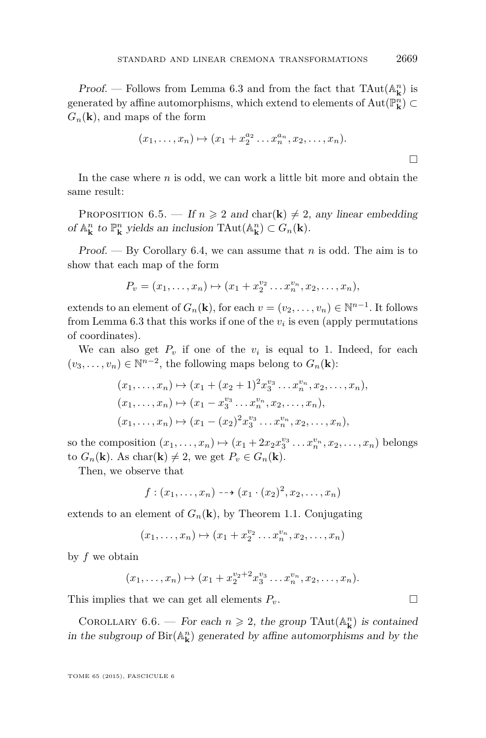*Proof.* — Follows from Lemma 6.3 and from the fact that $\mathrm{TAut}(\mathbb{A}^n_{\mathbf{k}})$ is generated by affine automorphisms, which extend to elements of $\mathrm{Aut}(\mathbb{P}^n_{\mathbf{k}}) \subset G_n(\mathbf{k})$, and maps of the form

$$(x_1, \ldots, x_n) \mapsto (x_1 + x_2^{a_2} \ldots x_n^{a_n}, x_2, \ldots, x_n).$$

$\square$

In the case where $n$ is odd, we can work a little bit more and obtain the same result:

Proposition 6.5. — *If $n \geqslant 2$ and $\mathrm{char}(\mathbf{k}) \neq 2$, any linear embedding of $\mathbb{A}^n_{\mathbf{k}}$ to $\mathbb{P}^n_{\mathbf{k}}$ yields an inclusion $\mathrm{TAut}(\mathbb{A}^n_{\mathbf{k}}) \subset G_n(\mathbf{k})$.*

*Proof.* — By Corollary 6.4, we can assume that $n$ is odd. The aim is to show that each map of the form

$$P_v = (x_1, \ldots, x_n) \mapsto (x_1 + x_2^{v_2} \ldots x_n^{v_n}, x_2, \ldots, x_n),$$

extends to an element of $G_n(\mathbf{k})$, for each $v = (v_2, \ldots, v_n) \in \mathbb{N}^{n-1}$. It follows from Lemma 6.3 that this works if one of the $v_i$ is even (apply permutations of coordinates).

We can also get $P_v$ if one of the $v_i$ is equal to 1. Indeed, for each $(v_3, \ldots, v_n) \in \mathbb{N}^{n-2}$, the following maps belong to $G_n(\mathbf{k})$:

$$\begin{aligned}
&(x_1, \ldots, x_n) \mapsto (x_1 + (x_2+1)^2 x_3^{v_3} \ldots x_n^{v_n}, x_2, \ldots, x_n),\\
&(x_1, \ldots, x_n) \mapsto (x_1 - x_3^{v_3} \ldots x_n^{v_n}, x_2, \ldots, x_n),\\
&(x_1, \ldots, x_n) \mapsto (x_1 - (x_2)^2 x_3^{v_3} \ldots x_n^{v_n}, x_2, \ldots, x_n),
\end{aligned}$$

so the composition $(x_1, \ldots, x_n) \mapsto (x_1 + 2x_2 x_3^{v_3} \ldots x_n^{v_n}, x_2, \ldots, x_n)$ belongs to $G_n(\mathbf{k})$. As $\mathrm{char}(\mathbf{k}) \neq 2$, we get $P_v \in G_n(\mathbf{k})$.

Then, we observe that

$$f : (x_1, \ldots, x_n) \dashrightarrow (x_1 \cdot (x_2)^2, x_2, \ldots, x_n)$$

extends to an element of $G_n(\mathbf{k})$, by Theorem 1.1. Conjugating

$$(x_1, \ldots, x_n) \mapsto (x_1 + x_2^{v_2} \ldots x_n^{v_n}, x_2, \ldots, x_n)$$

by $f$ we obtain

$$(x_1, \ldots, x_n) \mapsto (x_1 + x_2^{v_2+2} x_3^{v_3} \ldots x_n^{v_n}, x_2, \ldots, x_n).$$

This implies that we can get all elements $P_v$. $\square$

Corollary 6.6. — *For each $n \geqslant 2$, the group $\mathrm{TAut}(\mathbb{A}^n_{\mathbf{k}})$ is contained in the subgroup of $\mathrm{Bir}(\mathbb{A}^n_{\mathbf{k}})$ generated by affine automorphisms and by the*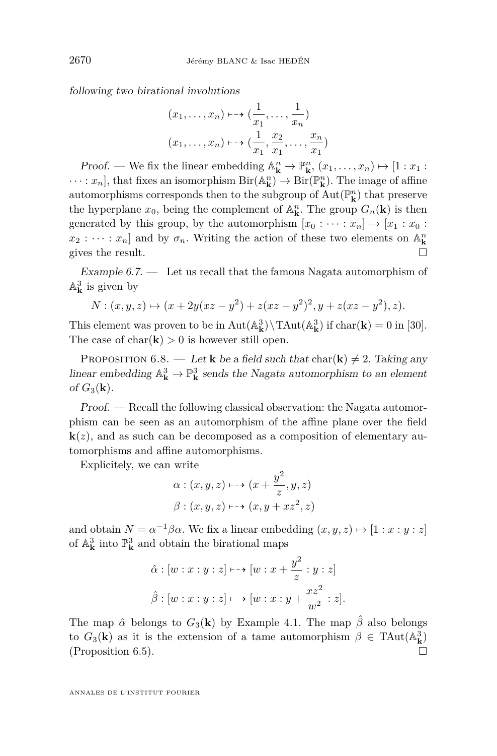*following two birational involutions*

$$(x_1, \ldots, x_n) \dashrightarrow (\frac{1}{x_1}, \ldots, \frac{1}{x_n})$$
$$(x_1, \ldots, x_n) \dashrightarrow (\frac{1}{x_1}, \frac{x_2}{x_1}, \ldots, \frac{x_n}{x_1})$$

*Proof.* — We fix the linear embedding $\mathbb{A}^n_{\mathbf{k}} \to \mathbb{P}^n_{\mathbf{k}}$, $(x_1, \ldots, x_n) \mapsto [1 : x_1 : \cdots : x_n]$, that fixes an isomorphism $\mathrm{Bir}(\mathbb{A}^n_{\mathbf{k}}) \to \mathrm{Bir}(\mathbb{P}^n_{\mathbf{k}})$. The image of affine automorphisms corresponds then to the subgroup of $\mathrm{Aut}(\mathbb{P}^n_{\mathbf{k}})$ that preserve the hyperplane $x_0$, being the complement of $\mathbb{A}^n_{\mathbf{k}}$. The group $G_n(\mathbf{k})$ is then generated by this group, by the automorphism $[x_0 : \cdots : x_n] \mapsto [x_1 : x_0 : x_2 : \cdots : x_n]$ and by $\sigma_n$. Writing the action of these two elements on $\mathbb{A}^n_{\mathbf{k}}$ gives the result. □

*Example 6.7.* — Let us recall that the famous Nagata automorphism of $\mathbb{A}^3_{\mathbf{k}}$ is given by

$$N : (x, y, z) \mapsto (x + 2y(xz - y^2) + z(xz - y^2)^2, y + z(xz - y^2), z).$$

This element was proven to be in $\mathrm{Aut}(\mathbb{A}^3_{\mathbf{k}}) \backslash \mathrm{TAut}(\mathbb{A}^3_{\mathbf{k}})$ if $\mathrm{char}(\mathbf{k}) = 0$ in [30]. The case of $\mathrm{char}(\mathbf{k}) > 0$ is however still open.

Proposition 6.8. — *Let $\mathbf{k}$ be a field such that $\mathrm{char}(\mathbf{k}) \neq 2$. Taking any linear embedding $\mathbb{A}^3_{\mathbf{k}} \to \mathbb{P}^3_{\mathbf{k}}$ sends the Nagata automorphism to an element of $G_3(\mathbf{k})$.*

*Proof.* — Recall the following classical observation: the Nagata automorphism can be seen as an automorphism of the affine plane over the field $\mathbf{k}(z)$, and as such can be decomposed as a composition of elementary automorphisms and affine automorphisms.

Explicitely, we can write

$$\alpha : (x, y, z) \dashrightarrow (x + \frac{y^2}{z}, y, z)$$
$$\beta : (x, y, z) \dashrightarrow (x, y + xz^2, z)$$

and obtain $N = \alpha^{-1}\beta\alpha$. We fix a linear embedding $(x, y, z) \mapsto [1 : x : y : z]$ of $\mathbb{A}^3_{\mathbf{k}}$ into $\mathbb{P}^3_{\mathbf{k}}$ and obtain the birational maps

$$\hat{\alpha} : [w : x : y : z] \dashrightarrow [w : x + \frac{y^2}{z} : y : z]$$
$$\hat{\beta} : [w : x : y : z] \dashrightarrow [w : x : y + \frac{xz^2}{w^2} : z].$$

The map $\hat{\alpha}$ belongs to $G_3(\mathbf{k})$ by Example 4.1. The map $\hat{\beta}$ also belongs to $G_3(\mathbf{k})$ as it is the extension of a tame automorphism $\beta \in \mathrm{TAut}(\mathbb{A}^3_{\mathbf{k}})$ (Proposition 6.5). □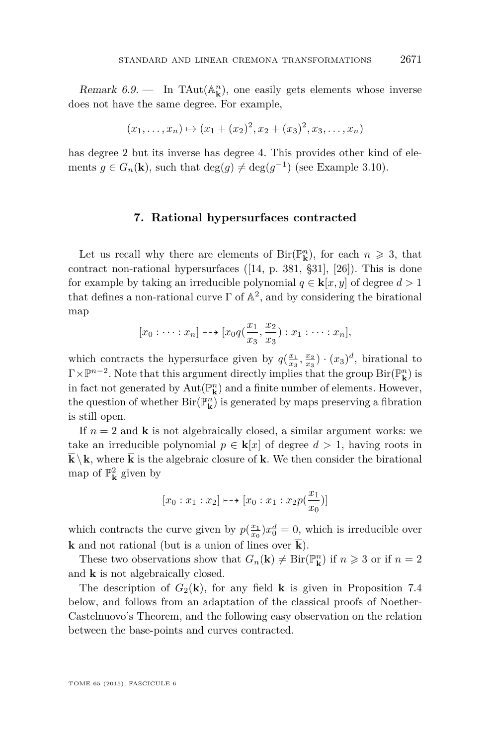*Remark 6.9.* — In $\mathrm{TAut}(\mathbb{A}^n_{\mathbf{k}})$, one easily gets elements whose inverse does not have the same degree. For example,

$$(x_1, \ldots, x_n) \mapsto (x_1 + (x_2)^2, x_2 + (x_3)^2, x_3, \ldots, x_n)$$

has degree 2 but its inverse has degree 4. This provides other kind of elements $g \in G_n(\mathbf{k})$, such that $\deg(g) \neq \deg(g^{-1})$ (see Example 3.10).

## 7. Rational hypersurfaces contracted

Let us recall why there are elements of $\mathrm{Bir}(\mathbb{P}^n_{\mathbf{k}})$, for each $n \geqslant 3$, that contract non-rational hypersurfaces ([14, p. 381, §31], [26]). This is done for example by taking an irreducible polynomial $q \in \mathbf{k}[x, y]$ of degree $d > 1$ that defines a non-rational curve $\Gamma$ of $\mathbb{A}^2$, and by considering the birational map

$$[x_0 : \cdots : x_n] \dashrightarrow [x_0 q(\frac{x_1}{x_3}, \frac{x_2}{x_3}) : x_1 : \cdots : x_n],$$

which contracts the hypersurface given by $q(\frac{x_1}{x_3}, \frac{x_2}{x_3}) \cdot (x_3)^d$, birational to $\Gamma \times \mathbb{P}^{n-2}$. Note that this argument directly implies that the group $\mathrm{Bir}(\mathbb{P}^n_{\mathbf{k}})$ is in fact not generated by $\mathrm{Aut}(\mathbb{P}^n_{\mathbf{k}})$ and a finite number of elements. However, the question of whether $\mathrm{Bir}(\mathbb{P}^n_{\mathbf{k}})$ is generated by maps preserving a fibration is still open.

If $n = 2$ and $\mathbf{k}$ is not algebraically closed, a similar argument works: we take an irreducible polynomial $p \in \mathbf{k}[x]$ of degree $d > 1$, having roots in $\overline{\mathbf{k}} \setminus \mathbf{k}$, where $\overline{\mathbf{k}}$ is the algebraic closure of $\mathbf{k}$. We then consider the birational map of $\mathbb{P}^2_{\mathbf{k}}$ given by

$$[x_0 : x_1 : x_2] \mapstochar\dashrightarrow [x_0 : x_1 : x_2 p(\frac{x_1}{x_0})]$$

which contracts the curve given by $p(\frac{x_1}{x_0}) x_0^d = 0$, which is irreducible over $\mathbf{k}$ and not rational (but is a union of lines over $\overline{\mathbf{k}}$).

These two observations show that $G_n(\mathbf{k}) \neq \mathrm{Bir}(\mathbb{P}^n_{\mathbf{k}})$ if $n \geqslant 3$ or if $n = 2$ and $\mathbf{k}$ is not algebraically closed.

The description of $G_2(\mathbf{k})$, for any field $\mathbf{k}$ is given in Proposition 7.4 below, and follows from an adaptation of the classical proofs of Noether-Castelnuovo's Theorem, and the following easy observation on the relation between the base-points and curves contracted.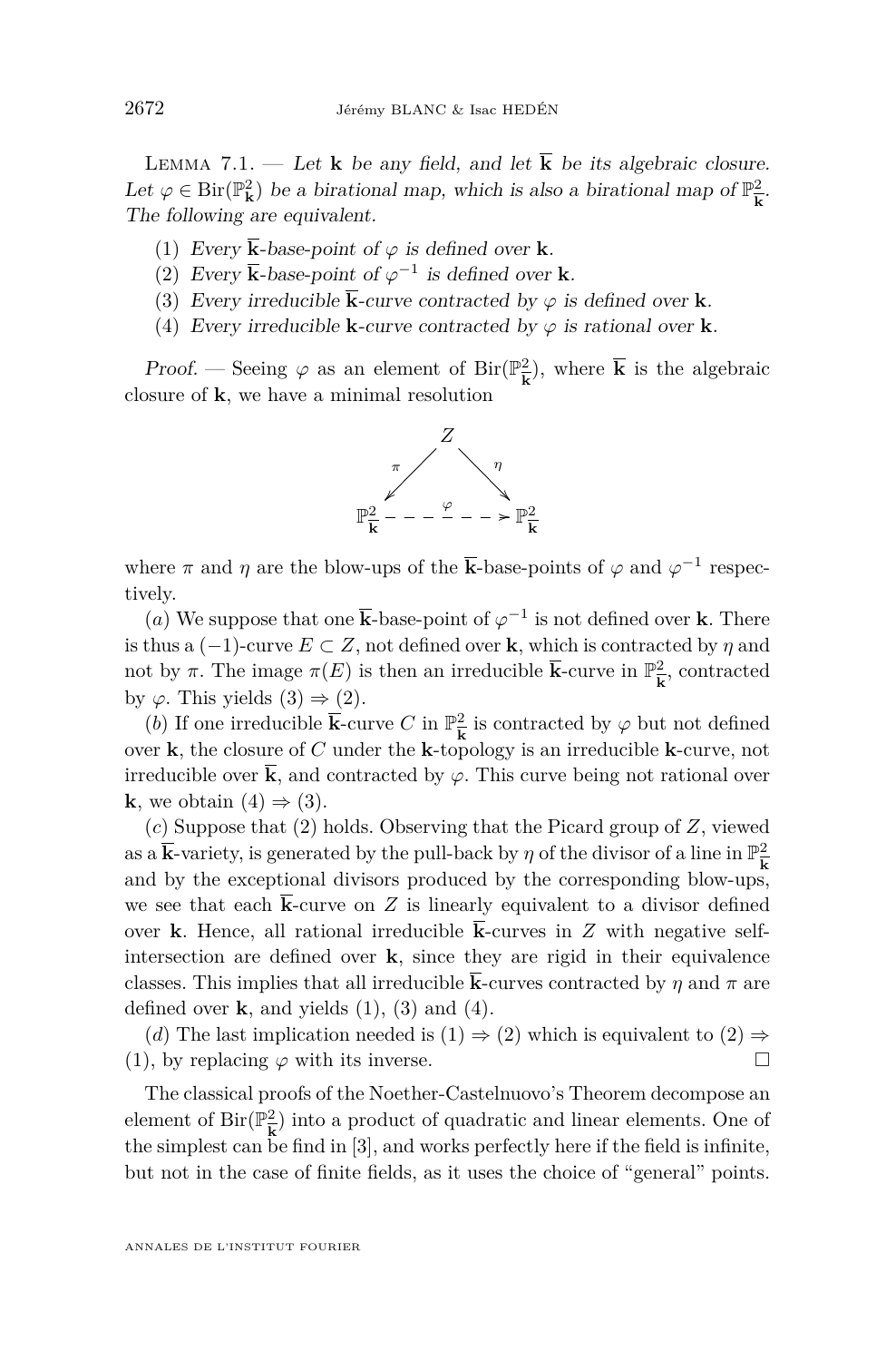Lemma 7.1. — *Let $\mathbf{k}$ be any field, and let $\overline{\mathbf{k}}$ be its algebraic closure. Let $\varphi \in \mathrm{Bir}(\mathbb{P}^2_{\mathbf{k}})$ be a birational map, which is also a birational map of $\mathbb{P}^2_{\overline{\mathbf{k}}}$. The following are equivalent.*

1. *Every $\overline{\mathbf{k}}$-base-point of $\varphi$ is defined over $\mathbf{k}$.*
2. *Every $\overline{\mathbf{k}}$-base-point of $\varphi^{-1}$ is defined over $\mathbf{k}$.*
3. *Every irreducible $\overline{\mathbf{k}}$-curve contracted by $\varphi$ is defined over $\mathbf{k}$.*
4. *Every irreducible $\mathbf{k}$-curve contracted by $\varphi$ is rational over $\mathbf{k}$.*

*Proof.* — Seeing $\varphi$ as an element of $\mathrm{Bir}(\mathbb{P}^2_{\overline{\mathbf{k}}})$, where $\overline{\mathbf{k}}$ is the algebraic closure of $\mathbf{k}$, we have a minimal resolution

$$\begin{array}{ccc} & Z & \\ \pi\swarrow & & \searrow\eta \\ \mathbb{P}^2_{\overline{\mathbf{k}}} & \overset{\varphi}{\dashrightarrow} & \mathbb{P}^2_{\overline{\mathbf{k}}} \end{array}$$

where $\pi$ and $\eta$ are the blow-ups of the $\overline{\mathbf{k}}$-base-points of $\varphi$ and $\varphi^{-1}$ respectively.

(*a*) We suppose that one $\overline{\mathbf{k}}$-base-point of $\varphi^{-1}$ is not defined over $\mathbf{k}$. There is thus a $(-1)$-curve $E \subset Z$, not defined over $\mathbf{k}$, which is contracted by $\eta$ and not by $\pi$. The image $\pi(E)$ is then an irreducible $\overline{\mathbf{k}}$-curve in $\mathbb{P}^2_{\overline{\mathbf{k}}}$, contracted by $\varphi$. This yields (3) $\Rightarrow$ (2).

(*b*) If one irreducible $\overline{\mathbf{k}}$-curve $C$ in $\mathbb{P}^2_{\overline{\mathbf{k}}}$ is contracted by $\varphi$ but not defined over $\mathbf{k}$, the closure of $C$ under the $\mathbf{k}$-topology is an irreducible $\mathbf{k}$-curve, not irreducible over $\overline{\mathbf{k}}$, and contracted by $\varphi$. This curve being not rational over $\mathbf{k}$, we obtain (4) $\Rightarrow$ (3).

(*c*) Suppose that (2) holds. Observing that the Picard group of $Z$, viewed as a $\overline{\mathbf{k}}$-variety, is generated by the pull-back by $\eta$ of the divisor of a line in $\mathbb{P}^2_{\overline{\mathbf{k}}}$ and by the exceptional divisors produced by the corresponding blow-ups, we see that each $\overline{\mathbf{k}}$-curve on $Z$ is linearly equivalent to a divisor defined over $\mathbf{k}$. Hence, all rational irreducible $\overline{\mathbf{k}}$-curves in $Z$ with negative self-intersection are defined over $\mathbf{k}$, since they are rigid in their equivalence classes. This implies that all irreducible $\overline{\mathbf{k}}$-curves contracted by $\eta$ and $\pi$ are defined over $\mathbf{k}$, and yields (1), (3) and (4).

(*d*) The last implication needed is (1) $\Rightarrow$ (2) which is equivalent to (2) $\Rightarrow$ (1), by replacing $\varphi$ with its inverse. □

The classical proofs of the Noether-Castelnuovo's Theorem decompose an element of $\mathrm{Bir}(\mathbb{P}^2_{\overline{\mathbf{k}}})$ into a product of quadratic and linear elements. One of the simplest can be find in [3], and works perfectly here if the field is infinite, but not in the case of finite fields, as it uses the choice of "general" points.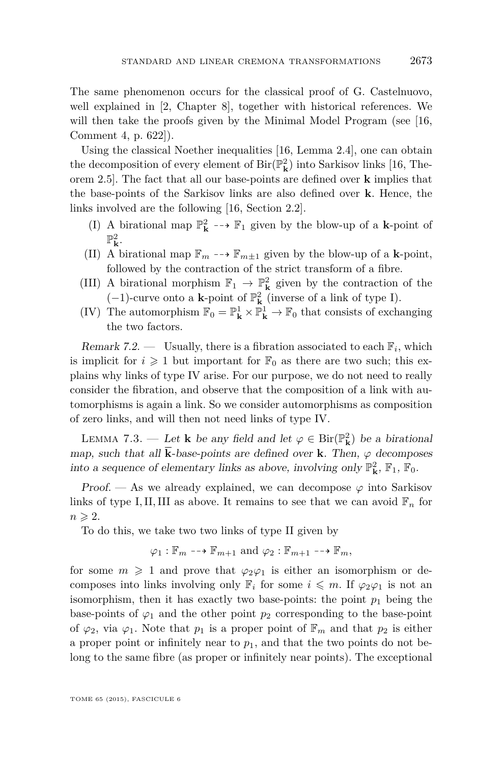The same phenomenon occurs for the classical proof of G. Castelnuovo, well explained in [2, Chapter 8], together with historical references. We will then take the proofs given by the Minimal Model Program (see [16, Comment 4, p. 622]).

Using the classical Noether inequalities [16, Lemma 2.4], one can obtain the decomposition of every element of $\mathrm{Bir}(\mathbb{P}^2_{\mathbf{k}})$ into Sarkisov links [16, Theorem 2.5]. The fact that all our base-points are defined over $\mathbf{k}$ implies that the base-points of the Sarkisov links are also defined over $\mathbf{k}$. Hence, the links involved are the following [16, Section 2.2].

- (I) A birational map $\mathbb{P}^2_{\mathbf{k}} \dashrightarrow \mathbb{F}_1$ given by the blow-up of a $\mathbf{k}$-point of $\mathbb{P}^2_{\mathbf{k}}$.
- (II) A birational map $\mathbb{F}_m \dashrightarrow \mathbb{F}_{m\pm 1}$ given by the blow-up of a $\mathbf{k}$-point, followed by the contraction of the strict transform of a fibre.
- (III) A birational morphism $\mathbb{F}_1 \to \mathbb{P}^2_{\mathbf{k}}$ given by the contraction of the $(-1)$-curve onto a $\mathbf{k}$-point of $\mathbb{P}^2_{\mathbf{k}}$ (inverse of a link of type I).
- (IV) The automorphism $\mathbb{F}_0 = \mathbb{P}^1_{\mathbf{k}} \times \mathbb{P}^1_{\mathbf{k}} \to \mathbb{F}_0$ that consists of exchanging the two factors.

*Remark 7.2.* — Usually, there is a fibration associated to each $\mathbb{F}_i$, which is implicit for $i \geqslant 1$ but important for $\mathbb{F}_0$ as there are two such; this explains why links of type IV arise. For our purpose, we do not need to really consider the fibration, and observe that the composition of a link with automorphisms is again a link. So we consider automorphisms as composition of zero links, and will then not need links of type IV.

Lemma 7.3. — *Let $\mathbf{k}$ be any field and let $\varphi \in \mathrm{Bir}(\mathbb{P}^2_{\mathbf{k}})$ be a birational map, such that all $\overline{\mathbf{k}}$-base-points are defined over $\mathbf{k}$. Then, $\varphi$ decomposes into a sequence of elementary links as above, involving only $\mathbb{P}^2_{\mathbf{k}}$, $\mathbb{F}_1$, $\mathbb{F}_0$.*

*Proof.* — As we already explained, we can decompose $\varphi$ into Sarkisov links of type I, II, III as above. It remains to see that we can avoid $\mathbb{F}_n$ for $n \geqslant 2$.

To do this, we take two two links of type II given by

$$\varphi_1 : \mathbb{F}_m \dashrightarrow \mathbb{F}_{m+1} \text{ and } \varphi_2 : \mathbb{F}_{m+1} \dashrightarrow \mathbb{F}_m,$$

for some $m \geqslant 1$ and prove that $\varphi_2\varphi_1$ is either an isomorphism or decomposes into links involving only $\mathbb{F}_i$ for some $i \leqslant m$. If $\varphi_2\varphi_1$ is not an isomorphism, then it has exactly two base-points: the point $p_1$ being the base-points of $\varphi_1$ and the other point $p_2$ corresponding to the base-point of $\varphi_2$, via $\varphi_1$. Note that $p_1$ is a proper point of $\mathbb{F}_m$ and that $p_2$ is either a proper point or infinitely near to $p_1$, and that the two points do not belong to the same fibre (as proper or infinitely near points). The exceptional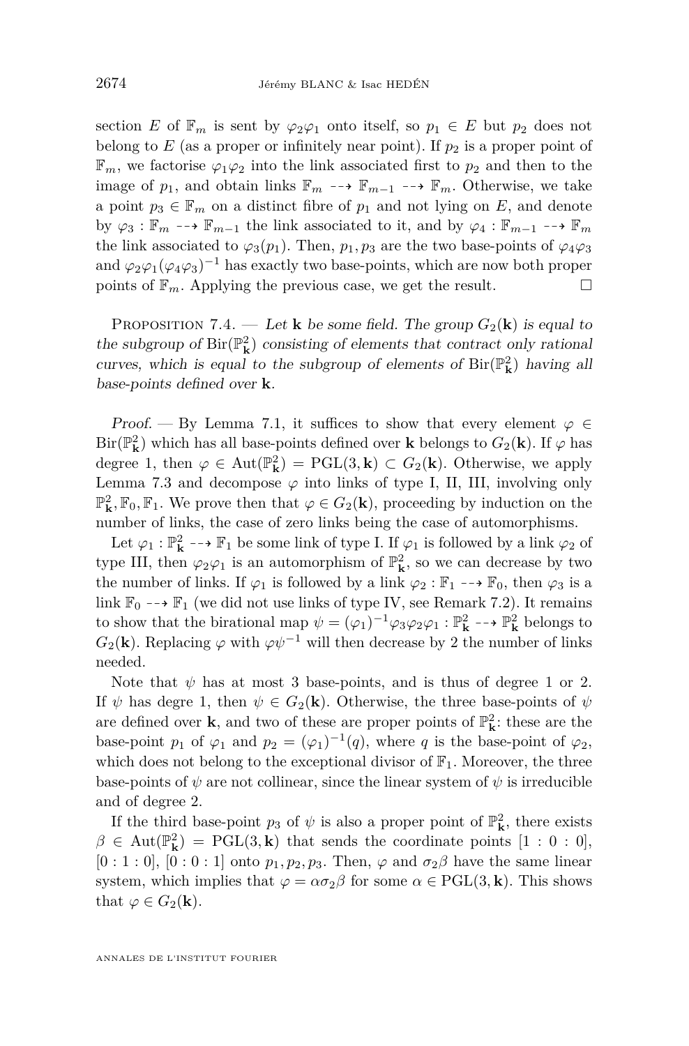section $E$ of $\mathbb{F}_m$ is sent by $\varphi_2\varphi_1$ onto itself, so $p_1 \in E$ but $p_2$ does not belong to $E$ (as a proper or infinitely near point). If $p_2$ is a proper point of $\mathbb{F}_m$, we factorise $\varphi_1\varphi_2$ into the link associated first to $p_2$ and then to the image of $p_1$, and obtain links $\mathbb{F}_m \dashrightarrow \mathbb{F}_{m-1} \dashrightarrow \mathbb{F}_m$. Otherwise, we take a point $p_3 \in \mathbb{F}_m$ on a distinct fibre of $p_1$ and not lying on $E$, and denote by $\varphi_3 : \mathbb{F}_m \dashrightarrow \mathbb{F}_{m-1}$ the link associated to it, and by $\varphi_4 : \mathbb{F}_{m-1} \dashrightarrow \mathbb{F}_m$ the link associated to $\varphi_3(p_1)$. Then, $p_1, p_3$ are the two base-points of $\varphi_4\varphi_3$ and $\varphi_2\varphi_1(\varphi_4\varphi_3)^{-1}$ has exactly two base-points, which are now both proper points of $\mathbb{F}_m$. Applying the previous case, we get the result. □

Proposition 7.4. — *Let $\mathbf{k}$ be some field. The group $G_2(\mathbf{k})$ is equal to the subgroup of $\mathrm{Bir}(\mathbb{P}^2_{\mathbf{k}})$ consisting of elements that contract only rational curves, which is equal to the subgroup of elements of $\mathrm{Bir}(\mathbb{P}^2_{\mathbf{k}})$ having all base-points defined over $\mathbf{k}$.*

*Proof.* — By Lemma 7.1, it suffices to show that every element $\varphi \in \mathrm{Bir}(\mathbb{P}^2_{\mathbf{k}})$ which has all base-points defined over $\mathbf{k}$ belongs to $G_2(\mathbf{k})$. If $\varphi$ has degree 1, then $\varphi \in \mathrm{Aut}(\mathbb{P}^2_{\mathbf{k}}) = \mathrm{PGL}(3, \mathbf{k}) \subset G_2(\mathbf{k})$. Otherwise, we apply Lemma 7.3 and decompose $\varphi$ into links of type I, II, III, involving only $\mathbb{P}^2_{\mathbf{k}}, \mathbb{F}_0, \mathbb{F}_1$. We prove then that $\varphi \in G_2(\mathbf{k})$, proceeding by induction on the number of links, the case of zero links being the case of automorphisms.

Let $\varphi_1 : \mathbb{P}^2_{\mathbf{k}} \dashrightarrow \mathbb{F}_1$ be some link of type I. If $\varphi_1$ is followed by a link $\varphi_2$ of type III, then $\varphi_2\varphi_1$ is an automorphism of $\mathbb{P}^2_{\mathbf{k}}$, so we can decrease by two the number of links. If $\varphi_1$ is followed by a link $\varphi_2 : \mathbb{F}_1 \dashrightarrow \mathbb{F}_0$, then $\varphi_3$ is a link $\mathbb{F}_0 \dashrightarrow \mathbb{F}_1$ (we did not use links of type IV, see Remark 7.2). It remains to show that the birational map $\psi = (\varphi_1)^{-1}\varphi_3\varphi_2\varphi_1 : \mathbb{P}^2_{\mathbf{k}} \dashrightarrow \mathbb{P}^2_{\mathbf{k}}$ belongs to $G_2(\mathbf{k})$. Replacing $\varphi$ with $\varphi\psi^{-1}$ will then decrease by 2 the number of links needed.

Note that $\psi$ has at most 3 base-points, and is thus of degree 1 or 2. If $\psi$ has degre 1, then $\psi \in G_2(\mathbf{k})$. Otherwise, the three base-points of $\psi$ are defined over $\mathbf{k}$, and two of these are proper points of $\mathbb{P}^2_{\mathbf{k}}$: these are the base-point $p_1$ of $\varphi_1$ and $p_2 = (\varphi_1)^{-1}(q)$, where $q$ is the base-point of $\varphi_2$, which does not belong to the exceptional divisor of $\mathbb{F}_1$. Moreover, the three base-points of $\psi$ are not collinear, since the linear system of $\psi$ is irreducible and of degree 2.

If the third base-point $p_3$ of $\psi$ is also a proper point of $\mathbb{P}^2_{\mathbf{k}}$, there exists $\beta \in \mathrm{Aut}(\mathbb{P}^2_{\mathbf{k}}) = \mathrm{PGL}(3, \mathbf{k})$ that sends the coordinate points $[1 : 0 : 0]$, $[0 : 1 : 0]$, $[0 : 0 : 1]$ onto $p_1, p_2, p_3$. Then, $\varphi$ and $\sigma_2\beta$ have the same linear system, which implies that $\varphi = \alpha\sigma_2\beta$ for some $\alpha \in \mathrm{PGL}(3, \mathbf{k})$. This shows that $\varphi \in G_2(\mathbf{k})$.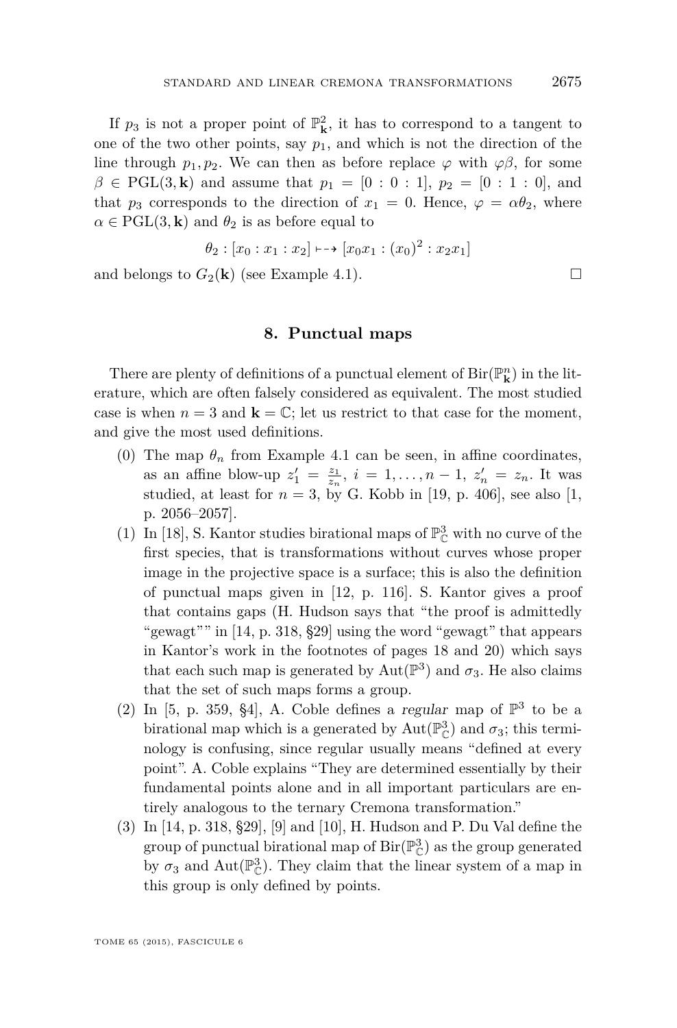If $p_3$ is not a proper point of $\mathbb{P}^2_{\mathbf{k}}$, it has to correspond to a tangent to one of the two other points, say $p_1$, and which is not the direction of the line through $p_1, p_2$. We can then as before replace $\varphi$ with $\varphi\beta$, for some $\beta \in \mathrm{PGL}(3, \mathbf{k})$ and assume that $p_1 = [0 : 0 : 1]$, $p_2 = [0 : 1 : 0]$, and that $p_3$ corresponds to the direction of $x_1 = 0$. Hence, $\varphi = \alpha\theta_2$, where $\alpha \in \mathrm{PGL}(3, \mathbf{k})$ and $\theta_2$ is as before equal to

$$\theta_2 : [x_0 : x_1 : x_2] \dashrightarrow [x_0x_1 : (x_0)^2 : x_2x_1]$$

and belongs to $G_2(\mathbf{k})$ (see Example 4.1). □

## 8. Punctual maps

There are plenty of definitions of a punctual element of $\mathrm{Bir}(\mathbb{P}^n_{\mathbf{k}})$ in the literature, which are often falsely considered as equivalent. The most studied case is when $n = 3$ and $\mathbf{k} = \mathbb{C}$; let us restrict to that case for the moment, and give the most used definitions.

(0) The map $\theta_n$ from Example 4.1 can be seen, in affine coordinates, as an affine blow-up $z'_1 = \frac{z_1}{z_n}$, $i = 1, \ldots, n-1$, $z'_n = z_n$. It was studied, at least for $n = 3$, by G. Kobb in [19, p. 406], see also [1, p. 2056–2057].

(1) In [18], S. Kantor studies birational maps of $\mathbb{P}^3_{\mathbb{C}}$ with no curve of the first species, that is transformations without curves whose proper image in the projective space is a surface; this is also the definition of punctual maps given in [12, p. 116]. S. Kantor gives a proof that contains gaps (H. Hudson says that "the proof is admittedly "gewagt"" in [14, p. 318, §29] using the word "gewagt" that appears in Kantor's work in the footnotes of pages 18 and 20) which says that each such map is generated by $\mathrm{Aut}(\mathbb{P}^3)$ and $\sigma_3$. He also claims that the set of such maps forms a group.

(2) In [5, p. 359, §4], A. Coble defines a *regular* map of $\mathbb{P}^3$ to be a birational map which is a generated by $\mathrm{Aut}(\mathbb{P}^3_{\mathbb{C}})$ and $\sigma_3$; this terminology is confusing, since regular usually means "defined at every point". A. Coble explains "They are determined essentially by their fundamental points alone and in all important particulars are entirely analogous to the ternary Cremona transformation."

(3) In [14, p. 318, §29], [9] and [10], H. Hudson and P. Du Val define the group of punctual birational map of $\mathrm{Bir}(\mathbb{P}^3_{\mathbb{C}})$ as the group generated by $\sigma_3$ and $\mathrm{Aut}(\mathbb{P}^3_{\mathbb{C}})$. They claim that the linear system of a map in this group is only defined by points.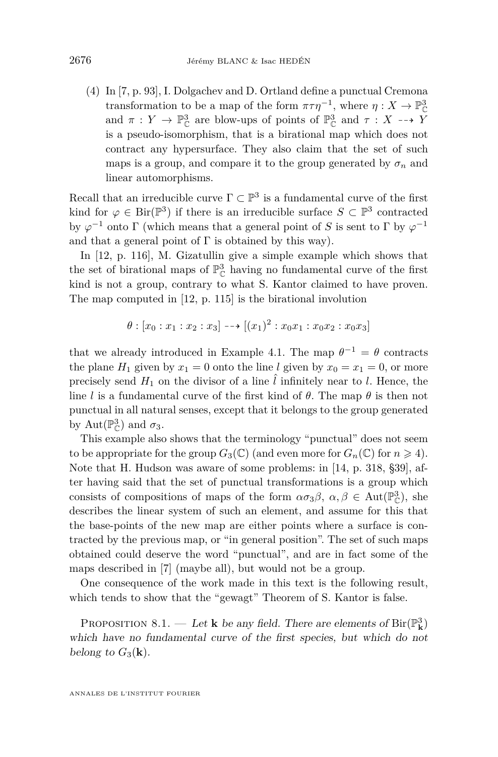(4) In [7, p. 93], I. Dolgachev and D. Ortland define a punctual Cremona transformation to be a map of the form $\pi\tau\eta^{-1}$, where $\eta : X \to \mathbb{P}^3_{\mathbb{C}}$ and $\pi : Y \to \mathbb{P}^3_{\mathbb{C}}$ are blow-ups of points of $\mathbb{P}^3_{\mathbb{C}}$ and $\tau : X \dashrightarrow Y$ is a pseudo-isomorphism, that is a birational map which does not contract any hypersurface. They also claim that the set of such maps is a group, and compare it to the group generated by $\sigma_n$ and linear automorphisms.

Recall that an irreducible curve $\Gamma \subset \mathbb{P}^3$ is a fundamental curve of the first kind for $\varphi \in \operatorname{Bir}(\mathbb{P}^3)$ if there is an irreducible surface $S \subset \mathbb{P}^3$ contracted by $\varphi^{-1}$ onto $\Gamma$ (which means that a general point of $S$ is sent to $\Gamma$ by $\varphi^{-1}$ and that a general point of $\Gamma$ is obtained by this way).

In [12, p. 116], M. Gizatullin give a simple example which shows that the set of birational maps of $\mathbb{P}^3_{\mathbb{C}}$ having no fundamental curve of the first kind is not a group, contrary to what S. Kantor claimed to have proven. The map computed in [12, p. 115] is the birational involution

$$\theta : [x_0 : x_1 : x_2 : x_3] \dashrightarrow [(x_1)^2 : x_0x_1 : x_0x_2 : x_0x_3]$$

that we already introduced in Example 4.1. The map $\theta^{-1} = \theta$ contracts the plane $H_1$ given by $x_1 = 0$ onto the line $l$ given by $x_0 = x_1 = 0$, or more precisely send $H_1$ on the divisor of a line $\hat{l}$ infinitely near to $l$. Hence, the line $l$ is a fundamental curve of the first kind of $\theta$. The map $\theta$ is then not punctual in all natural senses, except that it belongs to the group generated by $\operatorname{Aut}(\mathbb{P}^3_{\mathbb{C}})$ and $\sigma_3$.

This example also shows that the terminology "punctual" does not seem to be appropriate for the group $G_3(\mathbb{C})$ (and even more for $G_n(\mathbb{C})$ for $n \geqslant 4$). Note that H. Hudson was aware of some problems: in [14, p. 318, §39], after having said that the set of punctual transformations is a group which consists of compositions of maps of the form $\alpha\sigma_3\beta$, $\alpha, \beta \in \operatorname{Aut}(\mathbb{P}^3_{\mathbb{C}})$, she describes the linear system of such an element, and assume for this that the base-points of the new map are either points where a surface is contracted by the previous map, or "in general position". The set of such maps obtained could deserve the word "punctual", and are in fact some of the maps described in [7] (maybe all), but would not be a group.

One consequence of the work made in this text is the following result, which tends to show that the "gewagt" Theorem of S. Kantor is false.

Proposition 8.1. — *Let $\mathbf{k}$ be any field. There are elements of $\operatorname{Bir}(\mathbb{P}^3_{\mathbf{k}})$ which have no fundamental curve of the first species, but which do not belong to $G_3(\mathbf{k})$.*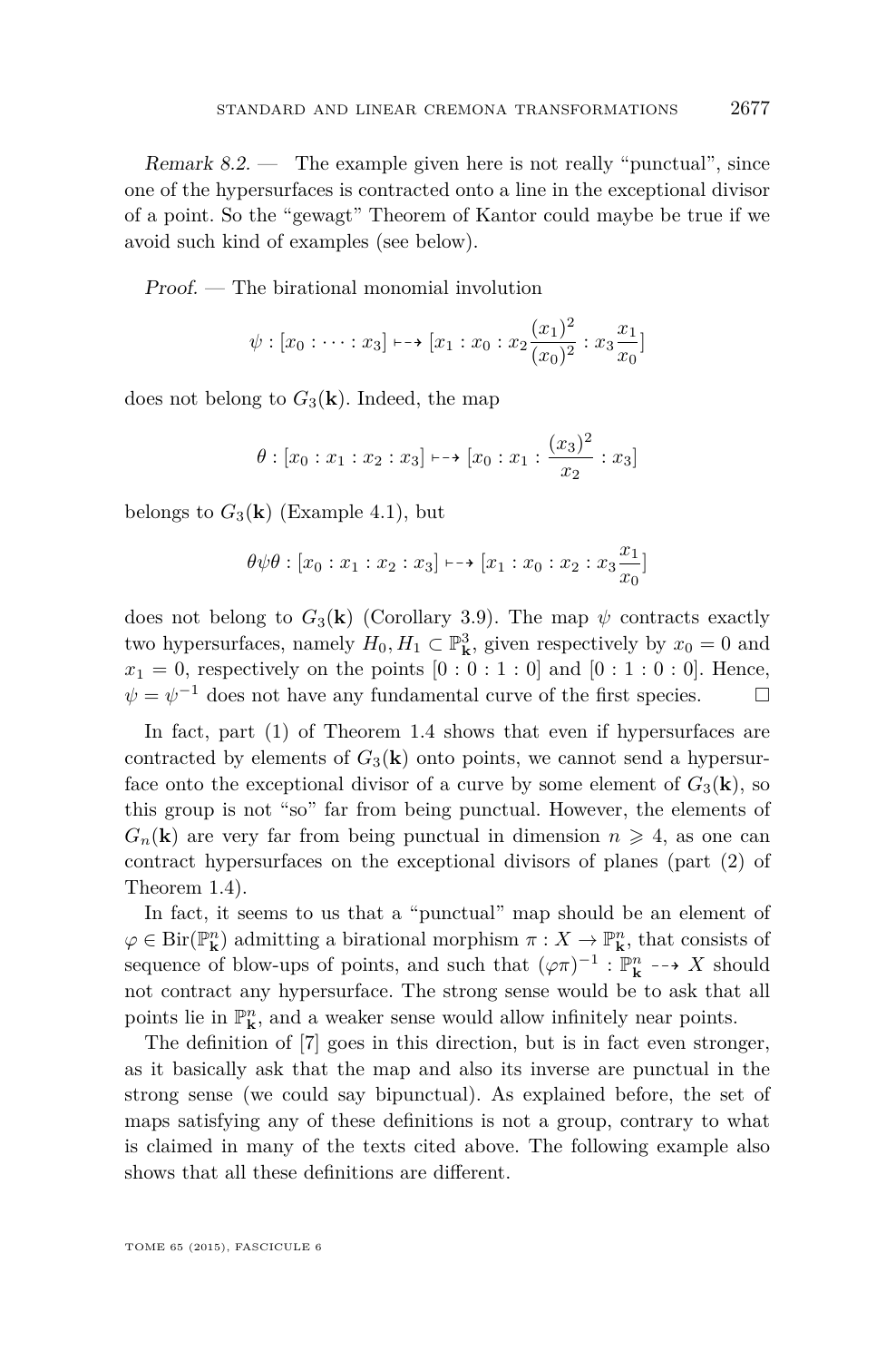*Remark 8.2.* — The example given here is not really "punctual", since one of the hypersurfaces is contracted onto a line in the exceptional divisor of a point. So the "gewagt" Theorem of Kantor could maybe be true if we avoid such kind of examples (see below).

*Proof.* — The birational monomial involution

$$\psi : [x_0 : \cdots : x_3] \dashrightarrow [x_1 : x_0 : x_2 \frac{(x_1)^2}{(x_0)^2} : x_3 \frac{x_1}{x_0}]$$

does not belong to $G_3(\mathbf{k})$. Indeed, the map

$$\theta : [x_0 : x_1 : x_2 : x_3] \dashrightarrow [x_0 : x_1 : \frac{(x_3)^2}{x_2} : x_3]$$

belongs to $G_3(\mathbf{k})$ (Example 4.1), but

$$\theta\psi\theta : [x_0 : x_1 : x_2 : x_3] \dashrightarrow [x_1 : x_0 : x_2 : x_3 \frac{x_1}{x_0}]$$

does not belong to $G_3(\mathbf{k})$ (Corollary 3.9). The map $\psi$ contracts exactly two hypersurfaces, namely $H_0, H_1 \subset \mathbb{P}^3_{\mathbf{k}}$, given respectively by $x_0 = 0$ and $x_1 = 0$, respectively on the points $[0 : 0 : 1 : 0]$ and $[0 : 1 : 0 : 0]$. Hence, $\psi = \psi^{-1}$ does not have any fundamental curve of the first species. □

In fact, part (1) of Theorem 1.4 shows that even if hypersurfaces are contracted by elements of $G_3(\mathbf{k})$ onto points, we cannot send a hypersurface onto the exceptional divisor of a curve by some element of $G_3(\mathbf{k})$, so this group is not "so" far from being punctual. However, the elements of $G_n(\mathbf{k})$ are very far from being punctual in dimension $n \geqslant 4$, as one can contract hypersurfaces on the exceptional divisors of planes (part (2) of Theorem 1.4).

In fact, it seems to us that a "punctual" map should be an element of $\varphi \in \mathrm{Bir}(\mathbb{P}^n_{\mathbf{k}})$ admitting a birational morphism $\pi : X \to \mathbb{P}^n_{\mathbf{k}}$, that consists of sequence of blow-ups of points, and such that $(\varphi\pi)^{-1} : \mathbb{P}^n_{\mathbf{k}} \dashrightarrow X$ should not contract any hypersurface. The strong sense would be to ask that all points lie in $\mathbb{P}^n_{\mathbf{k}}$, and a weaker sense would allow infinitely near points.

The definition of [7] goes in this direction, but is in fact even stronger, as it basically ask that the map and also its inverse are punctual in the strong sense (we could say bipunctual). As explained before, the set of maps satisfying any of these definitions is not a group, contrary to what is claimed in many of the texts cited above. The following example also shows that all these definitions are different.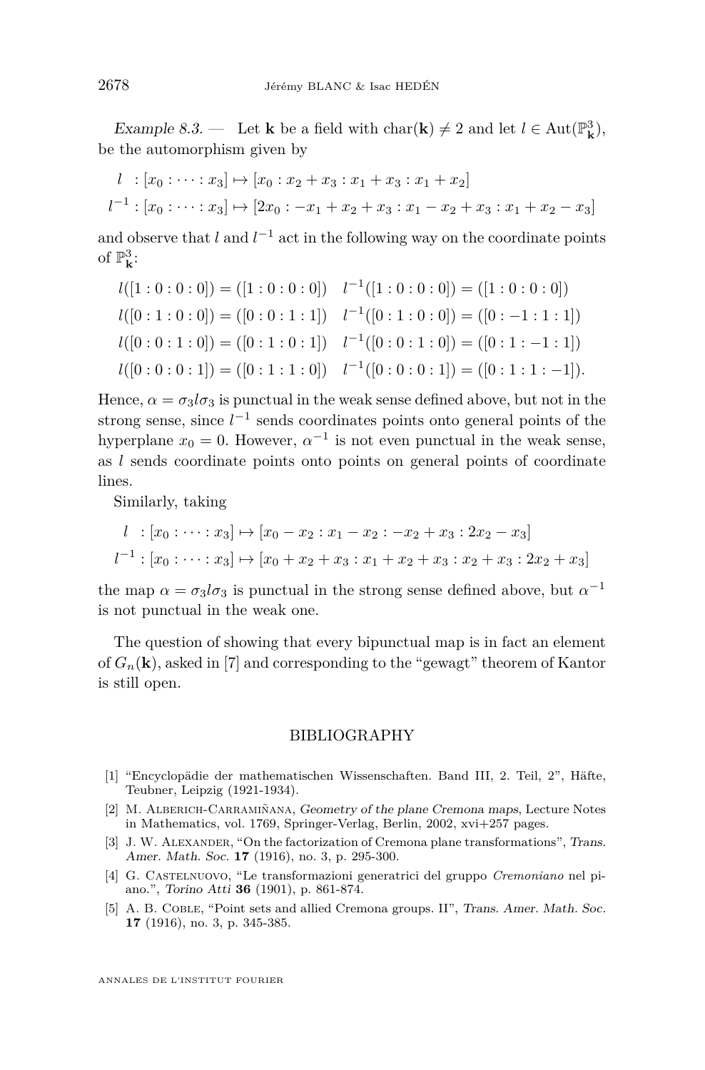*Example 8.3.* — Let $\mathbf{k}$ be a field with $\mathrm{char}(\mathbf{k}) \neq 2$ and let $l \in \mathrm{Aut}(\mathbb{P}^3_{\mathbf{k}})$, be the automorphism given by

$$l \;\; : [x_0 : \cdots : x_3] \mapsto [x_0 : x_2 + x_3 : x_1 + x_3 : x_1 + x_2]$$
$$l^{-1} : [x_0 : \cdots : x_3] \mapsto [2x_0 : -x_1 + x_2 + x_3 : x_1 - x_2 + x_3 : x_1 + x_2 - x_3]$$

and observe that $l$ and $l^{-1}$ act in the following way on the coordinate points of $\mathbb{P}^3_{\mathbf{k}}$:

$$l([1:0:0:0]) = ([1:0:0:0]) \quad l^{-1}([1:0:0:0]) = ([1:0:0:0])$$
$$l([0:1:0:0]) = ([0:0:1:1]) \quad l^{-1}([0:1:0:0]) = ([0:-1:1:1])$$
$$l([0:0:1:0]) = ([0:1:0:1]) \quad l^{-1}([0:0:1:0]) = ([0:1:-1:1])$$
$$l([0:0:0:1]) = ([0:1:1:0]) \quad l^{-1}([0:0:0:1]) = ([0:1:1:-1]).$$

Hence, $\alpha = \sigma_3 l \sigma_3$ is punctual in the weak sense defined above, but not in the strong sense, since $l^{-1}$ sends coordinates points onto general points of the hyperplane $x_0 = 0$. However, $\alpha^{-1}$ is not even punctual in the weak sense, as $l$ sends coordinate points onto points on general points of coordinate lines.

Similarly, taking

$$l \;\; : [x_0 : \cdots : x_3] \mapsto [x_0 - x_2 : x_1 - x_2 : -x_2 + x_3 : 2x_2 - x_3]$$
$$l^{-1} : [x_0 : \cdots : x_3] \mapsto [x_0 + x_2 + x_3 : x_1 + x_2 + x_3 : x_2 + x_3 : 2x_2 + x_3]$$

the map $\alpha = \sigma_3 l \sigma_3$ is punctual in the strong sense defined above, but $\alpha^{-1}$ is not punctual in the weak one.

The question of showing that every bipunctual map is in fact an element of $G_n(\mathbf{k})$, asked in [7] and corresponding to the "gewagt" theorem of Kantor is still open.

## BIBLIOGRAPHY

[1] "Encyclopädie der mathematischen Wissenschaften. Band III, 2. Teil, 2", Häfte, Teubner, Leipzig (1921-1934).

[2] M. Alberich-Carramiñana, *Geometry of the plane Cremona maps*, Lecture Notes in Mathematics, vol. 1769, Springer-Verlag, Berlin, 2002, xvi+257 pages.

[3] J. W. Alexander, "On the factorization of Cremona plane transformations", *Trans. Amer. Math. Soc.* **17** (1916), no. 3, p. 295-300.

[4] G. Castelnuovo, "Le transformazioni generatrici del gruppo *Cremoniano* nel piano.", *Torino Atti* **36** (1901), p. 861-874.

[5] A. B. Coble, "Point sets and allied Cremona groups. II", *Trans. Amer. Math. Soc.* **17** (1916), no. 3, p. 345-385.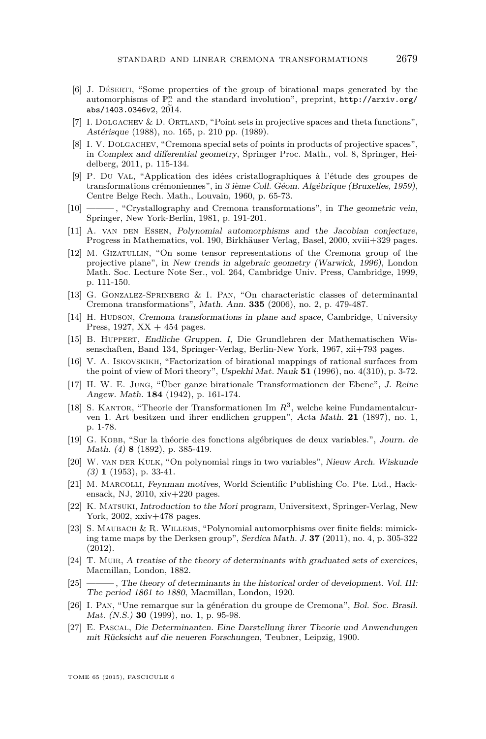[6] J. Déserti, "Some properties of the group of birational maps generated by the automorphisms of $\mathbb{P}^n_{\mathbb{C}}$ and the standard involution", preprint, http://arxiv.org/abs/1403.0346v2, 2014.

[7] I. Dolgachev & D. Ortland, "Point sets in projective spaces and theta functions", *Astérisque* (1988), no. 165, p. 210 pp. (1989).

[8] I. V. Dolgachev, "Cremona special sets of points in products of projective spaces", in *Complex and differential geometry*, Springer Proc. Math., vol. 8, Springer, Heidelberg, 2011, p. 115-134.

[9] P. Du Val, "Application des idées cristallographiques à l'étude des groupes de transformations crémoniennes", in *3 ième Coll. Géom. Algébrique (Bruxelles, 1959)*, Centre Belge Rech. Math., Louvain, 1960, p. 65-73.

[10] ———, "Crystallography and Cremona transformations", in *The geometric vein*, Springer, New York-Berlin, 1981, p. 191-201.

[11] A. van den Essen, *Polynomial automorphisms and the Jacobian conjecture*, Progress in Mathematics, vol. 190, Birkhäuser Verlag, Basel, 2000, xviii+329 pages.

[12] M. Gizatullin, "On some tensor representations of the Cremona group of the projective plane", in *New trends in algebraic geometry (Warwick, 1996)*, London Math. Soc. Lecture Note Ser., vol. 264, Cambridge Univ. Press, Cambridge, 1999, p. 111-150.

[13] G. Gonzalez-Springberg & I. Pan, "On characteristic classes of determinantal Cremona transformations", *Math. Ann.* **335** (2006), no. 2, p. 479-487.

[14] H. Hudson, *Cremona transformations in plane and space*, Cambridge, University Press, 1927, XX + 454 pages.

[15] B. Huppert, *Endliche Gruppen. I*, Die Grundlehren der Mathematischen Wissenschaften, Band 134, Springer-Verlag, Berlin-New York, 1967, xii+793 pages.

[16] V. A. Iskovskikh, "Factorization of birational mappings of rational surfaces from the point of view of Mori theory", *Uspekhi Mat. Nauk* **51** (1996), no. 4(310), p. 3-72.

[17] H. W. E. Jung, "Über ganze birationale Transformationen der Ebene", *J. Reine Angew. Math.* **184** (1942), p. 161-174.

[18] S. Kantor, "Theorie der Transformationen Im $R^3$, welche keine Fundamentalcurven 1. Art besitzen und ihrer endlichen gruppen", *Acta Math.* **21** (1897), no. 1, p. 1-78.

[19] G. Kobb, "Sur la théorie des fonctions algébriques de deux variables.", *Journ. de Math. (4)* **8** (1892), p. 385-419.

[20] W. van der Kulk, "On polynomial rings in two variables", *Nieuw Arch. Wiskunde (3)* **1** (1953), p. 33-41.

[21] M. Marcolli, *Feynman motives*, World Scientific Publishing Co. Pte. Ltd., Hackensack, NJ, 2010, xiv+220 pages.

[22] K. Matsuki, *Introduction to the Mori program*, Universitext, Springer-Verlag, New York, 2002, xxiv+478 pages.

[23] S. Maubach & R. Willems, "Polynomial automorphisms over finite fields: mimicking tame maps by the Derksen group", *Serdica Math. J.* **37** (2011), no. 4, p. 305-322 (2012).

[24] T. Muir, *A treatise of the theory of determinants with graduated sets of exercices*, Macmillan, London, 1882.

[25] ———, *The theory of determinants in the historical order of development. Vol. III: The period 1861 to 1880*, Macmillan, London, 1920.

[26] I. Pan, "Une remarque sur la génération du groupe de Cremona", *Bol. Soc. Brasil. Mat. (N.S.)* **30** (1999), no. 1, p. 95-98.

[27] E. Pascal, *Die Determinanten. Eine Darstellung ihrer Theorie und Anwendungen mit Rücksicht auf die neueren Forschungen*, Teubner, Leipzig, 1900.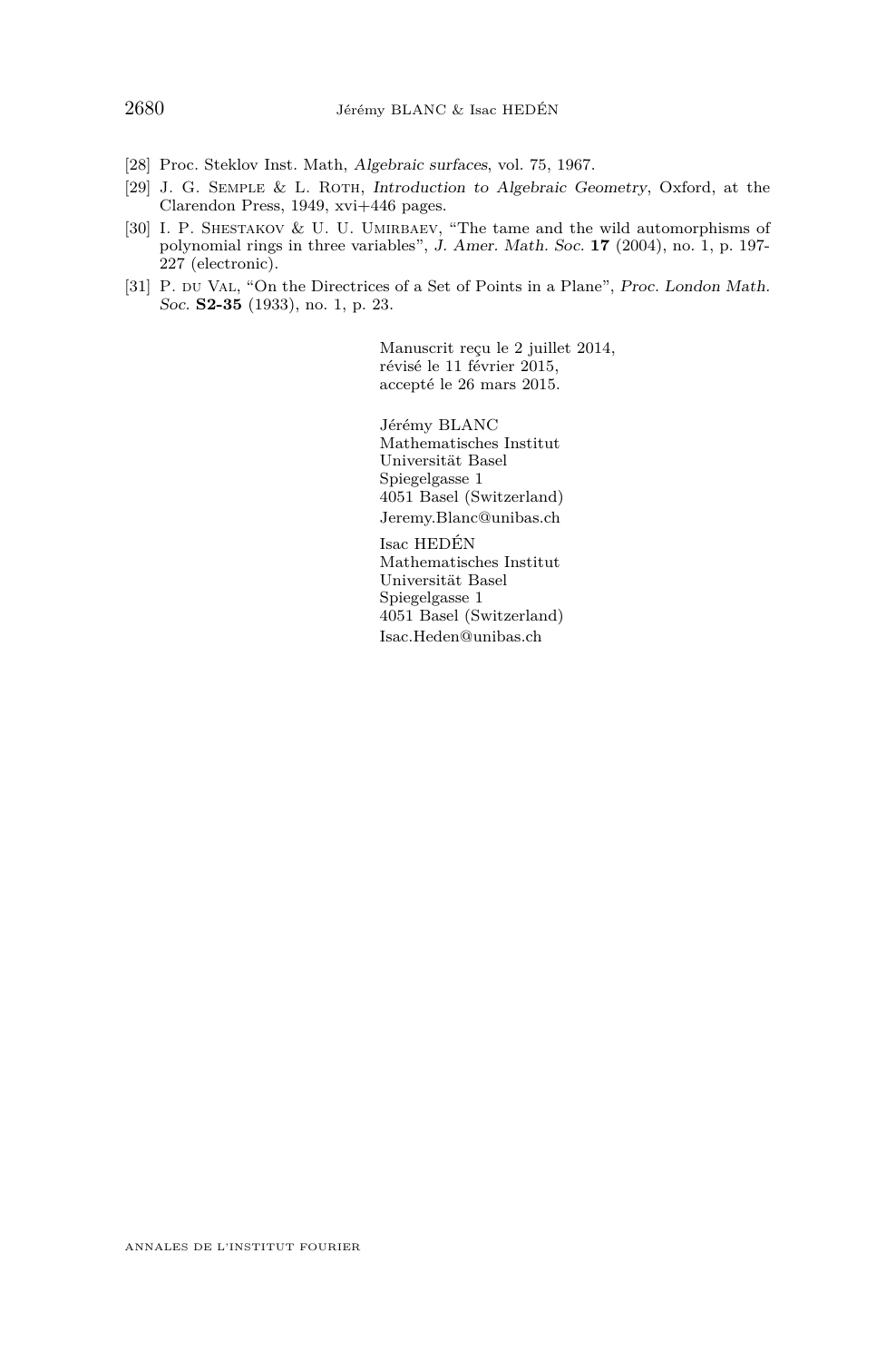[28] Proc. Steklov Inst. Math, *Algebraic surfaces*, vol. 75, 1967.

[29] J. G. Semple & L. Roth, *Introduction to Algebraic Geometry*, Oxford, at the Clarendon Press, 1949, xvi+446 pages.

[30] I. P. Shestakov & U. U. Umirbaev, "The tame and the wild automorphisms of polynomial rings in three variables", *J. Amer. Math. Soc.* **17** (2004), no. 1, p. 197-227 (electronic).

[31] P. du Val, "On the Directrices of a Set of Points in a Plane", *Proc. London Math. Soc.* **S2-35** (1933), no. 1, p. 23.

Manuscrit reçu le 2 juillet 2014,
révisé le 11 février 2015,
accepté le 26 mars 2015.

Jérémy BLANC
Mathematisches Institut
Universität Basel
Spiegelgasse 1
4051 Basel (Switzerland)
Jeremy.Blanc@unibas.ch

Isac HEDÉN
Mathematisches Institut
Universität Basel
Spiegelgasse 1
4051 Basel (Switzerland)
Isac.Heden@unibas.ch